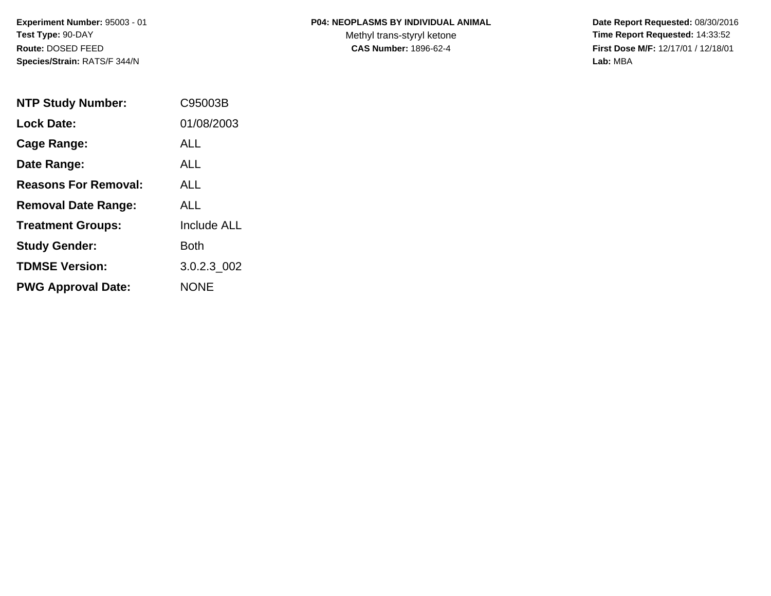**Experiment Number:** 95003 - 01
**Test Type:** 90-DAY
**Route:** DOSED FEED
**Species/Strain:** RATS/F 344/N

**P04: NEOPLASMS BY INDIVIDUAL ANIMAL**
Methyl trans-styryl ketone
**CAS Number:** 1896-62-4

**Date Report Requested:** 08/30/2016
**Time Report Requested:** 14:33:52
**First Dose M/F:** 12/17/01 / 12/18/01
**Lab:** MBA

| | |
|---|---|
| **NTP Study Number:** | C95003B |
| **Lock Date:** | 01/08/2003 |
| **Cage Range:** | ALL |
| **Date Range:** | ALL |
| **Reasons For Removal:** | ALL |
| **Removal Date Range:** | ALL |
| **Treatment Groups:** | Include ALL |
| **Study Gender:** | Both |
| **TDMSE Version:** | 3.0.2.3_002 |
| **PWG Approval Date:** | NONE |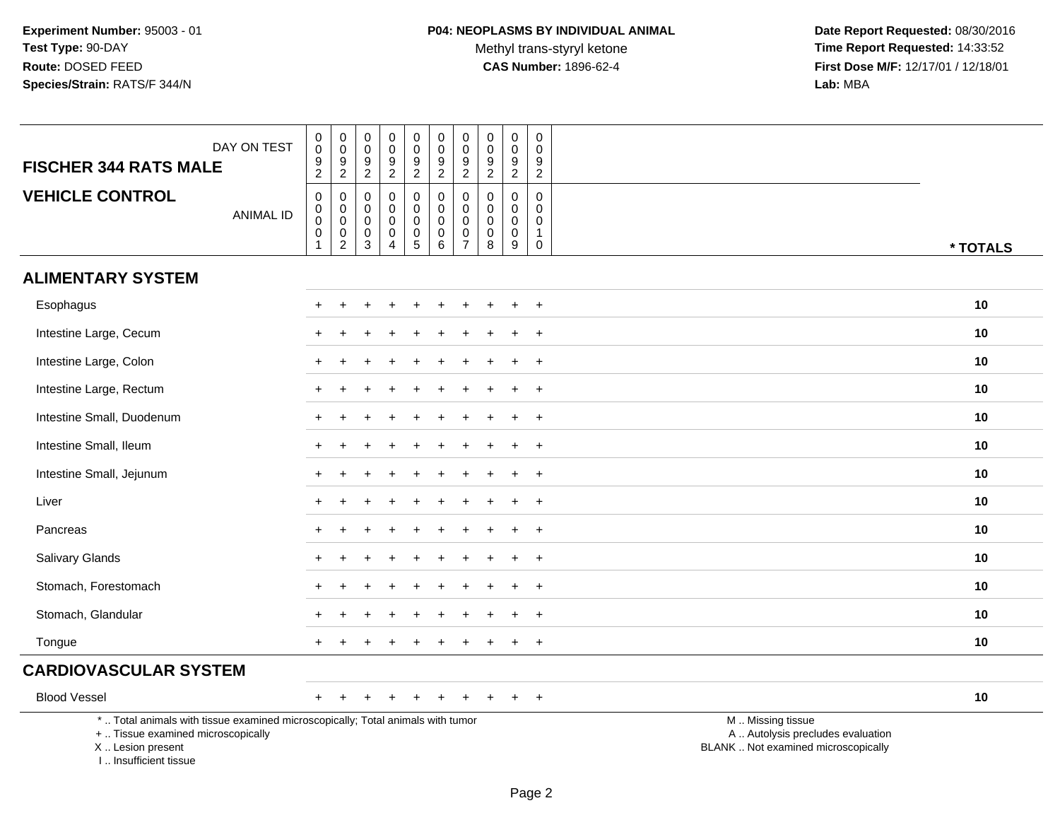Experiment Number: 95003 - 01
Test Type: 90-DAY
Route: DOSED FEED
Species/Strain: RATS/F 344/N

**P04: NEOPLASMS BY INDIVIDUAL ANIMAL**
Methyl trans-styryl ketone
**CAS Number:** 1896-62-4

Date Report Requested: 08/30/2016
Time Report Requested: 14:33:52
First Dose M/F: 12/17/01 / 12/18/01
Lab: MBA

| FISCHER 344 RATS MALE / DAY ON TEST | 0092 | 0092 | 0092 | 0092 | 0092 | 0092 | 0092 | 0092 | 0092 | 0092 | |
|---|---|---|---|---|---|---|---|---|---|---|---|
| **VEHICLE CONTROL** / ANIMAL ID | 00001 | 00002 | 00003 | 00004 | 00005 | 00006 | 00007 | 00008 | 00009 | 00010 | * TOTALS |
| **ALIMENTARY SYSTEM** | | | | | | | | | | | |
| Esophagus | + | + | + | + | + | + | + | + | + | + | 10 |
| Intestine Large, Cecum | + | + | + | + | + | + | + | + | + | + | 10 |
| Intestine Large, Colon | + | + | + | + | + | + | + | + | + | + | 10 |
| Intestine Large, Rectum | + | + | + | + | + | + | + | + | + | + | 10 |
| Intestine Small, Duodenum | + | + | + | + | + | + | + | + | + | + | 10 |
| Intestine Small, Ileum | + | + | + | + | + | + | + | + | + | + | 10 |
| Intestine Small, Jejunum | + | + | + | + | + | + | + | + | + | + | 10 |
| Liver | + | + | + | + | + | + | + | + | + | + | 10 |
| Pancreas | + | + | + | + | + | + | + | + | + | + | 10 |
| Salivary Glands | + | + | + | + | + | + | + | + | + | + | 10 |
| Stomach, Forestomach | + | + | + | + | + | + | + | + | + | + | 10 |
| Stomach, Glandular | + | + | + | + | + | + | + | + | + | + | 10 |
| Tongue | + | + | + | + | + | + | + | + | + | + | 10 |
| **CARDIOVASCULAR SYSTEM** | | | | | | | | | | | |
| Blood Vessel | + | + | + | + | + | + | + | + | + | + | 10 |

* .. Total animals with tissue examined microscopically; Total animals with tumor
+ .. Tissue examined microscopically
X .. Lesion present
I .. Insufficient tissue

M .. Missing tissue
A .. Autolysis precludes evaluation
BLANK .. Not examined microscopically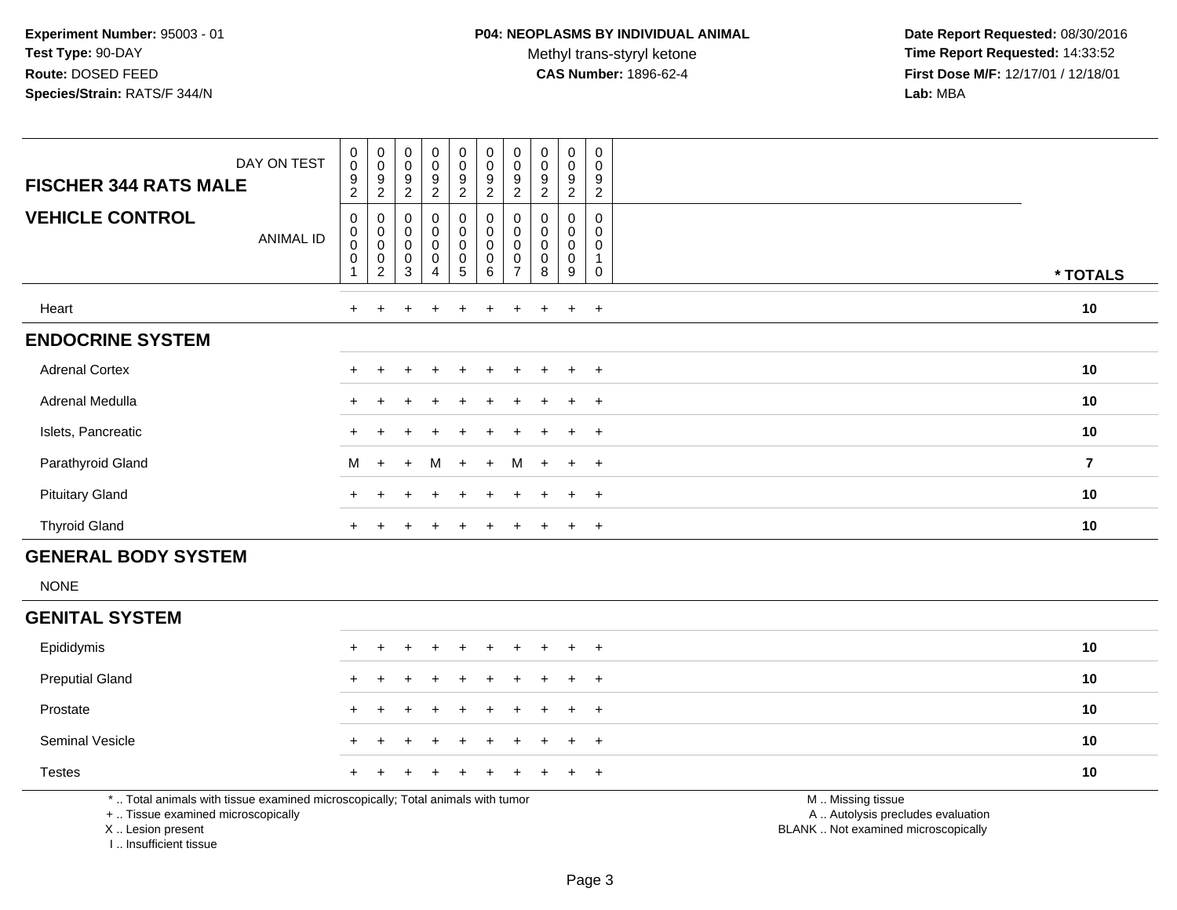Experiment Number: 95003 - 01
Test Type: 90-DAY
Route: DOSED FEED
Species/Strain: RATS/F 344/N

**P04: NEOPLASMS BY INDIVIDUAL ANIMAL**
Methyl trans-styryl ketone
**CAS Number:** 1896-62-4

Date Report Requested: 08/30/2016
Time Report Requested: 14:33:52
First Dose M/F: 12/17/01 / 12/18/01
Lab: MBA

| FISCHER 344 RATS MALE — DAY ON TEST | 0092 | 0092 | 0092 | 0092 | 0092 | 0092 | 0092 | 0092 | 0092 | 0092 | |
|---|---|---|---|---|---|---|---|---|---|---|---|
| **VEHICLE CONTROL** — ANIMAL ID | 00001 | 00002 | 00003 | 00004 | 00005 | 00006 | 00007 | 00008 | 00009 | 00010 | * TOTALS |
| Heart | + | + | + | + | + | + | + | + | + | + | 10 |
| **ENDOCRINE SYSTEM** | | | | | | | | | | | |
| Adrenal Cortex | + | + | + | + | + | + | + | + | + | + | 10 |
| Adrenal Medulla | + | + | + | + | + | + | + | + | + | + | 10 |
| Islets, Pancreatic | + | + | + | + | + | + | + | + | + | + | 10 |
| Parathyroid Gland | M | + | + | M | + | + | M | + | + | + | 7 |
| Pituitary Gland | + | + | + | + | + | + | + | + | + | + | 10 |
| Thyroid Gland | + | + | + | + | + | + | + | + | + | + | 10 |
| **GENERAL BODY SYSTEM** | | | | | | | | | | | |
| NONE | | | | | | | | | | | |
| **GENITAL SYSTEM** | | | | | | | | | | | |
| Epididymis | + | + | + | + | + | + | + | + | + | + | 10 |
| Preputial Gland | + | + | + | + | + | + | + | + | + | + | 10 |
| Prostate | + | + | + | + | + | + | + | + | + | + | 10 |
| Seminal Vesicle | + | + | + | + | + | + | + | + | + | + | 10 |
| Testes | + | + | + | + | + | + | + | + | + | + | 10 |

* .. Total animals with tissue examined microscopically; Total animals with tumor
+ .. Tissue examined microscopically
X .. Lesion present
I .. Insufficient tissue

M .. Missing tissue
A .. Autolysis precludes evaluation
BLANK .. Not examined microscopically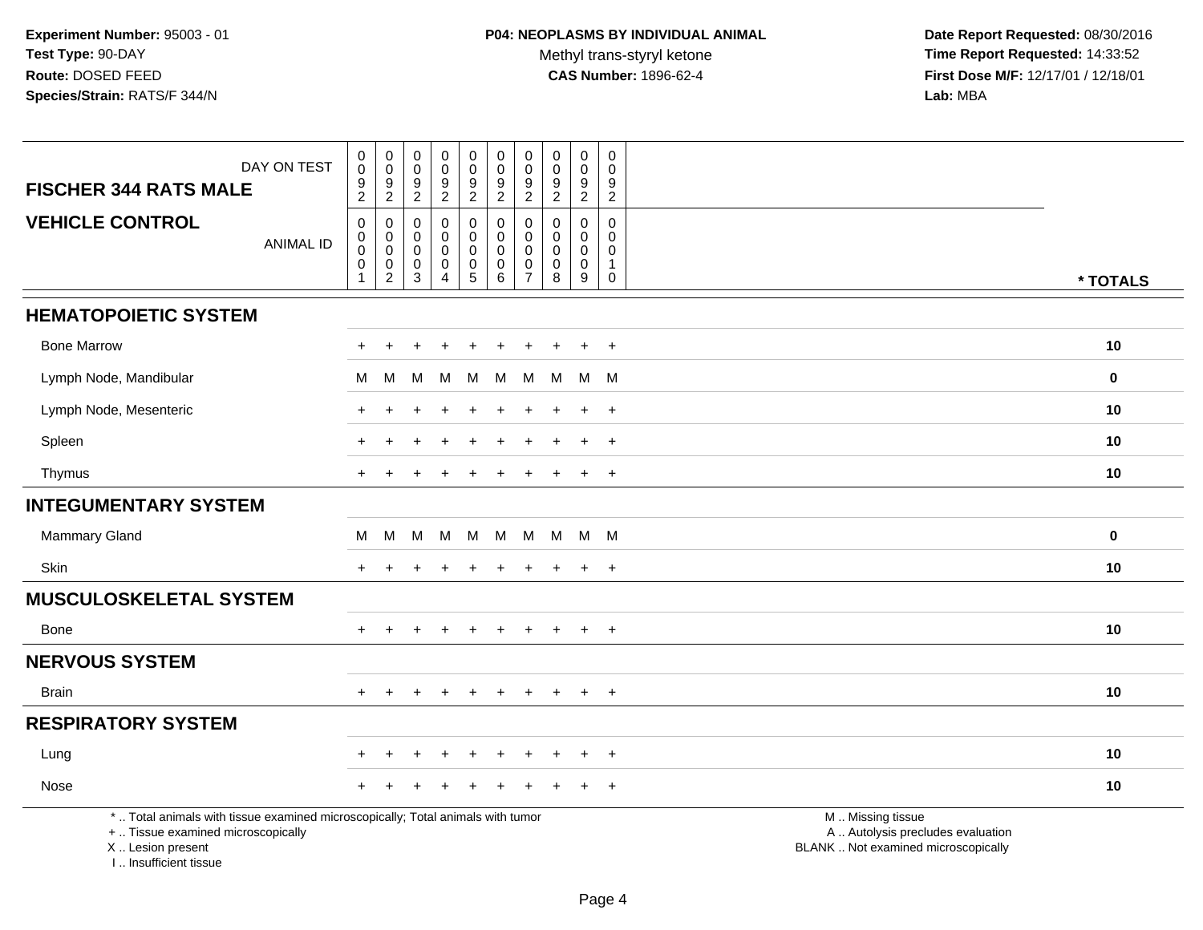**Experiment Number:** 95003 - 01
**Test Type:** 90-DAY
**Route:** DOSED FEED
**Species/Strain:** RATS/F 344/N

**P04: NEOPLASMS BY INDIVIDUAL ANIMAL**
Methyl trans-styryl ketone
**CAS Number:** 1896-62-4

**Date Report Requested:** 08/30/2016
**Time Report Requested:** 14:33:52
**First Dose M/F:** 12/17/01 / 12/18/01
**Lab:** MBA

| FISCHER 344 RATS MALE — DAY ON TEST | 0092 | 0092 | 0092 | 0092 | 0092 | 0092 | 0092 | 0092 | 0092 | 0092 | |
|---|---|---|---|---|---|---|---|---|---|---|---|
| **VEHICLE CONTROL** — ANIMAL ID | 00001 | 00002 | 00003 | 00004 | 00005 | 00006 | 00007 | 00008 | 00009 | 00010 | *** TOTALS** |
| **HEMATOPOIETIC SYSTEM** | | | | | | | | | | | |
| Bone Marrow | + | + | + | + | + | + | + | + | + | + | **10** |
| Lymph Node, Mandibular | M | M | M | M | M | M | M | M | M | M | **0** |
| Lymph Node, Mesenteric | + | + | + | + | + | + | + | + | + | + | **10** |
| Spleen | + | + | + | + | + | + | + | + | + | + | **10** |
| Thymus | + | + | + | + | + | + | + | + | + | + | **10** |
| **INTEGUMENTARY SYSTEM** | | | | | | | | | | | |
| Mammary Gland | M | M | M | M | M | M | M | M | M | M | **0** |
| Skin | + | + | + | + | + | + | + | + | + | + | **10** |
| **MUSCULOSKELETAL SYSTEM** | | | | | | | | | | | |
| Bone | + | + | + | + | + | + | + | + | + | + | **10** |
| **NERVOUS SYSTEM** | | | | | | | | | | | |
| Brain | + | + | + | + | + | + | + | + | + | + | **10** |
| **RESPIRATORY SYSTEM** | | | | | | | | | | | |
| Lung | + | + | + | + | + | + | + | + | + | + | **10** |
| Nose | + | + | + | + | + | + | + | + | + | + | **10** |

* .. Total animals with tissue examined microscopically; Total animals with tumor
+ .. Tissue examined microscopically
X .. Lesion present
I .. Insufficient tissue

M .. Missing tissue
A .. Autolysis precludes evaluation
BLANK .. Not examined microscopically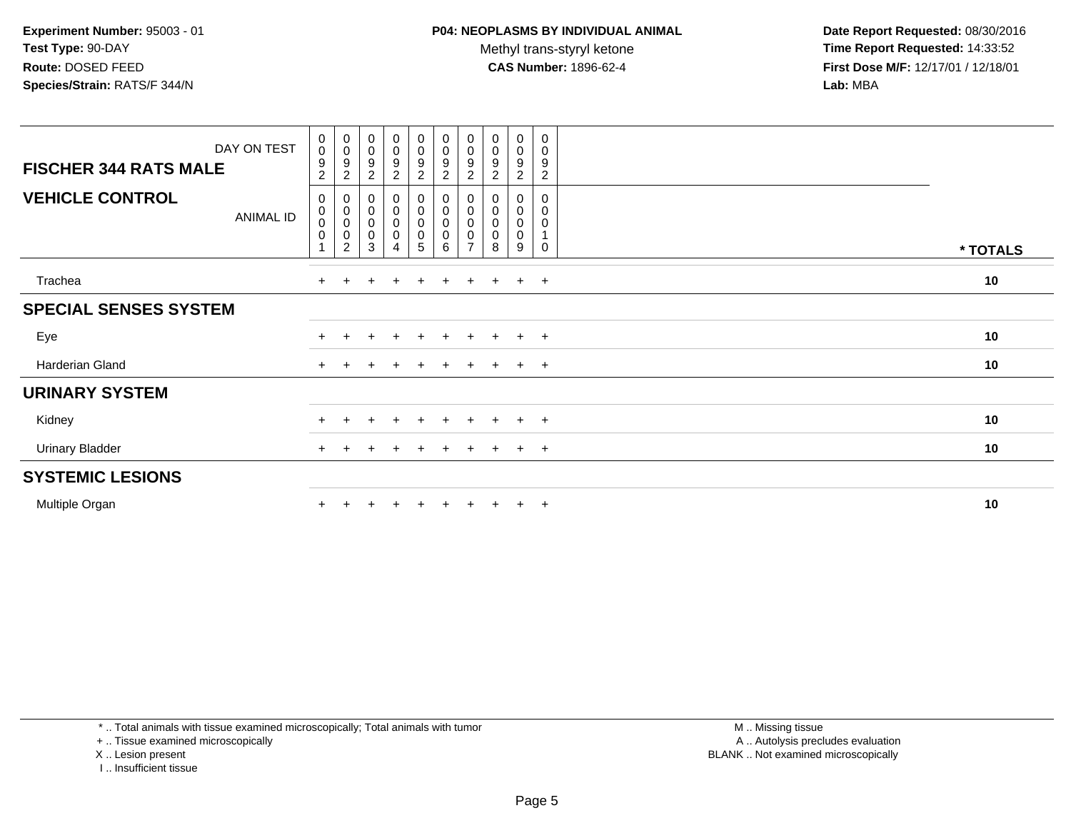**Experiment Number:** 95003 - 01
**Test Type:** 90-DAY
**Route:** DOSED FEED
**Species/Strain:** RATS/F 344/N

**P04: NEOPLASMS BY INDIVIDUAL ANIMAL**
Methyl trans-styryl ketone
**CAS Number:** 1896-62-4

**Date Report Requested:** 08/30/2016
**Time Report Requested:** 14:33:52
**First Dose M/F:** 12/17/01 / 12/18/01
**Lab:** MBA

| DAY ON TEST | 0092 | 0092 | 0092 | 0092 | 0092 | 0092 | 0092 | 0092 | 0092 | 0092 | |
|---|---|---|---|---|---|---|---|---|---|---|---|
| **FISCHER 344 RATS MALE** | | | | | | | | | | | |
| **VEHICLE CONTROL** ANIMAL ID | 00001 | 00002 | 00003 | 00004 | 00005 | 00006 | 00007 | 00008 | 00009 | 00010 | *** TOTALS** |
| Trachea | + | + | + | + | + | + | + | + | + | + | **10** |
| **SPECIAL SENSES SYSTEM** | | | | | | | | | | | |
| Eye | + | + | + | + | + | + | + | + | + | + | **10** |
| Harderian Gland | + | + | + | + | + | + | + | + | + | + | **10** |
| **URINARY SYSTEM** | | | | | | | | | | | |
| Kidney | + | + | + | + | + | + | + | + | + | + | **10** |
| Urinary Bladder | + | + | + | + | + | + | + | + | + | + | **10** |
| **SYSTEMIC LESIONS** | | | | | | | | | | | |
| Multiple Organ | + | + | + | + | + | + | + | + | + | + | **10** |

* .. Total animals with tissue examined microscopically; Total animals with tumor
+ .. Tissue examined microscopically
X .. Lesion present
I .. Insufficient tissue

M .. Missing tissue
A .. Autolysis precludes evaluation
BLANK .. Not examined microscopically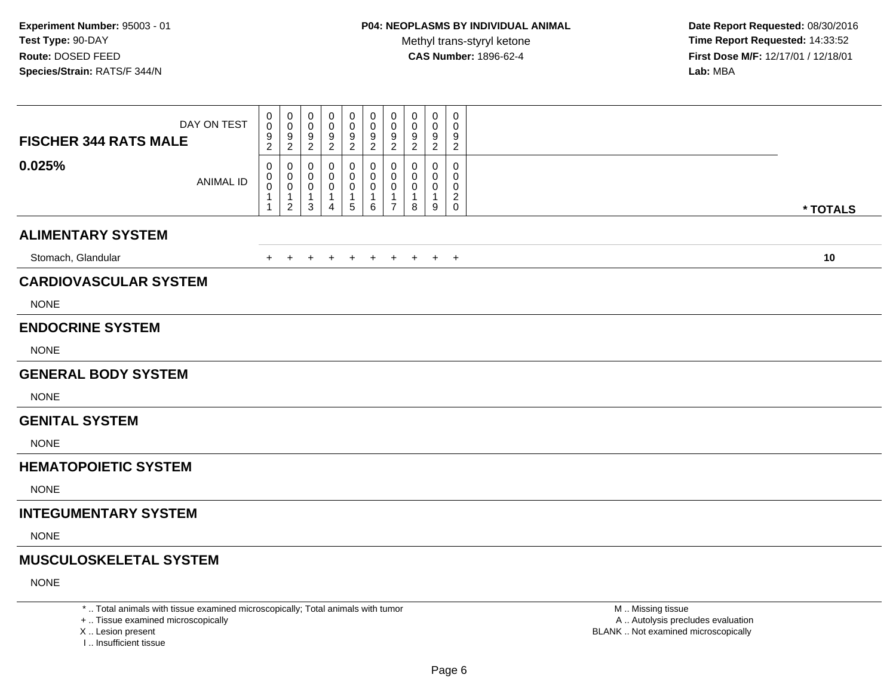**Experiment Number:** 95003 - 01
**Test Type:** 90-DAY
**Route:** DOSED FEED
**Species/Strain:** RATS/F 344/N

**P04: NEOPLASMS BY INDIVIDUAL ANIMAL**
Methyl trans-styryl ketone
**CAS Number:** 1896-62-4

**Date Report Requested:** 08/30/2016
**Time Report Requested:** 14:33:52
**First Dose M/F:** 12/17/01 / 12/18/01
**Lab:** MBA

| **FISCHER 344 RATS MALE** DAY ON TEST | 0092 | 0092 | 0092 | 0092 | 0092 | 0092 | 0092 | 0092 | 0092 | 0092 | |
|---|---|---|---|---|---|---|---|---|---|---|---|
| **0.025%** ANIMAL ID | 00011 | 00012 | 00013 | 00014 | 00015 | 00016 | 00017 | 00018 | 00019 | 00020 | *** TOTALS** |
| **ALIMENTARY SYSTEM** | | | | | | | | | | | |
| Stomach, Glandular | + | + | + | + | + | + | + | + | + | + | **10** |
| **CARDIOVASCULAR SYSTEM** | | | | | | | | | | | |
| NONE | | | | | | | | | | | |
| **ENDOCRINE SYSTEM** | | | | | | | | | | | |
| NONE | | | | | | | | | | | |
| **GENERAL BODY SYSTEM** | | | | | | | | | | | |
| NONE | | | | | | | | | | | |
| **GENITAL SYSTEM** | | | | | | | | | | | |
| NONE | | | | | | | | | | | |
| **HEMATOPOIETIC SYSTEM** | | | | | | | | | | | |
| NONE | | | | | | | | | | | |
| **INTEGUMENTARY SYSTEM** | | | | | | | | | | | |
| NONE | | | | | | | | | | | |
| **MUSCULOSKELETAL SYSTEM** | | | | | | | | | | | |
| NONE | | | | | | | | | | | |

\* .. Total animals with tissue examined microscopically; Total animals with tumor
\+ .. Tissue examined microscopically
X .. Lesion present
I .. Insufficient tissue

M .. Missing tissue
A .. Autolysis precludes evaluation
BLANK .. Not examined microscopically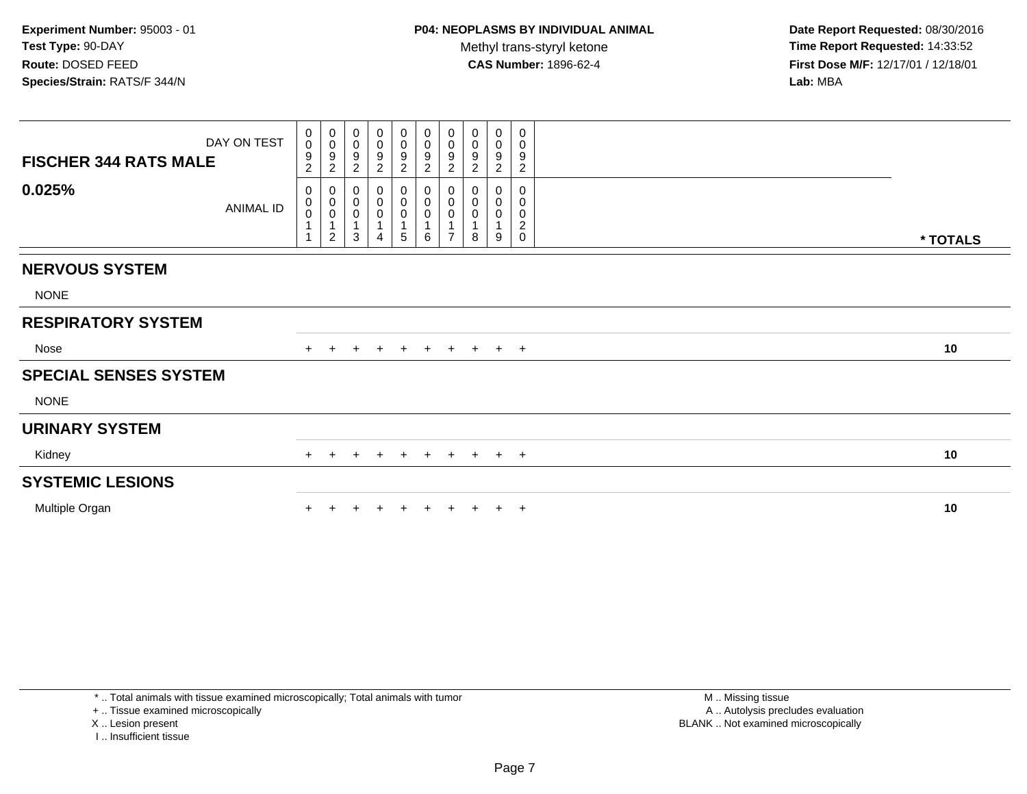**Experiment Number:** 95003 - 01
**Test Type:** 90-DAY
**Route:** DOSED FEED
**Species/Strain:** RATS/F 344/N

**P04: NEOPLASMS BY INDIVIDUAL ANIMAL**
Methyl trans-styryl ketone
**CAS Number:** 1896-62-4

**Date Report Requested:** 08/30/2016
**Time Report Requested:** 14:33:52
**First Dose M/F:** 12/17/01 / 12/18/01
**Lab:** MBA

| FISCHER 344 RATS MALE — DAY ON TEST | 0092 | 0092 | 0092 | 0092 | 0092 | 0092 | 0092 | 0092 | 0092 | 0092 | |
|---|---|---|---|---|---|---|---|---|---|---|---|
| **0.025%** — ANIMAL ID | 00011 | 00012 | 00013 | 00014 | 00015 | 00016 | 00017 | 00018 | 00019 | 00020 | * TOTALS |
| **NERVOUS SYSTEM** | | | | | | | | | | | |
| NONE | | | | | | | | | | | |
| **RESPIRATORY SYSTEM** | | | | | | | | | | | |
| Nose | + | + | + | + | + | + | + | + | + | + | 10 |
| **SPECIAL SENSES SYSTEM** | | | | | | | | | | | |
| NONE | | | | | | | | | | | |
| **URINARY SYSTEM** | | | | | | | | | | | |
| Kidney | + | + | + | + | + | + | + | + | + | + | 10 |
| **SYSTEMIC LESIONS** | | | | | | | | | | | |
| Multiple Organ | + | + | + | + | + | + | + | + | + | + | 10 |

* .. Total animals with tissue examined microscopically; Total animals with tumor
+ .. Tissue examined microscopically
X .. Lesion present
I .. Insufficient tissue

M .. Missing tissue
A .. Autolysis precludes evaluation
BLANK .. Not examined microscopically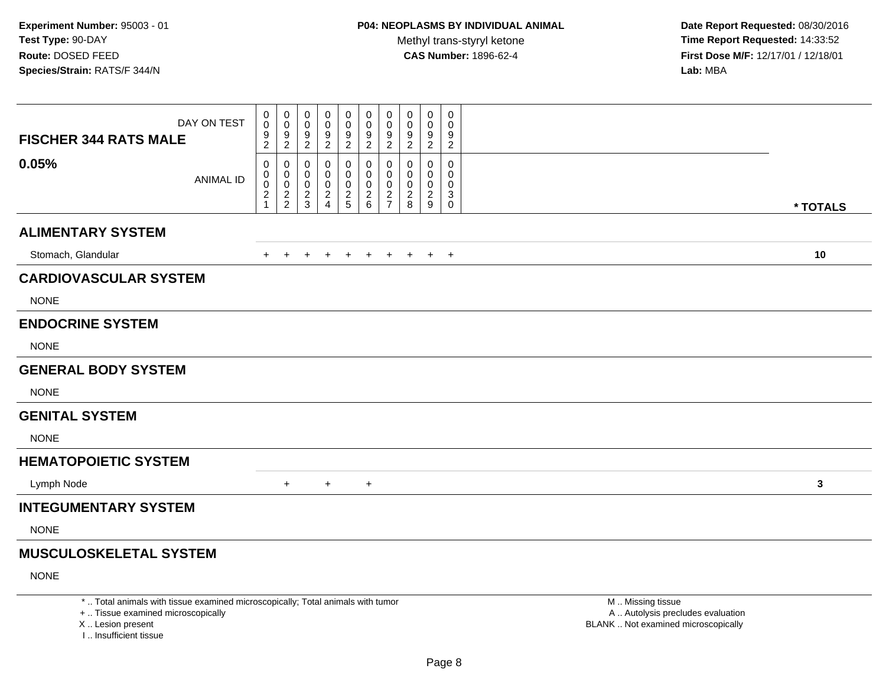**Experiment Number:** 95003 - 01
**Test Type:** 90-DAY
**Route:** DOSED FEED
**Species/Strain:** RATS/F 344/N

**P04: NEOPLASMS BY INDIVIDUAL ANIMAL**
Methyl trans-styryl ketone
**CAS Number:** 1896-62-4

**Date Report Requested:** 08/30/2016
**Time Report Requested:** 14:33:52
**First Dose M/F:** 12/17/01 / 12/18/01
**Lab:** MBA

| FISCHER 344 RATS MALE<br>0.05% | | | | | | | | | | | |
|---|---|---|---|---|---|---|---|---|---|---|---|
| DAY ON TEST | 0092 | 0092 | 0092 | 0092 | 0092 | 0092 | 0092 | 0092 | 0092 | 0092 | |
| ANIMAL ID | 00021 | 00022 | 00023 | 00024 | 00025 | 00026 | 00027 | 00028 | 00029 | 00030 | * TOTALS |
| **ALIMENTARY SYSTEM** | | | | | | | | | | | |
| Stomach, Glandular | + | + | + | + | + | + | + | + | + | + | **10** |
| **CARDIOVASCULAR SYSTEM** | | | | | | | | | | | |
| NONE | | | | | | | | | | | |
| **ENDOCRINE SYSTEM** | | | | | | | | | | | |
| NONE | | | | | | | | | | | |
| **GENERAL BODY SYSTEM** | | | | | | | | | | | |
| NONE | | | | | | | | | | | |
| **GENITAL SYSTEM** | | | | | | | | | | | |
| NONE | | | | | | | | | | | |
| **HEMATOPOIETIC SYSTEM** | | | | | | | | | | | |
| Lymph Node | | + | | + | | + | | | | | **3** |
| **INTEGUMENTARY SYSTEM** | | | | | | | | | | | |
| NONE | | | | | | | | | | | |
| **MUSCULOSKELETAL SYSTEM** | | | | | | | | | | | |
| NONE | | | | | | | | | | | |

\* .. Total animals with tissue examined microscopically; Total animals with tumor
\+ .. Tissue examined microscopically
X .. Lesion present
I .. Insufficient tissue

M .. Missing tissue
A .. Autolysis precludes evaluation
BLANK .. Not examined microscopically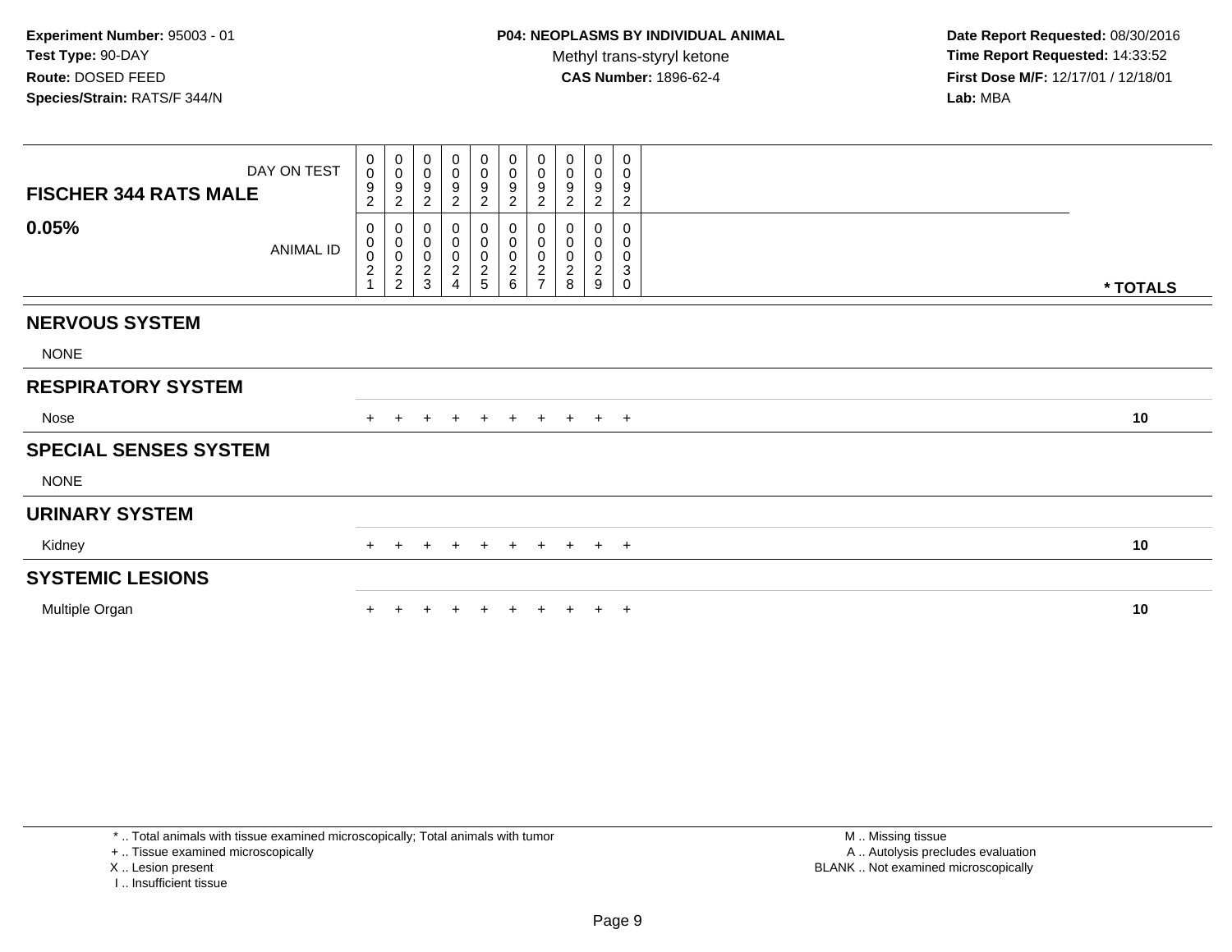**Experiment Number:** 95003 - 01
**Test Type:** 90-DAY
**Route:** DOSED FEED
**Species/Strain:** RATS/F 344/N

**P04: NEOPLASMS BY INDIVIDUAL ANIMAL**
Methyl trans-styryl ketone
**CAS Number:** 1896-62-4

**Date Report Requested:** 08/30/2016
**Time Report Requested:** 14:33:52
**First Dose M/F:** 12/17/01 / 12/18/01
**Lab:** MBA

| FISCHER 344 RATS MALE — DAY ON TEST | 0092 | 0092 | 0092 | 0092 | 0092 | 0092 | 0092 | 0092 | 0092 | 0092 | |
|---|---|---|---|---|---|---|---|---|---|---|---|
| **0.05%** — ANIMAL ID | 00021 | 00022 | 00023 | 00024 | 00025 | 00026 | 00027 | 00028 | 00029 | 00030 | *** TOTALS** |
| **NERVOUS SYSTEM** | | | | | | | | | | | |
| NONE | | | | | | | | | | | |
| **RESPIRATORY SYSTEM** | | | | | | | | | | | |
| Nose | + | + | + | + | + | + | + | + | + | + | **10** |
| **SPECIAL SENSES SYSTEM** | | | | | | | | | | | |
| NONE | | | | | | | | | | | |
| **URINARY SYSTEM** | | | | | | | | | | | |
| Kidney | + | + | + | + | + | + | + | + | + | + | **10** |
| **SYSTEMIC LESIONS** | | | | | | | | | | | |
| Multiple Organ | + | + | + | + | + | + | + | + | + | + | **10** |

* .. Total animals with tissue examined microscopically; Total animals with tumor
+ .. Tissue examined microscopically
X .. Lesion present
I .. Insufficient tissue

M .. Missing tissue
A .. Autolysis precludes evaluation
BLANK .. Not examined microscopically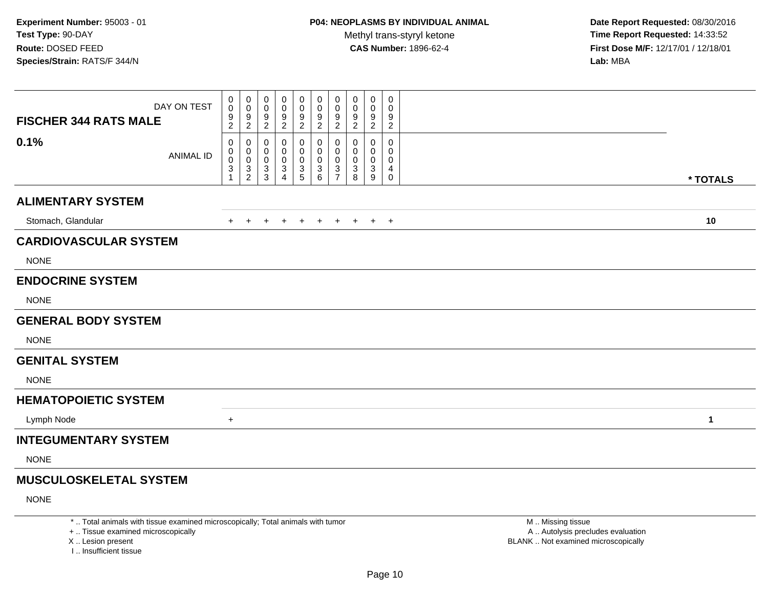**Experiment Number:** 95003 - 01
**Test Type:** 90-DAY
**Route:** DOSED FEED
**Species/Strain:** RATS/F 344/N

**P04: NEOPLASMS BY INDIVIDUAL ANIMAL**
Methyl trans-styryl ketone
**CAS Number:** 1896-62-4

**Date Report Requested:** 08/30/2016
**Time Report Requested:** 14:33:52
**First Dose M/F:** 12/17/01 / 12/18/01
**Lab:** MBA

| FISCHER 344 RATS MALE 0.1% | | | | | | | | | | | |
|---|---|---|---|---|---|---|---|---|---|---|---|
| DAY ON TEST | 0092 | 0092 | 0092 | 0092 | 0092 | 0092 | 0092 | 0092 | 0092 | 0092 | |
| ANIMAL ID | 00031 | 00032 | 00033 | 00034 | 00035 | 00036 | 00037 | 00038 | 00039 | 00040 | * TOTALS |
| **ALIMENTARY SYSTEM** | | | | | | | | | | | |
| Stomach, Glandular | + | + | + | + | + | + | + | + | + | + | **10** |
| **CARDIOVASCULAR SYSTEM** | | | | | | | | | | | |
| NONE | | | | | | | | | | | |
| **ENDOCRINE SYSTEM** | | | | | | | | | | | |
| NONE | | | | | | | | | | | |
| **GENERAL BODY SYSTEM** | | | | | | | | | | | |
| NONE | | | | | | | | | | | |
| **GENITAL SYSTEM** | | | | | | | | | | | |
| NONE | | | | | | | | | | | |
| **HEMATOPOIETIC SYSTEM** | | | | | | | | | | | |
| Lymph Node | + | | | | | | | | | | **1** |
| **INTEGUMENTARY SYSTEM** | | | | | | | | | | | |
| NONE | | | | | | | | | | | |
| **MUSCULOSKELETAL SYSTEM** | | | | | | | | | | | |
| NONE | | | | | | | | | | | |

* .. Total animals with tissue examined microscopically; Total animals with tumor
+ .. Tissue examined microscopically
X .. Lesion present
I .. Insufficient tissue

M .. Missing tissue
A .. Autolysis precludes evaluation
BLANK .. Not examined microscopically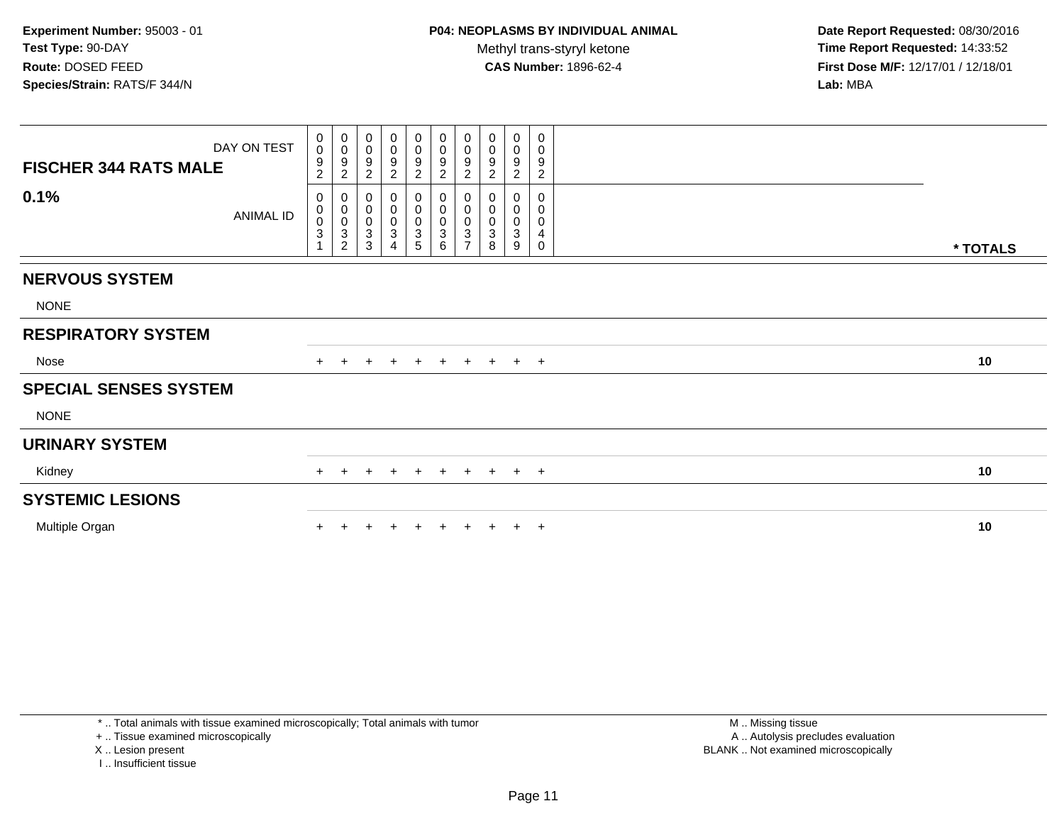**Experiment Number:** 95003 - 01
**Test Type:** 90-DAY
**Route:** DOSED FEED
**Species/Strain:** RATS/F 344/N

**P04: NEOPLASMS BY INDIVIDUAL ANIMAL**
Methyl trans-styryl ketone
**CAS Number:** 1896-62-4

**Date Report Requested:** 08/30/2016
**Time Report Requested:** 14:33:52
**First Dose M/F:** 12/17/01 / 12/18/01
**Lab:** MBA

| **FISCHER 344 RATS MALE** DAY ON TEST | 0092 | 0092 | 0092 | 0092 | 0092 | 0092 | 0092 | 0092 | 0092 | 0092 | |
|---|---|---|---|---|---|---|---|---|---|---|---|
| **0.1%** ANIMAL ID | 00031 | 00032 | 00033 | 00034 | 00035 | 00036 | 00037 | 00038 | 00039 | 00040 | *** TOTALS** |
| **NERVOUS SYSTEM** | | | | | | | | | | | |
| NONE | | | | | | | | | | | |
| **RESPIRATORY SYSTEM** | | | | | | | | | | | |
| Nose | + | + | + | + | + | + | + | + | + | + | **10** |
| **SPECIAL SENSES SYSTEM** | | | | | | | | | | | |
| NONE | | | | | | | | | | | |
| **URINARY SYSTEM** | | | | | | | | | | | |
| Kidney | + | + | + | + | + | + | + | + | + | + | **10** |
| **SYSTEMIC LESIONS** | | | | | | | | | | | |
| Multiple Organ | + | + | + | + | + | + | + | + | + | + | **10** |

* .. Total animals with tissue examined microscopically; Total animals with tumor
+ .. Tissue examined microscopically
X .. Lesion present
I .. Insufficient tissue

M .. Missing tissue
A .. Autolysis precludes evaluation
BLANK .. Not examined microscopically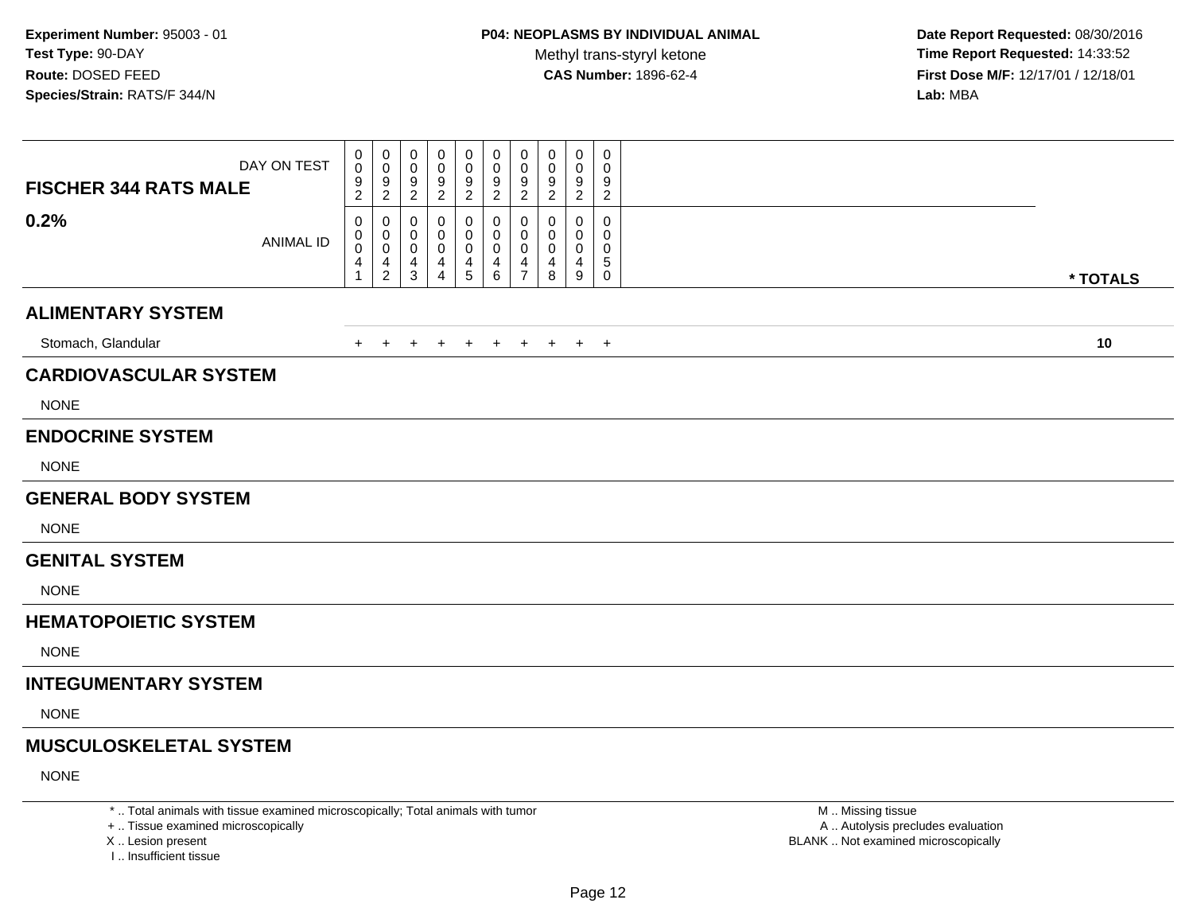**Experiment Number:** 95003 - 01
**Test Type:** 90-DAY
**Route:** DOSED FEED
**Species/Strain:** RATS/F 344/N

**P04: NEOPLASMS BY INDIVIDUAL ANIMAL**
Methyl trans-styryl ketone
**CAS Number:** 1896-62-4

**Date Report Requested:** 08/30/2016
**Time Report Requested:** 14:33:52
**First Dose M/F:** 12/17/01 / 12/18/01
**Lab:** MBA

| FISCHER 344 RATS MALE 0.2% | | | | | | | | | | | |
|---|---|---|---|---|---|---|---|---|---|---|---|
| DAY ON TEST | 0092 | 0092 | 0092 | 0092 | 0092 | 0092 | 0092 | 0092 | 0092 | 0092 | |
| ANIMAL ID | 00041 | 00042 | 00043 | 00044 | 00045 | 00046 | 00047 | 00048 | 00049 | 00050 | * TOTALS |
| **ALIMENTARY SYSTEM** | | | | | | | | | | | |
| Stomach, Glandular | + | + | + | + | + | + | + | + | + | + | **10** |
| **CARDIOVASCULAR SYSTEM** | | | | | | | | | | | |
| NONE | | | | | | | | | | | |
| **ENDOCRINE SYSTEM** | | | | | | | | | | | |
| NONE | | | | | | | | | | | |
| **GENERAL BODY SYSTEM** | | | | | | | | | | | |
| NONE | | | | | | | | | | | |
| **GENITAL SYSTEM** | | | | | | | | | | | |
| NONE | | | | | | | | | | | |
| **HEMATOPOIETIC SYSTEM** | | | | | | | | | | | |
| NONE | | | | | | | | | | | |
| **INTEGUMENTARY SYSTEM** | | | | | | | | | | | |
| NONE | | | | | | | | | | | |
| **MUSCULOSKELETAL SYSTEM** | | | | | | | | | | | |
| NONE | | | | | | | | | | | |

* .. Total animals with tissue examined microscopically; Total animals with tumor
+ .. Tissue examined microscopically
X .. Lesion present
I .. Insufficient tissue

M .. Missing tissue
A .. Autolysis precludes evaluation
BLANK .. Not examined microscopically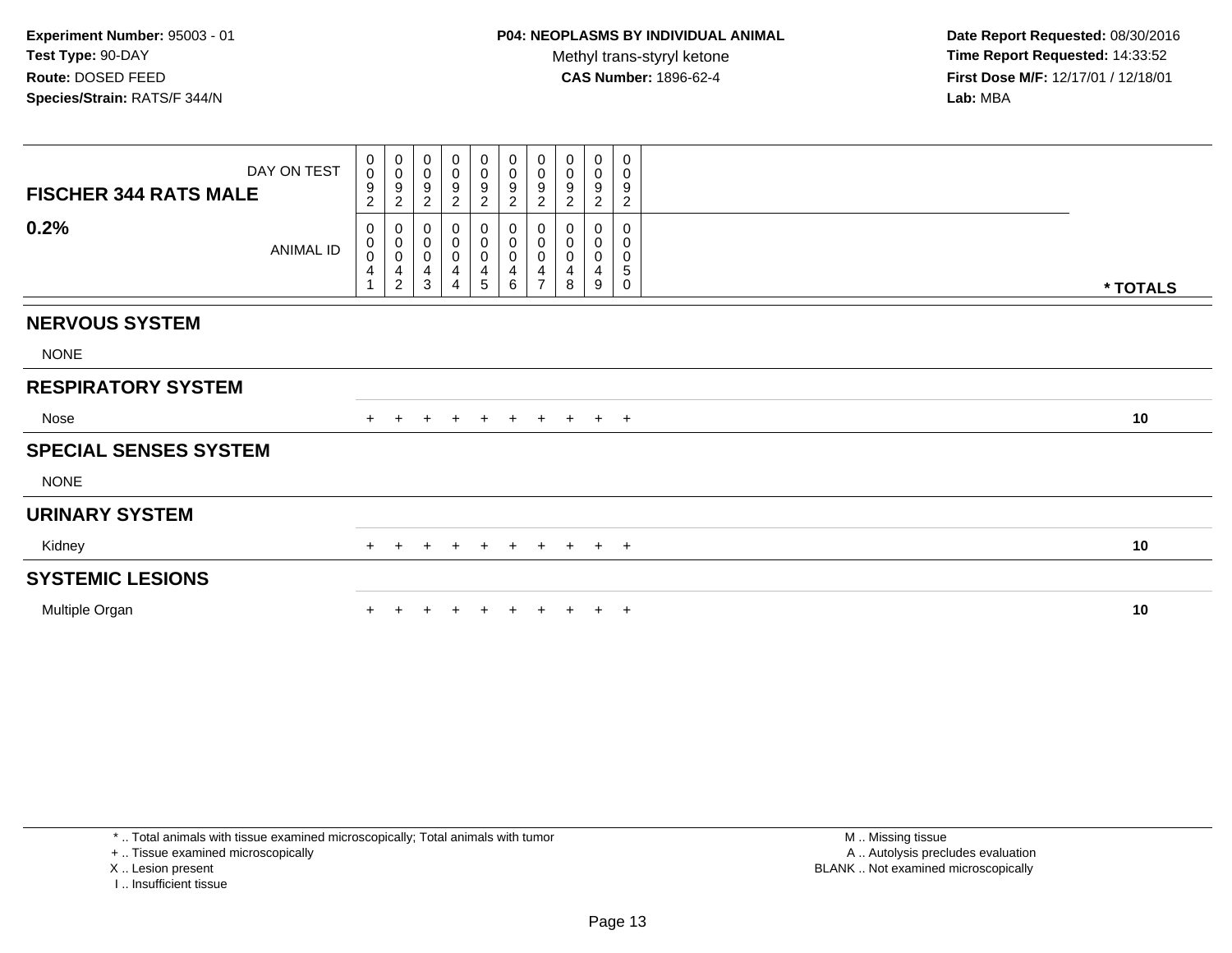**Experiment Number:** 95003 - 01
**Test Type:** 90-DAY
**Route:** DOSED FEED
**Species/Strain:** RATS/F 344/N

**P04: NEOPLASMS BY INDIVIDUAL ANIMAL**
Methyl trans-styryl ketone
**CAS Number:** 1896-62-4

**Date Report Requested:** 08/30/2016
**Time Report Requested:** 14:33:52
**First Dose M/F:** 12/17/01 / 12/18/01
**Lab:** MBA

| FISCHER 344 RATS MALE — DAY ON TEST | 0092 | 0092 | 0092 | 0092 | 0092 | 0092 | 0092 | 0092 | 0092 | 0092 | |
|---|---|---|---|---|---|---|---|---|---|---|---|
| **0.2%** — ANIMAL ID | 00041 | 00042 | 00043 | 00044 | 00045 | 00046 | 00047 | 00048 | 00049 | 00050 | *** TOTALS** |
| **NERVOUS SYSTEM** | | | | | | | | | | | |
| NONE | | | | | | | | | | | |
| **RESPIRATORY SYSTEM** | | | | | | | | | | | |
| Nose | + | + | + | + | + | + | + | + | + | + | 10 |
| **SPECIAL SENSES SYSTEM** | | | | | | | | | | | |
| NONE | | | | | | | | | | | |
| **URINARY SYSTEM** | | | | | | | | | | | |
| Kidney | + | + | + | + | + | + | + | + | + | + | 10 |
| **SYSTEMIC LESIONS** | | | | | | | | | | | |
| Multiple Organ | + | + | + | + | + | + | + | + | + | + | 10 |

\* .. Total animals with tissue examined microscopically; Total animals with tumor
\+ .. Tissue examined microscopically
X .. Lesion present
I .. Insufficient tissue

M .. Missing tissue
A .. Autolysis precludes evaluation
BLANK .. Not examined microscopically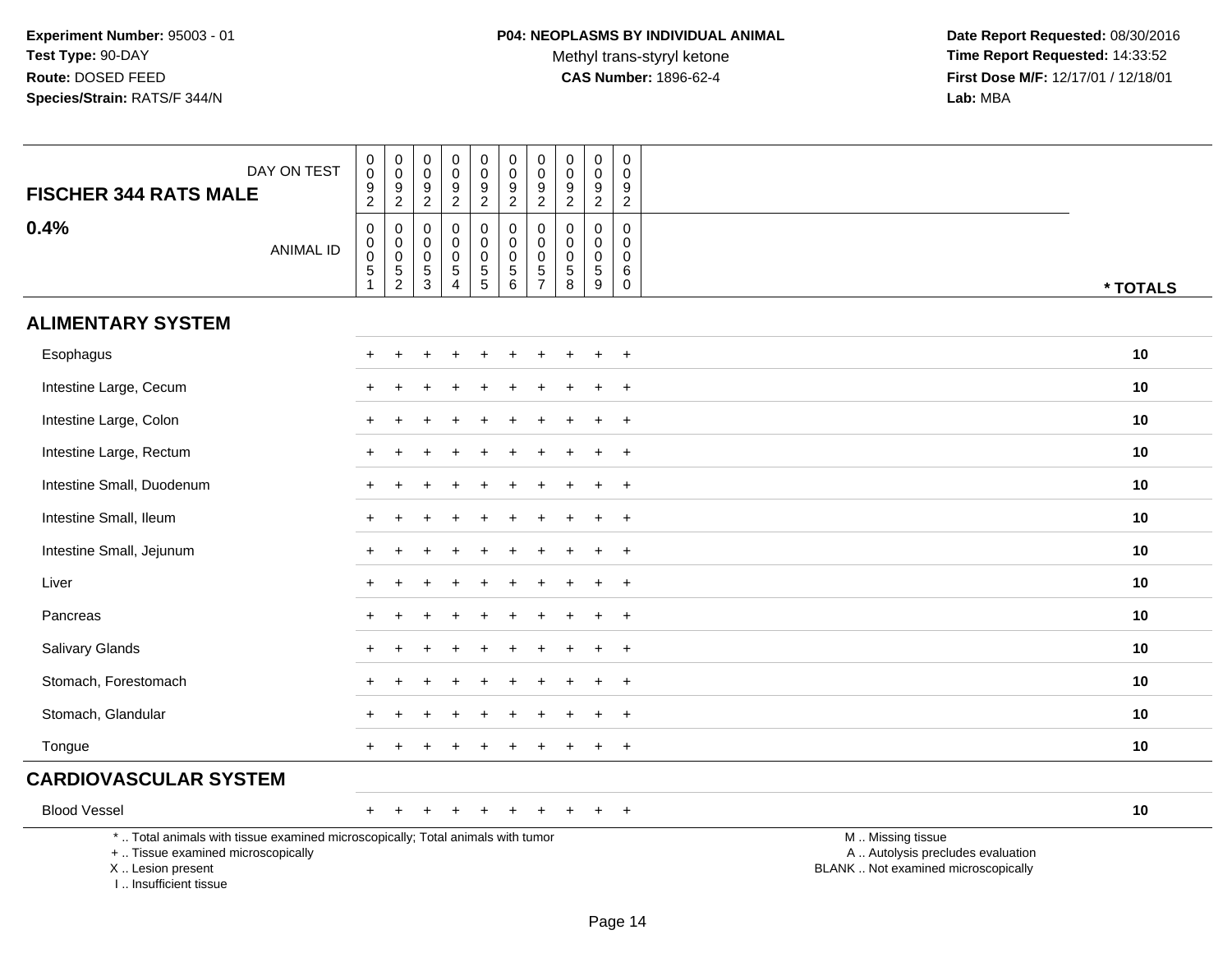**Experiment Number:** 95003 - 01
**Test Type:** 90-DAY
**Route:** DOSED FEED
**Species/Strain:** RATS/F 344/N

**P04: NEOPLASMS BY INDIVIDUAL ANIMAL**
Methyl trans-styryl ketone
**CAS Number:** 1896-62-4

**Date Report Requested:** 08/30/2016
**Time Report Requested:** 14:33:52
**First Dose M/F:** 12/17/01 / 12/18/01
**Lab:** MBA

## FISCHER 344 RATS MALE

## 0.4%

| DAY ON TEST | 0092 | 0092 | 0092 | 0092 | 0092 | 0092 | 0092 | 0092 | 0092 | 0092 | |
|---|---|---|---|---|---|---|---|---|---|---|---|
| ANIMAL ID | 00051 | 00052 | 00053 | 00054 | 00055 | 00056 | 00057 | 00058 | 00059 | 00060 | * TOTALS |
| **ALIMENTARY SYSTEM** | | | | | | | | | | | |
| Esophagus | + | + | + | + | + | + | + | + | + | + | 10 |
| Intestine Large, Cecum | + | + | + | + | + | + | + | + | + | + | 10 |
| Intestine Large, Colon | + | + | + | + | + | + | + | + | + | + | 10 |
| Intestine Large, Rectum | + | + | + | + | + | + | + | + | + | + | 10 |
| Intestine Small, Duodenum | + | + | + | + | + | + | + | + | + | + | 10 |
| Intestine Small, Ileum | + | + | + | + | + | + | + | + | + | + | 10 |
| Intestine Small, Jejunum | + | + | + | + | + | + | + | + | + | + | 10 |
| Liver | + | + | + | + | + | + | + | + | + | + | 10 |
| Pancreas | + | + | + | + | + | + | + | + | + | + | 10 |
| Salivary Glands | + | + | + | + | + | + | + | + | + | + | 10 |
| Stomach, Forestomach | + | + | + | + | + | + | + | + | + | + | 10 |
| Stomach, Glandular | + | + | + | + | + | + | + | + | + | + | 10 |
| Tongue | + | + | + | + | + | + | + | + | + | + | 10 |
| **CARDIOVASCULAR SYSTEM** | | | | | | | | | | | |
| Blood Vessel | + | + | + | + | + | + | + | + | + | + | 10 |

\* .. Total animals with tissue examined microscopically; Total animals with tumor
+ .. Tissue examined microscopically
X .. Lesion present
I .. Insufficient tissue

M .. Missing tissue
A .. Autolysis precludes evaluation
BLANK .. Not examined microscopically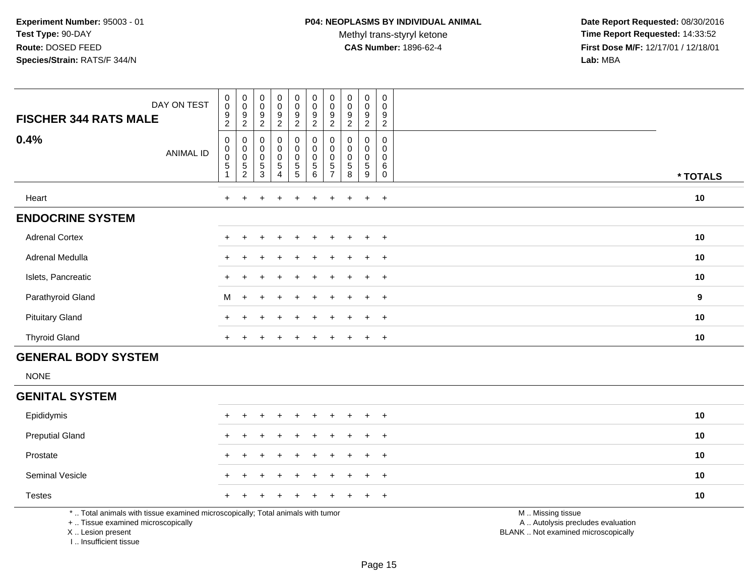**Experiment Number:** 95003 - 01
**Test Type:** 90-DAY
**Route:** DOSED FEED
**Species/Strain:** RATS/F 344/N

**P04: NEOPLASMS BY INDIVIDUAL ANIMAL**
Methyl trans-styryl ketone
**CAS Number:** 1896-62-4

**Date Report Requested:** 08/30/2016
**Time Report Requested:** 14:33:52
**First Dose M/F:** 12/17/01 / 12/18/01
**Lab:** MBA

| FISCHER 344 RATS MALE — DAY ON TEST | 0092 | 0092 | 0092 | 0092 | 0092 | 0092 | 0092 | 0092 | 0092 | 0092 | |
|---|---|---|---|---|---|---|---|---|---|---|---|
| **0.4%** — ANIMAL ID | 00051 | 00052 | 00053 | 00054 | 00055 | 00056 | 00057 | 00058 | 00059 | 00060 | *** TOTALS** |
| Heart | + | + | + | + | + | + | + | + | + | + | **10** |
| **ENDOCRINE SYSTEM** | | | | | | | | | | | |
| Adrenal Cortex | + | + | + | + | + | + | + | + | + | + | **10** |
| Adrenal Medulla | + | + | + | + | + | + | + | + | + | + | **10** |
| Islets, Pancreatic | + | + | + | + | + | + | + | + | + | + | **10** |
| Parathyroid Gland | M | + | + | + | + | + | + | + | + | + | **9** |
| Pituitary Gland | + | + | + | + | + | + | + | + | + | + | **10** |
| Thyroid Gland | + | + | + | + | + | + | + | + | + | + | **10** |
| **GENERAL BODY SYSTEM** | | | | | | | | | | | |
| NONE | | | | | | | | | | | |
| **GENITAL SYSTEM** | | | | | | | | | | | |
| Epididymis | + | + | + | + | + | + | + | + | + | + | **10** |
| Preputial Gland | + | + | + | + | + | + | + | + | + | + | **10** |
| Prostate | + | + | + | + | + | + | + | + | + | + | **10** |
| Seminal Vesicle | + | + | + | + | + | + | + | + | + | + | **10** |
| Testes | + | + | + | + | + | + | + | + | + | + | **10** |

\* .. Total animals with tissue examined microscopically; Total animals with tumor
\+ .. Tissue examined microscopically
X .. Lesion present
I .. Insufficient tissue

M .. Missing tissue
A .. Autolysis precludes evaluation
BLANK .. Not examined microscopically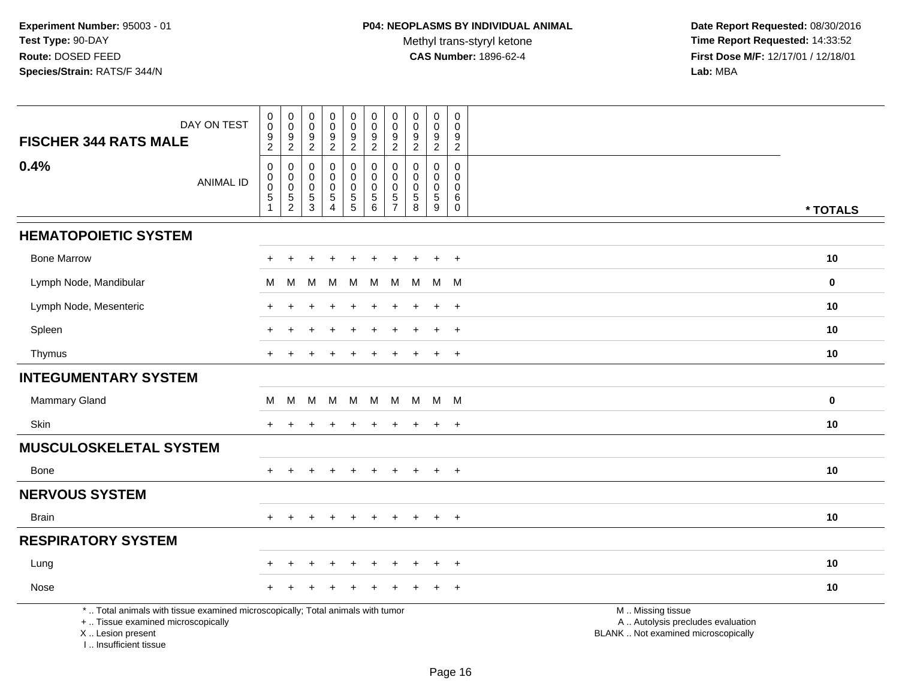**Experiment Number:** 95003 - 01
**Test Type:** 90-DAY
**Route:** DOSED FEED
**Species/Strain:** RATS/F 344/N

**P04: NEOPLASMS BY INDIVIDUAL ANIMAL**
Methyl trans-styryl ketone
**CAS Number:** 1896-62-4

**Date Report Requested:** 08/30/2016
**Time Report Requested:** 14:33:52
**First Dose M/F:** 12/17/01 / 12/18/01
**Lab:** MBA

## FISCHER 344 RATS MALE

## 0.4%

| DAY ON TEST | 0092 | 0092 | 0092 | 0092 | 0092 | 0092 | 0092 | 0092 | 0092 | 0092 | |
|---|---|---|---|---|---|---|---|---|---|---|---|
| ANIMAL ID | 00051 | 00052 | 00053 | 00054 | 00055 | 00056 | 00057 | 00058 | 00059 | 00060 | * TOTALS |
| **HEMATOPOIETIC SYSTEM** | | | | | | | | | | | |
| Bone Marrow | + | + | + | + | + | + | + | + | + | + | 10 |
| Lymph Node, Mandibular | M | M | M | M | M | M | M | M | M | M | 0 |
| Lymph Node, Mesenteric | + | + | + | + | + | + | + | + | + | + | 10 |
| Spleen | + | + | + | + | + | + | + | + | + | + | 10 |
| Thymus | + | + | + | + | + | + | + | + | + | + | 10 |
| **INTEGUMENTARY SYSTEM** | | | | | | | | | | | |
| Mammary Gland | M | M | M | M | M | M | M | M | M | M | 0 |
| Skin | + | + | + | + | + | + | + | + | + | + | 10 |
| **MUSCULOSKELETAL SYSTEM** | | | | | | | | | | | |
| Bone | + | + | + | + | + | + | + | + | + | + | 10 |
| **NERVOUS SYSTEM** | | | | | | | | | | | |
| Brain | + | + | + | + | + | + | + | + | + | + | 10 |
| **RESPIRATORY SYSTEM** | | | | | | | | | | | |
| Lung | + | + | + | + | + | + | + | + | + | + | 10 |
| Nose | + | + | + | + | + | + | + | + | + | + | 10 |

* .. Total animals with tissue examined microscopically; Total animals with tumor
+ .. Tissue examined microscopically
X .. Lesion present
I .. Insufficient tissue

M .. Missing tissue
A .. Autolysis precludes evaluation
BLANK .. Not examined microscopically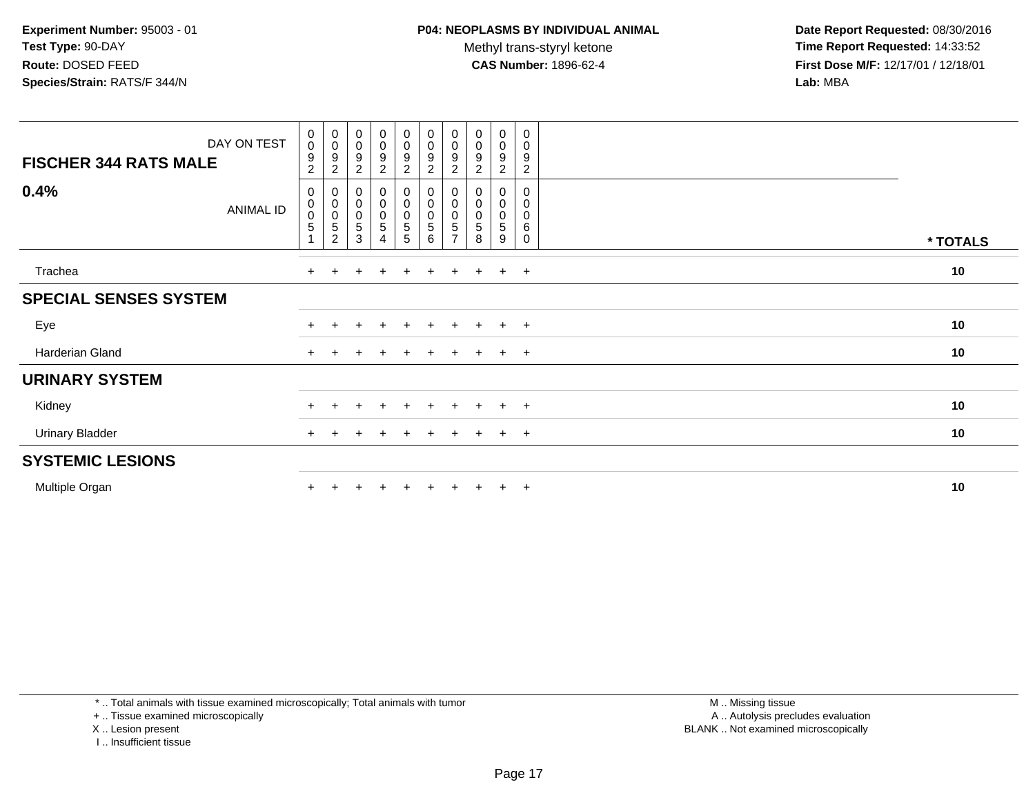**Experiment Number:** 95003 - 01
**Test Type:** 90-DAY
**Route:** DOSED FEED
**Species/Strain:** RATS/F 344/N

**P04: NEOPLASMS BY INDIVIDUAL ANIMAL**
Methyl trans-styryl ketone
**CAS Number:** 1896-62-4

**Date Report Requested:** 08/30/2016
**Time Report Requested:** 14:33:52
**First Dose M/F:** 12/17/01 / 12/18/01
**Lab:** MBA

| **FISCHER 344 RATS MALE** DAY ON TEST | 0092 | 0092 | 0092 | 0092 | 0092 | 0092 | 0092 | 0092 | 0092 | 0092 | |
|---|---|---|---|---|---|---|---|---|---|---|---|
| **0.4%** ANIMAL ID | 00051 | 00052 | 00053 | 00054 | 00055 | 00056 | 00057 | 00058 | 00059 | 00060 | *** TOTALS** |
| Trachea | + | + | + | + | + | + | + | + | + | + | **10** |
| **SPECIAL SENSES SYSTEM** | | | | | | | | | | | |
| Eye | + | + | + | + | + | + | + | + | + | + | **10** |
| Harderian Gland | + | + | + | + | + | + | + | + | + | + | **10** |
| **URINARY SYSTEM** | | | | | | | | | | | |
| Kidney | + | + | + | + | + | + | + | + | + | + | **10** |
| Urinary Bladder | + | + | + | + | + | + | + | + | + | + | **10** |
| **SYSTEMIC LESIONS** | | | | | | | | | | | |
| Multiple Organ | + | + | + | + | + | + | + | + | + | + | **10** |

* .. Total animals with tissue examined microscopically; Total animals with tumor
+ .. Tissue examined microscopically
X .. Lesion present
I .. Insufficient tissue

M .. Missing tissue
A .. Autolysis precludes evaluation
BLANK .. Not examined microscopically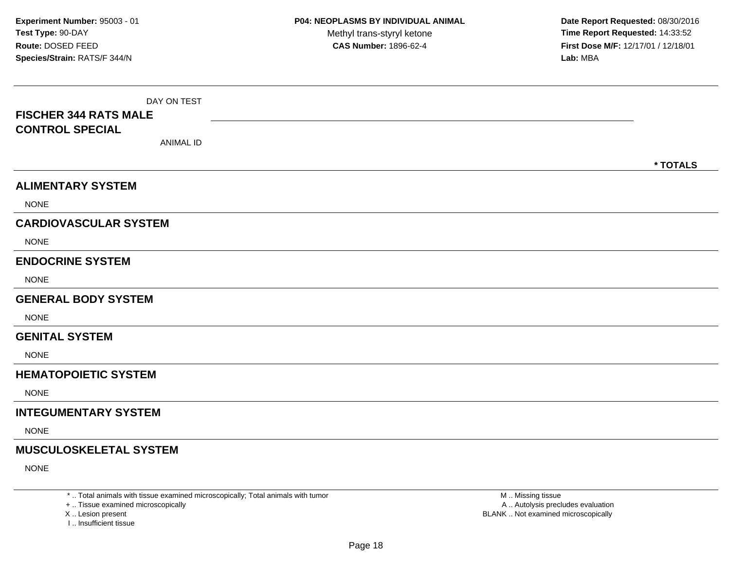**Experiment Number:** 95003 - 01
**Test Type:** 90-DAY
**Route:** DOSED FEED
**Species/Strain:** RATS/F 344/N

**P04: NEOPLASMS BY INDIVIDUAL ANIMAL**
Methyl trans-styryl ketone
**CAS Number:** 1896-62-4

**Date Report Requested:** 08/30/2016
**Time Report Requested:** 14:33:52
**First Dose M/F:** 12/17/01 / 12/18/01
**Lab:** MBA

DAY ON TEST

**FISCHER 344 RATS MALE**
**CONTROL SPECIAL**

ANIMAL ID

**\* TOTALS**

## ALIMENTARY SYSTEM

NONE

## CARDIOVASCULAR SYSTEM

NONE

## ENDOCRINE SYSTEM

NONE

## GENERAL BODY SYSTEM

NONE

## GENITAL SYSTEM

NONE

## HEMATOPOIETIC SYSTEM

NONE

## INTEGUMENTARY SYSTEM

NONE

## MUSCULOSKELETAL SYSTEM

NONE

\* .. Total animals with tissue examined microscopically; Total animals with tumor
\+ .. Tissue examined microscopically
X .. Lesion present
I .. Insufficient tissue

M .. Missing tissue
A .. Autolysis precludes evaluation
BLANK .. Not examined microscopically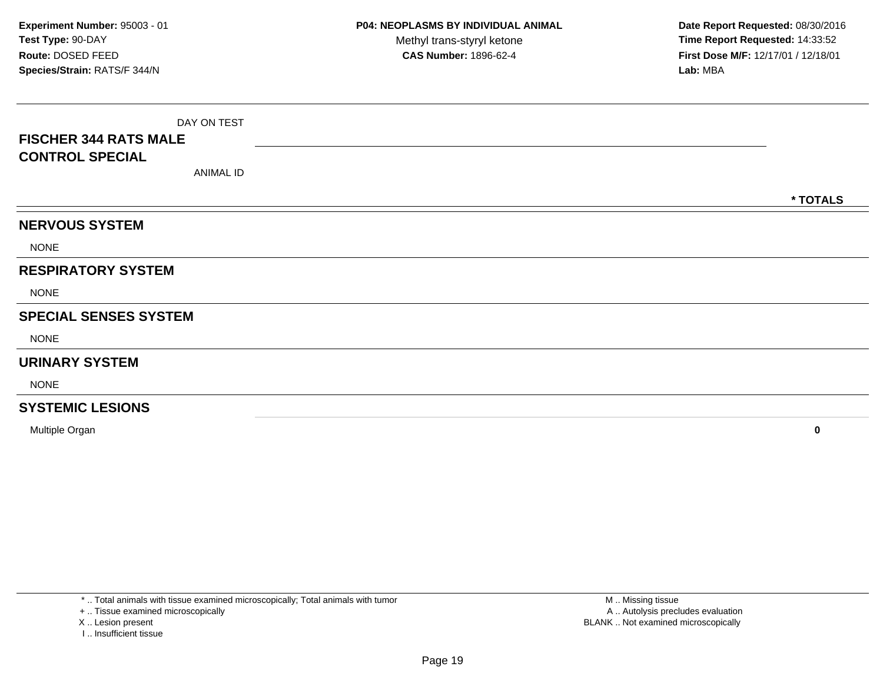**Experiment Number:** 95003 - 01
**Test Type:** 90-DAY
**Route:** DOSED FEED
**Species/Strain:** RATS/F 344/N

**P04: NEOPLASMS BY INDIVIDUAL ANIMAL**
Methyl trans-styryl ketone
**CAS Number:** 1896-62-4

**Date Report Requested:** 08/30/2016
**Time Report Requested:** 14:33:52
**First Dose M/F:** 12/17/01 / 12/18/01
**Lab:** MBA

| FISCHER 344 RATS MALE CONTROL SPECIAL | DAY ON TEST / ANIMAL ID | * TOTALS |
|---|---|---|
| **NERVOUS SYSTEM** | | |
| NONE | | |
| **RESPIRATORY SYSTEM** | | |
| NONE | | |
| **SPECIAL SENSES SYSTEM** | | |
| NONE | | |
| **URINARY SYSTEM** | | |
| NONE | | |
| **SYSTEMIC LESIONS** | | |
| Multiple Organ | | **0** |

* .. Total animals with tissue examined microscopically; Total animals with tumor
+ .. Tissue examined microscopically
X .. Lesion present
I .. Insufficient tissue

M .. Missing tissue
A .. Autolysis precludes evaluation
BLANK .. Not examined microscopically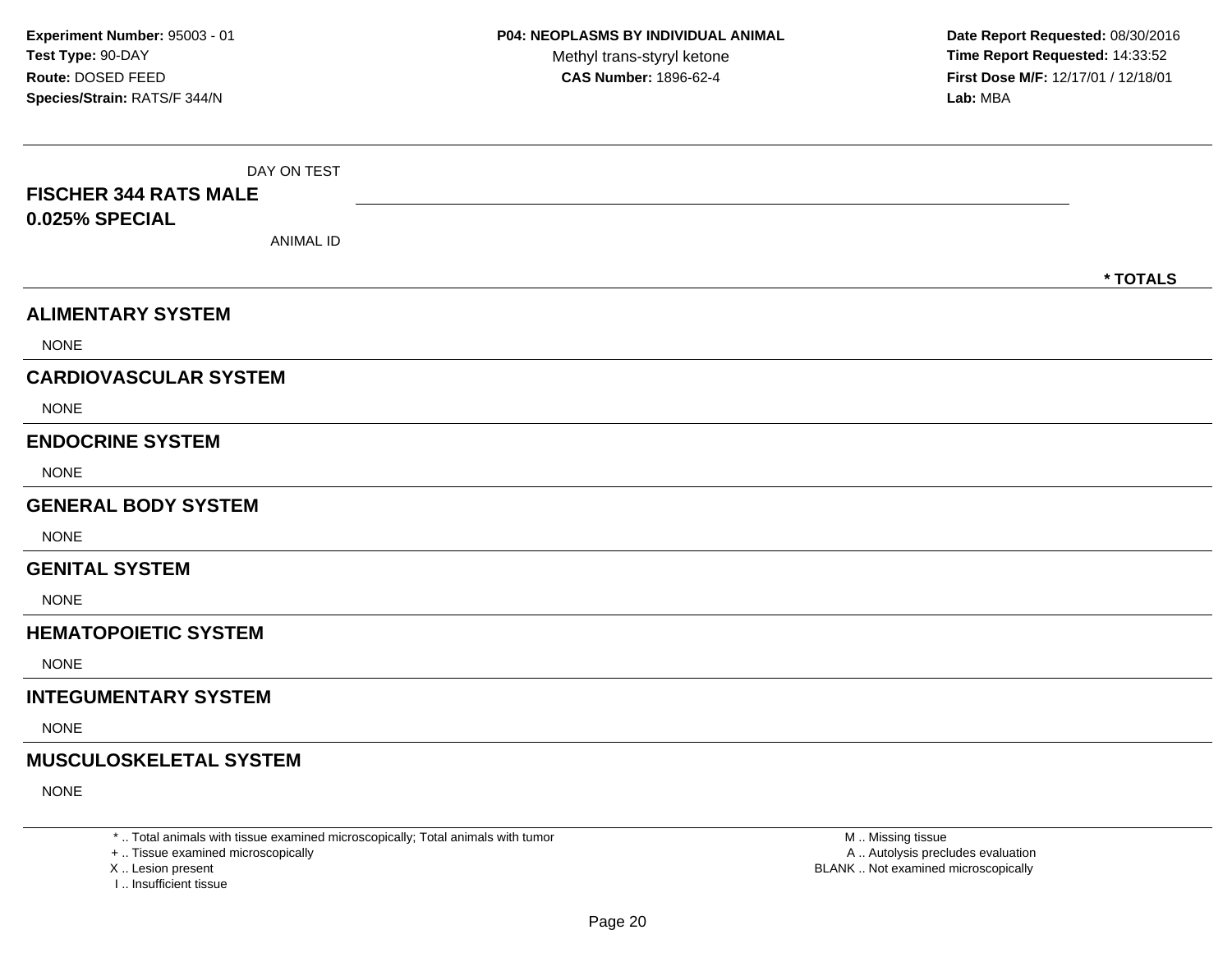| DAY ON TEST<br>**FISCHER 344 RATS MALE**<br>**0.025% SPECIAL**<br>ANIMAL ID | | *** TOTALS** |
|---|---|---|
| **ALIMENTARY SYSTEM** | | |
| NONE | | |
| **CARDIOVASCULAR SYSTEM** | | |
| NONE | | |
| **ENDOCRINE SYSTEM** | | |
| NONE | | |
| **GENERAL BODY SYSTEM** | | |
| NONE | | |
| **GENITAL SYSTEM** | | |
| NONE | | |
| **HEMATOPOIETIC SYSTEM** | | |
| NONE | | |
| **INTEGUMENTARY SYSTEM** | | |
| NONE | | |
| **MUSCULOSKELETAL SYSTEM** | | |
| NONE | | |

* .. Total animals with tissue examined microscopically; Total animals with tumor
+ .. Tissue examined microscopically
X .. Lesion present
I .. Insufficient tissue

M .. Missing tissue
A .. Autolysis precludes evaluation
BLANK .. Not examined microscopically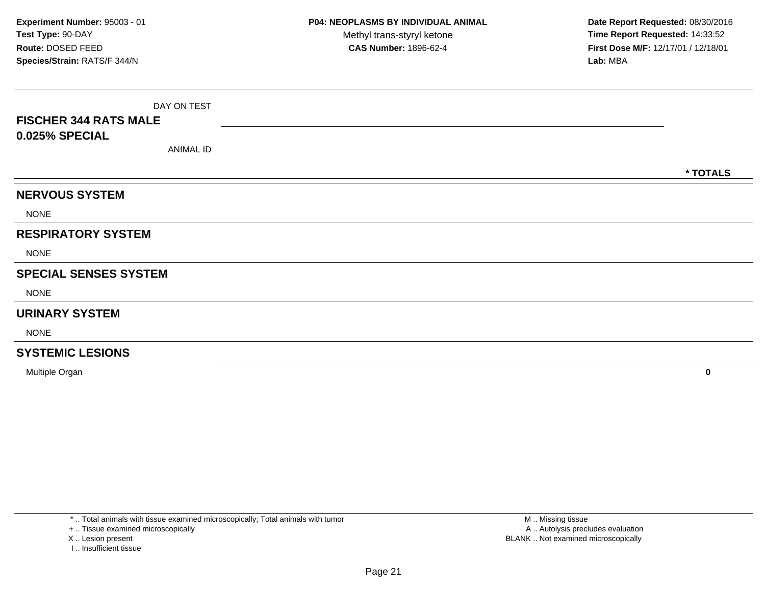**Experiment Number:** 95003 - 01
**Test Type:** 90-DAY
**Route:** DOSED FEED
**Species/Strain:** RATS/F 344/N

**P04: NEOPLASMS BY INDIVIDUAL ANIMAL**
Methyl trans-styryl ketone
**CAS Number:** 1896-62-4

**Date Report Requested:** 08/30/2016
**Time Report Requested:** 14:33:52
**First Dose M/F:** 12/17/01 / 12/18/01
**Lab:** MBA

| FISCHER 344 RATS MALE 0.025% SPECIAL | DAY ON TEST / ANIMAL ID | * TOTALS |
|---|---|---|
| **NERVOUS SYSTEM** | | |
| NONE | | |
| **RESPIRATORY SYSTEM** | | |
| NONE | | |
| **SPECIAL SENSES SYSTEM** | | |
| NONE | | |
| **URINARY SYSTEM** | | |
| NONE | | |
| **SYSTEMIC LESIONS** | | |
| Multiple Organ | | 0 |

\* .. Total animals with tissue examined microscopically; Total animals with tumor
\+ .. Tissue examined microscopically
X .. Lesion present
I .. Insufficient tissue
M .. Missing tissue
A .. Autolysis precludes evaluation
BLANK .. Not examined microscopically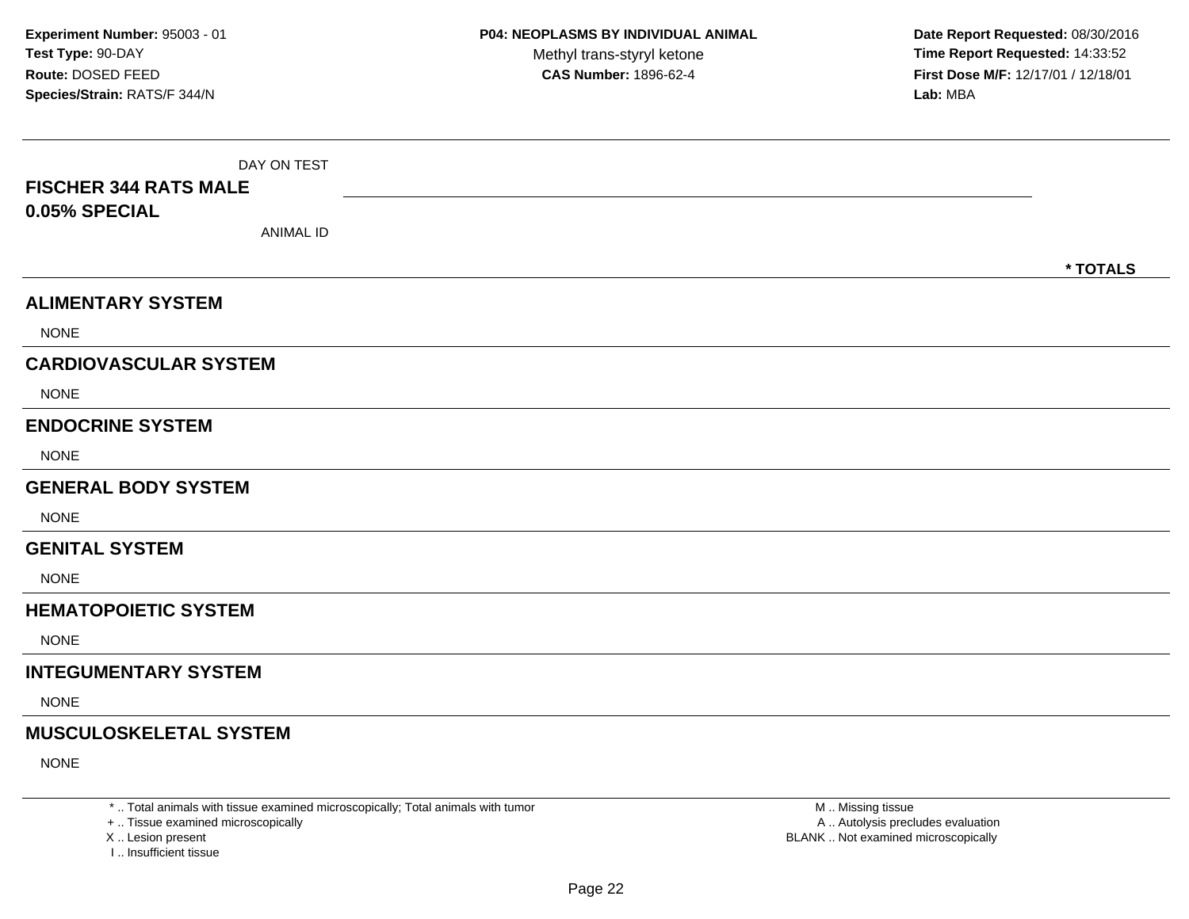**Experiment Number:** 95003 - 01
**Test Type:** 90-DAY
**Route:** DOSED FEED
**Species/Strain:** RATS/F 344/N

**P04: NEOPLASMS BY INDIVIDUAL ANIMAL**
Methyl trans-styryl ketone
**CAS Number:** 1896-62-4

**Date Report Requested:** 08/30/2016
**Time Report Requested:** 14:33:52
**First Dose M/F:** 12/17/01 / 12/18/01
**Lab:** MBA

DAY ON TEST

**FISCHER 344 RATS MALE**
**0.05% SPECIAL**

ANIMAL ID

**\* TOTALS**

## ALIMENTARY SYSTEM

NONE

## CARDIOVASCULAR SYSTEM

NONE

## ENDOCRINE SYSTEM

NONE

## GENERAL BODY SYSTEM

NONE

## GENITAL SYSTEM

NONE

## HEMATOPOIETIC SYSTEM

NONE

## INTEGUMENTARY SYSTEM

NONE

## MUSCULOSKELETAL SYSTEM

NONE

\* .. Total animals with tissue examined microscopically; Total animals with tumor
\+ .. Tissue examined microscopically
X .. Lesion present
I .. Insufficient tissue

M .. Missing tissue
A .. Autolysis precludes evaluation
BLANK .. Not examined microscopically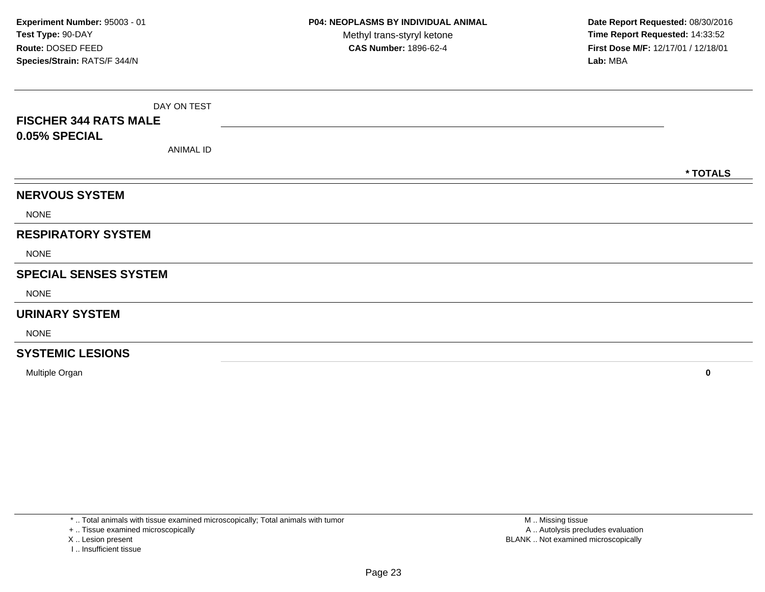**Experiment Number:** 95003 - 01
**Test Type:** 90-DAY
**Route:** DOSED FEED
**Species/Strain:** RATS/F 344/N

**P04: NEOPLASMS BY INDIVIDUAL ANIMAL**
Methyl trans-styryl ketone
**CAS Number:** 1896-62-4

**Date Report Requested:** 08/30/2016
**Time Report Requested:** 14:33:52
**First Dose M/F:** 12/17/01 / 12/18/01
**Lab:** MBA

| DAY ON TEST<br>**FISCHER 344 RATS MALE**<br>**0.05% SPECIAL**<br>ANIMAL ID | **\* TOTALS** |
|---|---|
| **NERVOUS SYSTEM** | |
| NONE | |
| **RESPIRATORY SYSTEM** | |
| NONE | |
| **SPECIAL SENSES SYSTEM** | |
| NONE | |
| **URINARY SYSTEM** | |
| NONE | |
| **SYSTEMIC LESIONS** | |
| Multiple Organ | **0** |

\* .. Total animals with tissue examined microscopically; Total animals with tumor
\+ .. Tissue examined microscopically
X .. Lesion present
I .. Insufficient tissue

M .. Missing tissue
A .. Autolysis precludes evaluation
BLANK .. Not examined microscopically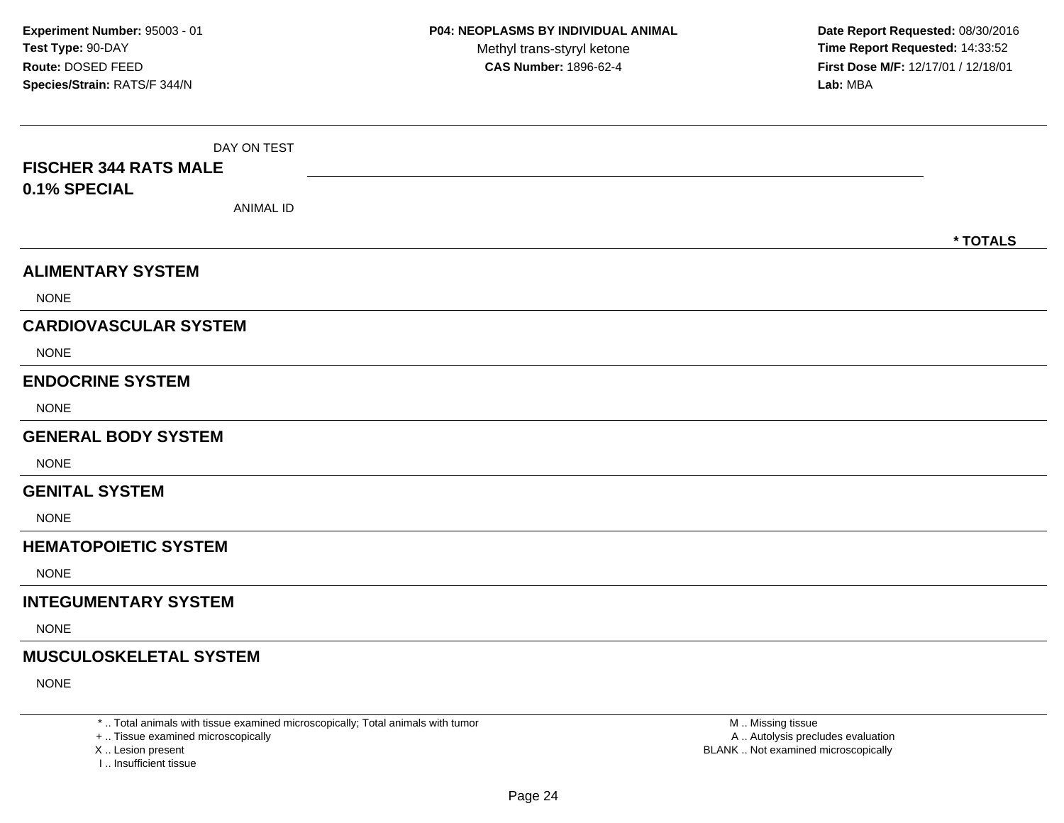**Experiment Number:** 95003 - 01
**Test Type:** 90-DAY
**Route:** DOSED FEED
**Species/Strain:** RATS/F 344/N

**P04: NEOPLASMS BY INDIVIDUAL ANIMAL**
Methyl trans-styryl ketone
**CAS Number:** 1896-62-4

**Date Report Requested:** 08/30/2016
**Time Report Requested:** 14:33:52
**First Dose M/F:** 12/17/01 / 12/18/01
**Lab:** MBA

| DAY ON TEST<br>**FISCHER 344 RATS MALE**<br>**0.1% SPECIAL**<br>ANIMAL ID | * TOTALS |
|---|---|
| **ALIMENTARY SYSTEM** | |
| NONE | |
| **CARDIOVASCULAR SYSTEM** | |
| NONE | |
| **ENDOCRINE SYSTEM** | |
| NONE | |
| **GENERAL BODY SYSTEM** | |
| NONE | |
| **GENITAL SYSTEM** | |
| NONE | |
| **HEMATOPOIETIC SYSTEM** | |
| NONE | |
| **INTEGUMENTARY SYSTEM** | |
| NONE | |
| **MUSCULOSKELETAL SYSTEM** | |
| NONE | |

* .. Total animals with tissue examined microscopically; Total animals with tumor
+ .. Tissue examined microscopically
X .. Lesion present
I .. Insufficient tissue

M .. Missing tissue
A .. Autolysis precludes evaluation
BLANK .. Not examined microscopically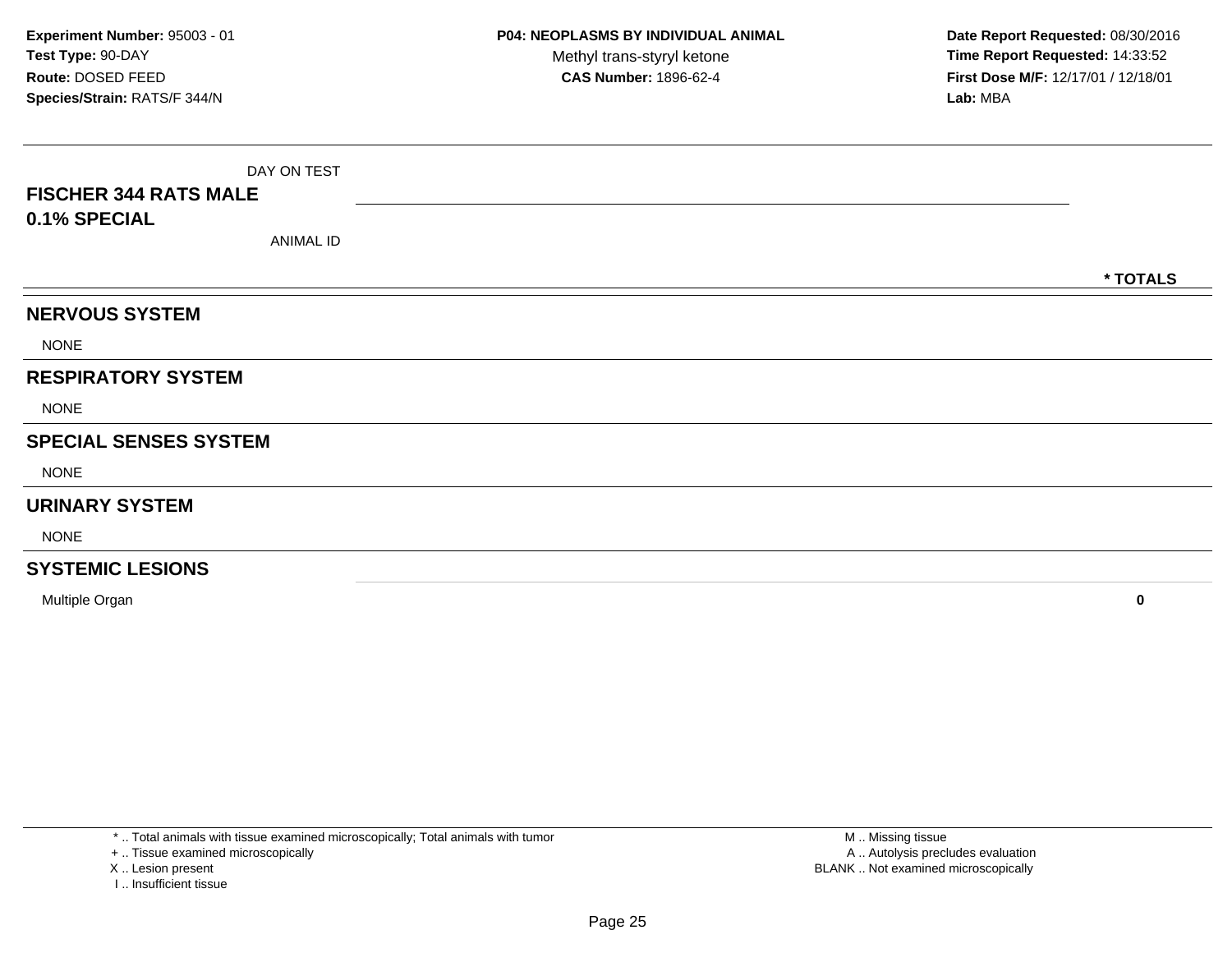**Experiment Number:** 95003 - 01
**Test Type:** 90-DAY
**Route:** DOSED FEED
**Species/Strain:** RATS/F 344/N

**P04: NEOPLASMS BY INDIVIDUAL ANIMAL**
Methyl trans-styryl ketone
**CAS Number:** 1896-62-4

**Date Report Requested:** 08/30/2016
**Time Report Requested:** 14:33:52
**First Dose M/F:** 12/17/01 / 12/18/01
**Lab:** MBA

| DAY ON TEST<br>**FISCHER 344 RATS MALE**<br>**0.1% SPECIAL**<br>ANIMAL ID | **\* TOTALS** |
|---|---|
| **NERVOUS SYSTEM** | |
| NONE | |
| **RESPIRATORY SYSTEM** | |
| NONE | |
| **SPECIAL SENSES SYSTEM** | |
| NONE | |
| **URINARY SYSTEM** | |
| NONE | |
| **SYSTEMIC LESIONS** | |
| Multiple Organ | **0** |

\* .. Total animals with tissue examined microscopically; Total animals with tumor
\+ .. Tissue examined microscopically
X .. Lesion present
I .. Insufficient tissue

M .. Missing tissue
A .. Autolysis precludes evaluation
BLANK .. Not examined microscopically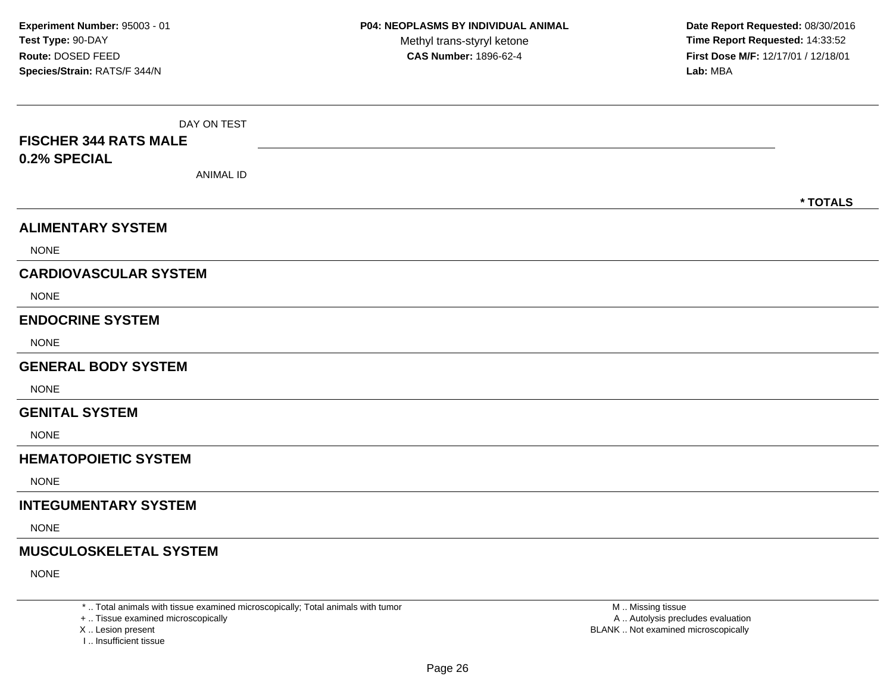DAY ON TEST

**FISCHER 344 RATS MALE**
**0.2% SPECIAL**

ANIMAL ID

**\* TOTALS**

## ALIMENTARY SYSTEM

NONE

## CARDIOVASCULAR SYSTEM

NONE

## ENDOCRINE SYSTEM

NONE

## GENERAL BODY SYSTEM

NONE

## GENITAL SYSTEM

NONE

## HEMATOPOIETIC SYSTEM

NONE

## INTEGUMENTARY SYSTEM

NONE

## MUSCULOSKELETAL SYSTEM

NONE

\* .. Total animals with tissue examined microscopically; Total animals with tumor
\+ .. Tissue examined microscopically
X .. Lesion present
I .. Insufficient tissue

M .. Missing tissue
A .. Autolysis precludes evaluation
BLANK .. Not examined microscopically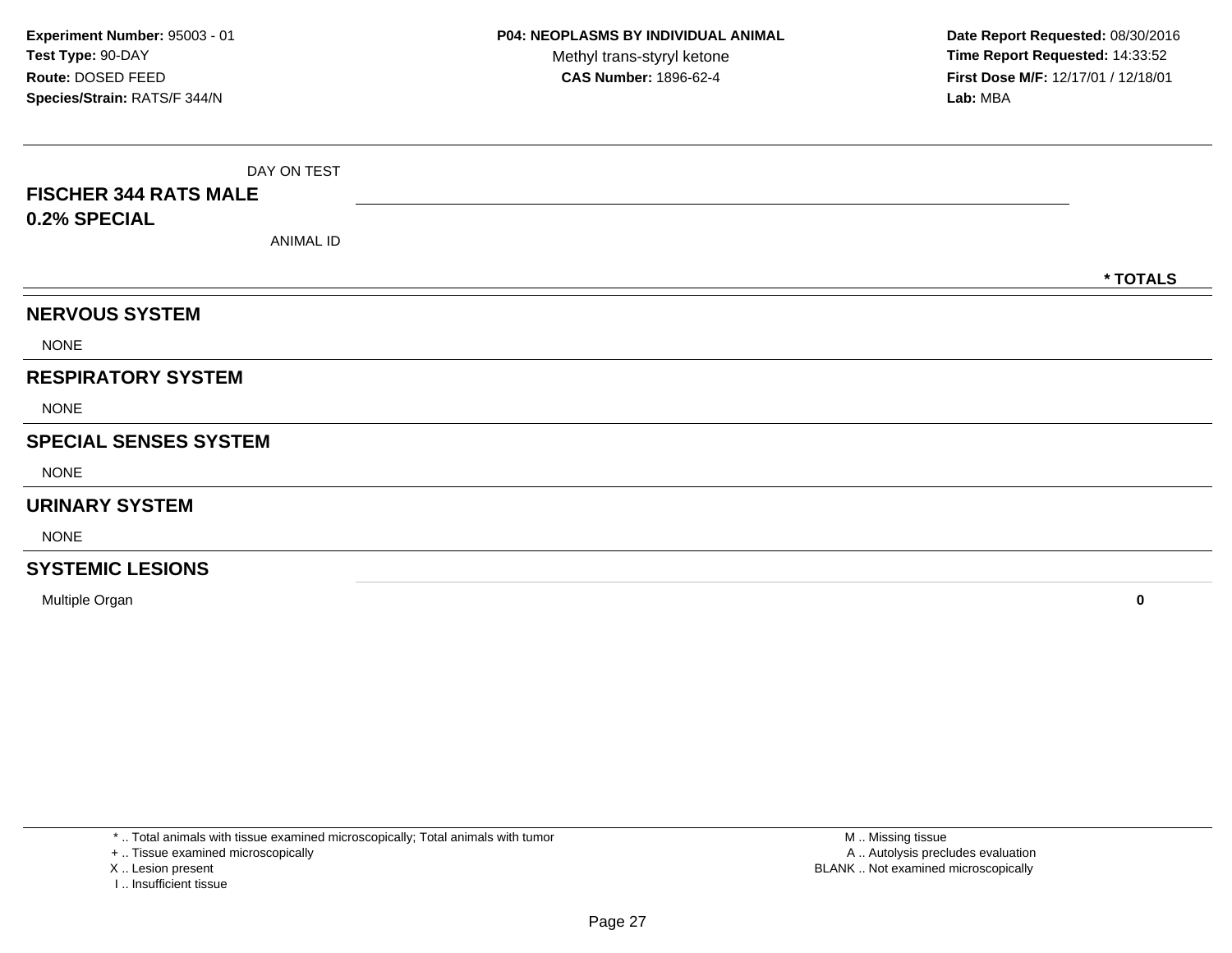**Experiment Number:** 95003 - 01
**Test Type:** 90-DAY
**Route:** DOSED FEED
**Species/Strain:** RATS/F 344/N

**P04: NEOPLASMS BY INDIVIDUAL ANIMAL**
Methyl trans-styryl ketone
**CAS Number:** 1896-62-4

**Date Report Requested:** 08/30/2016
**Time Report Requested:** 14:33:52
**First Dose M/F:** 12/17/01 / 12/18/01
**Lab:** MBA

| **FISCHER 344 RATS MALE 0.2% SPECIAL** DAY ON TEST / ANIMAL ID | * TOTALS |
|---|---|
| **NERVOUS SYSTEM** | |
| NONE | |
| **RESPIRATORY SYSTEM** | |
| NONE | |
| **SPECIAL SENSES SYSTEM** | |
| NONE | |
| **URINARY SYSTEM** | |
| NONE | |
| **SYSTEMIC LESIONS** | |
| Multiple Organ | **0** |

* .. Total animals with tissue examined microscopically; Total animals with tumor
+ .. Tissue examined microscopically
X .. Lesion present
I .. Insufficient tissue

M .. Missing tissue
A .. Autolysis precludes evaluation
BLANK .. Not examined microscopically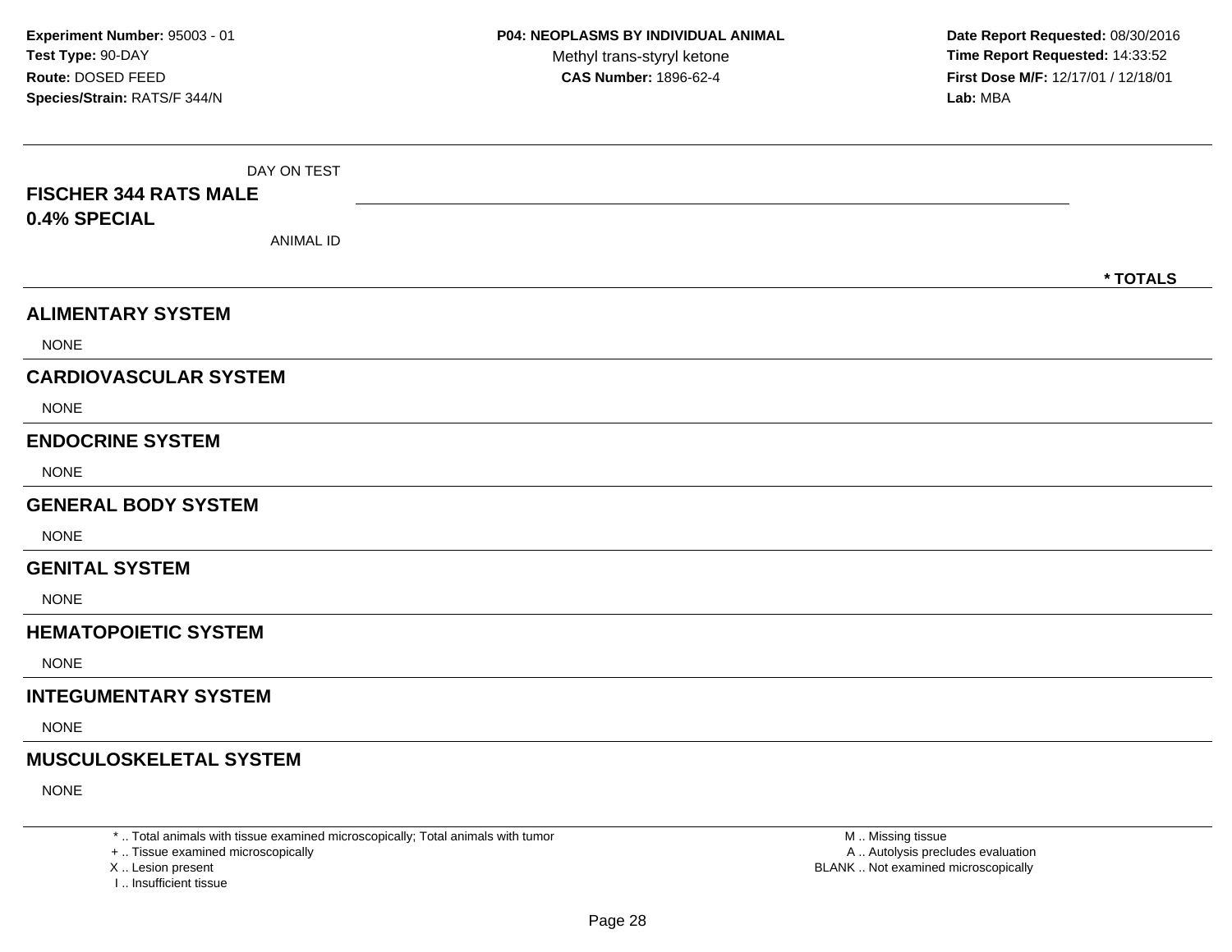**Experiment Number:** 95003 - 01
**Test Type:** 90-DAY
**Route:** DOSED FEED
**Species/Strain:** RATS/F 344/N

**P04: NEOPLASMS BY INDIVIDUAL ANIMAL**
Methyl trans-styryl ketone
**CAS Number:** 1896-62-4

**Date Report Requested:** 08/30/2016
**Time Report Requested:** 14:33:52
**First Dose M/F:** 12/17/01 / 12/18/01
**Lab:** MBA

DAY ON TEST

**FISCHER 344 RATS MALE**
**0.4% SPECIAL**

ANIMAL ID

**\* TOTALS**

## ALIMENTARY SYSTEM

NONE

## CARDIOVASCULAR SYSTEM

NONE

## ENDOCRINE SYSTEM

NONE

## GENERAL BODY SYSTEM

NONE

## GENITAL SYSTEM

NONE

## HEMATOPOIETIC SYSTEM

NONE

## INTEGUMENTARY SYSTEM

NONE

## MUSCULOSKELETAL SYSTEM

NONE

\* .. Total animals with tissue examined microscopically; Total animals with tumor
\+ .. Tissue examined microscopically
X .. Lesion present
I .. Insufficient tissue

M .. Missing tissue
A .. Autolysis precludes evaluation
BLANK .. Not examined microscopically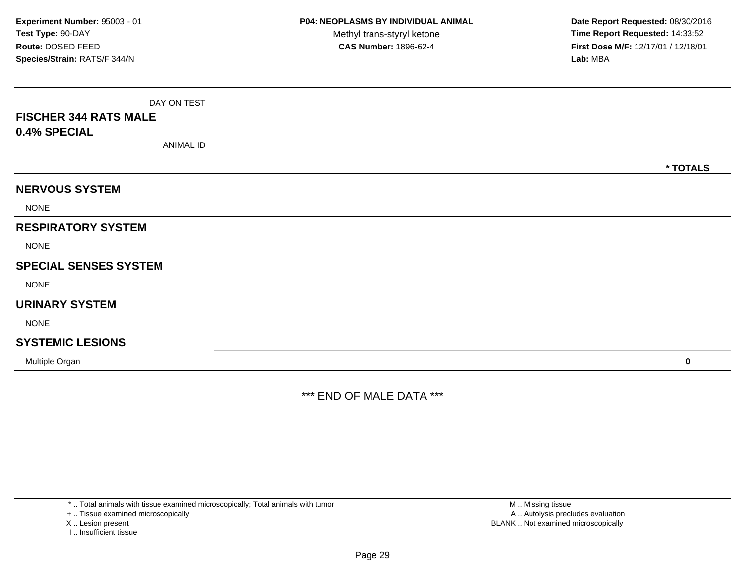**Experiment Number:** 95003 - 01
**Test Type:** 90-DAY
**Route:** DOSED FEED
**Species/Strain:** RATS/F 344/N

**P04: NEOPLASMS BY INDIVIDUAL ANIMAL**
Methyl trans-styryl ketone
**CAS Number:** 1896-62-4

**Date Report Requested:** 08/30/2016
**Time Report Requested:** 14:33:52
**First Dose M/F:** 12/17/01 / 12/18/01
**Lab:** MBA

| FISCHER 344 RATS MALE 0.4% SPECIAL — DAY ON TEST / ANIMAL ID | * TOTALS |
|---|---|
| **NERVOUS SYSTEM** | |
| NONE | |
| **RESPIRATORY SYSTEM** | |
| NONE | |
| **SPECIAL SENSES SYSTEM** | |
| NONE | |
| **URINARY SYSTEM** | |
| NONE | |
| **SYSTEMIC LESIONS** | |
| Multiple Organ | 0 |

*** END OF MALE DATA ***

\* .. Total animals with tissue examined microscopically; Total animals with tumor
\+ .. Tissue examined microscopically
X .. Lesion present
I .. Insufficient tissue

M .. Missing tissue
A .. Autolysis precludes evaluation
BLANK .. Not examined microscopically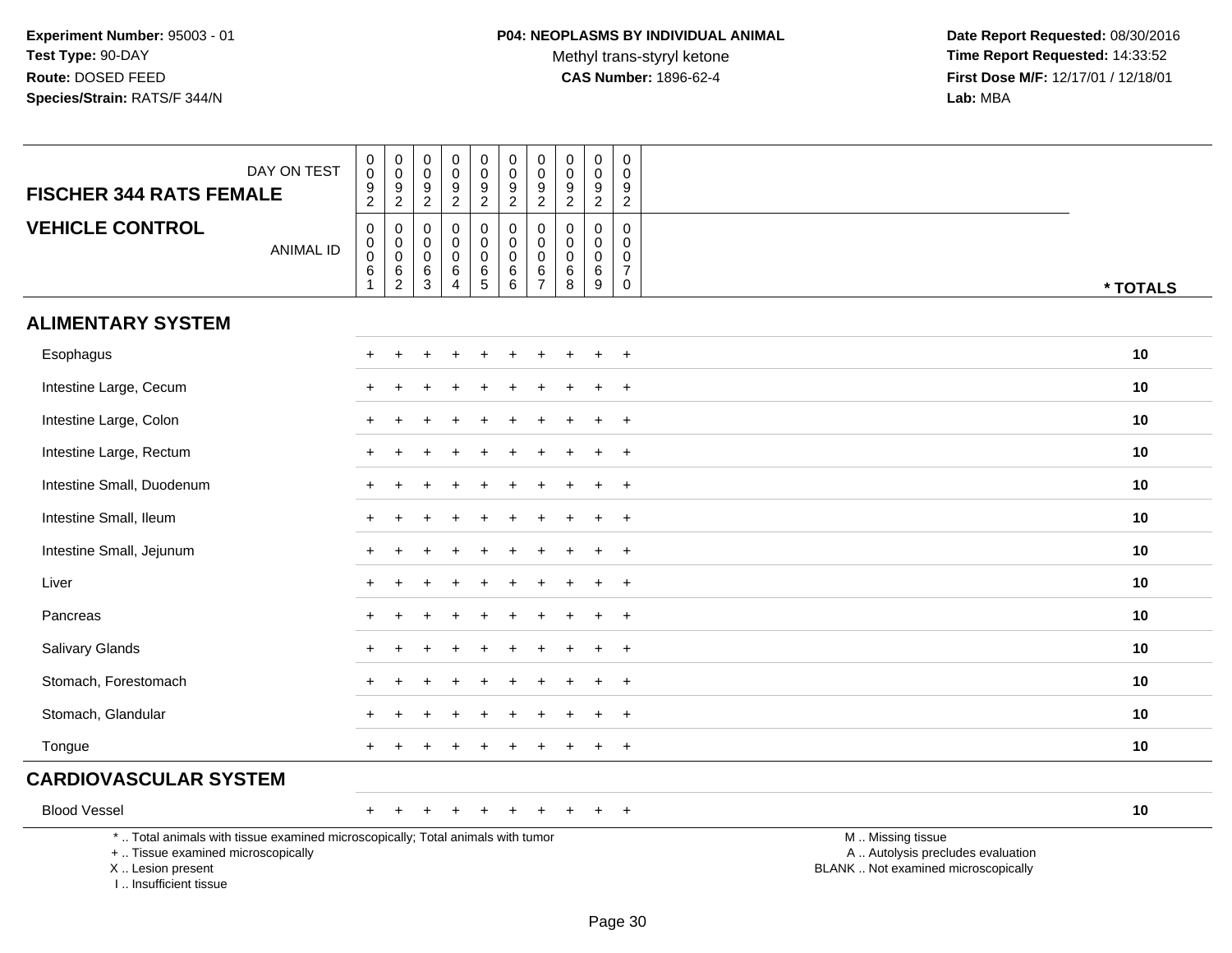Experiment Number: 95003 - 01
Test Type: 90-DAY
Route: DOSED FEED
Species/Strain: RATS/F 344/N

**P04: NEOPLASMS BY INDIVIDUAL ANIMAL**
Methyl trans-styryl ketone
**CAS Number:** 1896-62-4

Date Report Requested: 08/30/2016
Time Report Requested: 14:33:52
First Dose M/F: 12/17/01 / 12/18/01
Lab: MBA

| FISCHER 344 RATS FEMALE / DAY ON TEST | 0092 | 0092 | 0092 | 0092 | 0092 | 0092 | 0092 | 0092 | 0092 | 0092 | |
|---|---|---|---|---|---|---|---|---|---|---|---|
| **VEHICLE CONTROL** / ANIMAL ID | 00061 | 00062 | 00063 | 00064 | 00065 | 00066 | 00067 | 00068 | 00069 | 00070 | * TOTALS |
| **ALIMENTARY SYSTEM** | | | | | | | | | | | |
| Esophagus | + | + | + | + | + | + | + | + | + | + | 10 |
| Intestine Large, Cecum | + | + | + | + | + | + | + | + | + | + | 10 |
| Intestine Large, Colon | + | + | + | + | + | + | + | + | + | + | 10 |
| Intestine Large, Rectum | + | + | + | + | + | + | + | + | + | + | 10 |
| Intestine Small, Duodenum | + | + | + | + | + | + | + | + | + | + | 10 |
| Intestine Small, Ileum | + | + | + | + | + | + | + | + | + | + | 10 |
| Intestine Small, Jejunum | + | + | + | + | + | + | + | + | + | + | 10 |
| Liver | + | + | + | + | + | + | + | + | + | + | 10 |
| Pancreas | + | + | + | + | + | + | + | + | + | + | 10 |
| Salivary Glands | + | + | + | + | + | + | + | + | + | + | 10 |
| Stomach, Forestomach | + | + | + | + | + | + | + | + | + | + | 10 |
| Stomach, Glandular | + | + | + | + | + | + | + | + | + | + | 10 |
| Tongue | + | + | + | + | + | + | + | + | + | + | 10 |
| **CARDIOVASCULAR SYSTEM** | | | | | | | | | | | |
| Blood Vessel | + | + | + | + | + | + | + | + | + | + | 10 |

* .. Total animals with tissue examined microscopically; Total animals with tumor
+ .. Tissue examined microscopically
X .. Lesion present
I .. Insufficient tissue

M .. Missing tissue
A .. Autolysis precludes evaluation
BLANK .. Not examined microscopically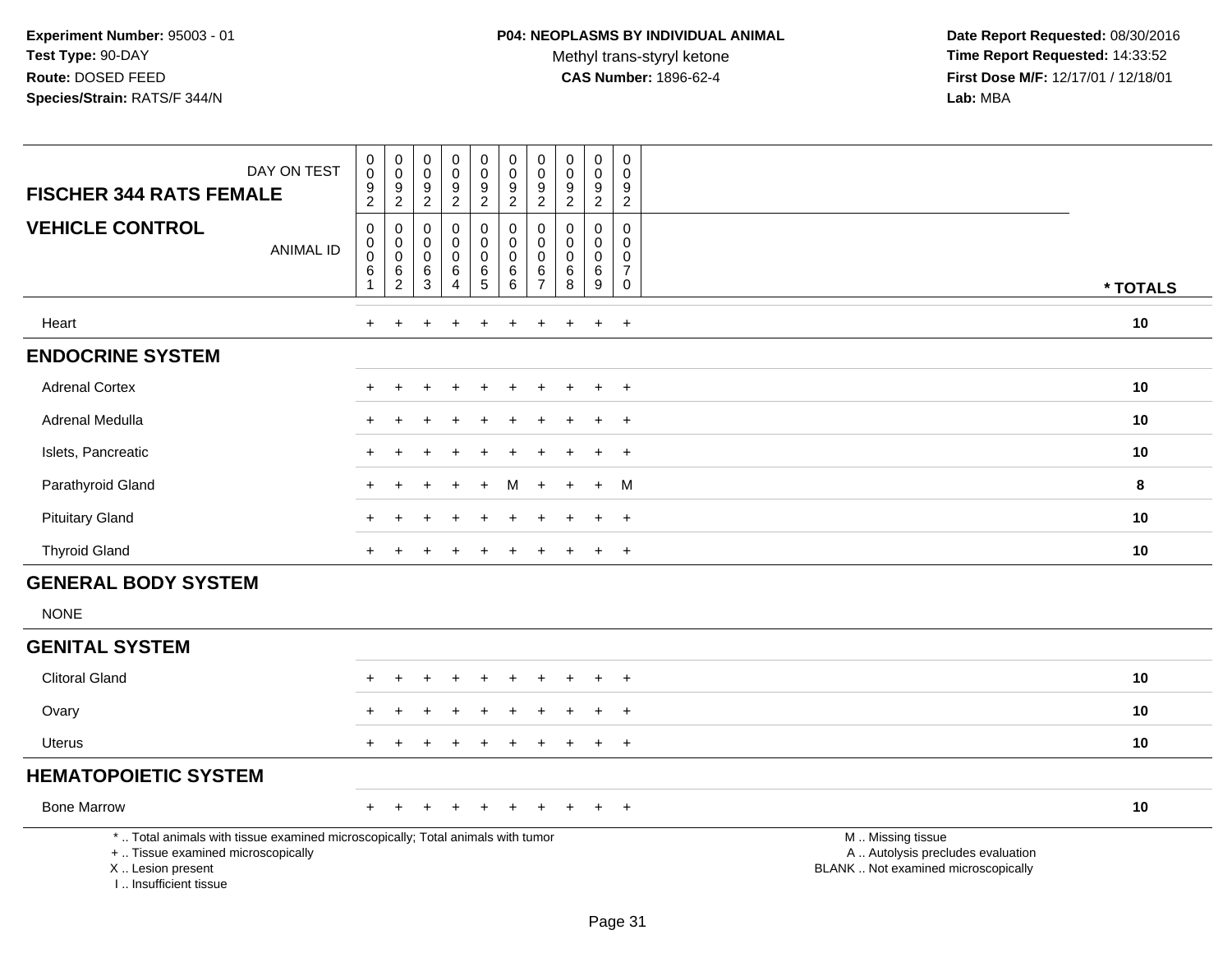Experiment Number: 95003 - 01
Test Type: 90-DAY
Route: DOSED FEED
Species/Strain: RATS/F 344/N

**P04: NEOPLASMS BY INDIVIDUAL ANIMAL**
Methyl trans-styryl ketone
**CAS Number:** 1896-62-4

Date Report Requested: 08/30/2016
Time Report Requested: 14:33:52
First Dose M/F: 12/17/01 / 12/18/01
Lab: MBA

| FISCHER 344 RATS FEMALE — DAY ON TEST | 0092 | 0092 | 0092 | 0092 | 0092 | 0092 | 0092 | 0092 | 0092 | 0092 | |
|---|---|---|---|---|---|---|---|---|---|---|---|
| **VEHICLE CONTROL** — ANIMAL ID | 00061 | 00062 | 00063 | 00064 | 00065 | 00066 | 00067 | 00068 | 00069 | 00070 | * TOTALS |
| Heart | + | + | + | + | + | + | + | + | + | + | 10 |
| **ENDOCRINE SYSTEM** | | | | | | | | | | | |
| Adrenal Cortex | + | + | + | + | + | + | + | + | + | + | 10 |
| Adrenal Medulla | + | + | + | + | + | + | + | + | + | + | 10 |
| Islets, Pancreatic | + | + | + | + | + | + | + | + | + | + | 10 |
| Parathyroid Gland | + | + | + | + | + | M | + | + | + | M | 8 |
| Pituitary Gland | + | + | + | + | + | + | + | + | + | + | 10 |
| Thyroid Gland | + | + | + | + | + | + | + | + | + | + | 10 |
| **GENERAL BODY SYSTEM** | | | | | | | | | | | |
| NONE | | | | | | | | | | | |
| **GENITAL SYSTEM** | | | | | | | | | | | |
| Clitoral Gland | + | + | + | + | + | + | + | + | + | + | 10 |
| Ovary | + | + | + | + | + | + | + | + | + | + | 10 |
| Uterus | + | + | + | + | + | + | + | + | + | + | 10 |
| **HEMATOPOIETIC SYSTEM** | | | | | | | | | | | |
| Bone Marrow | + | + | + | + | + | + | + | + | + | + | 10 |

* .. Total animals with tissue examined microscopically; Total animals with tumor
+ .. Tissue examined microscopically
X .. Lesion present
I .. Insufficient tissue

M .. Missing tissue
A .. Autolysis precludes evaluation
BLANK .. Not examined microscopically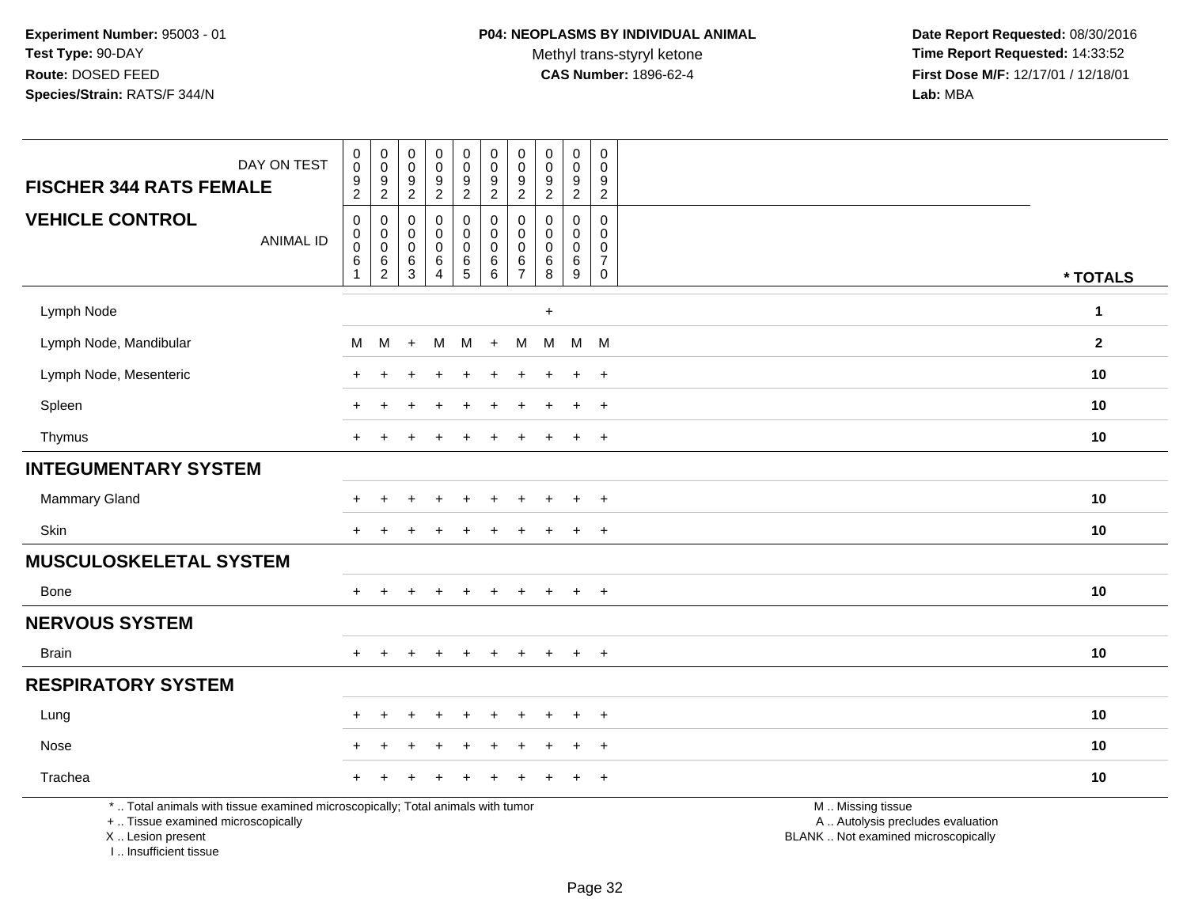**Experiment Number:** 95003 - 01
**Test Type:** 90-DAY
**Route:** DOSED FEED
**Species/Strain:** RATS/F 344/N

**P04: NEOPLASMS BY INDIVIDUAL ANIMAL**
Methyl trans-styryl ketone
**CAS Number:** 1896-62-4

**Date Report Requested:** 08/30/2016
**Time Report Requested:** 14:33:52
**First Dose M/F:** 12/17/01 / 12/18/01
**Lab:** MBA

| FISCHER 344 RATS FEMALE — DAY ON TEST | 0092 | 0092 | 0092 | 0092 | 0092 | 0092 | 0092 | 0092 | 0092 | 0092 | |
|---|---|---|---|---|---|---|---|---|---|---|---|
| **VEHICLE CONTROL** — ANIMAL ID | 00061 | 00062 | 00063 | 00064 | 00065 | 00066 | 00067 | 00068 | 00069 | 00070 | **\* TOTALS** |
| Lymph Node | | | | | | | | + | | | **1** |
| Lymph Node, Mandibular | M | M | + | M | M | + | M | M | M | M | **2** |
| Lymph Node, Mesenteric | + | + | + | + | + | + | + | + | + | + | **10** |
| Spleen | + | + | + | + | + | + | + | + | + | + | **10** |
| Thymus | + | + | + | + | + | + | + | + | + | + | **10** |
| **INTEGUMENTARY SYSTEM** | | | | | | | | | | | |
| Mammary Gland | + | + | + | + | + | + | + | + | + | + | **10** |
| Skin | + | + | + | + | + | + | + | + | + | + | **10** |
| **MUSCULOSKELETAL SYSTEM** | | | | | | | | | | | |
| Bone | + | + | + | + | + | + | + | + | + | + | **10** |
| **NERVOUS SYSTEM** | | | | | | | | | | | |
| Brain | + | + | + | + | + | + | + | + | + | + | **10** |
| **RESPIRATORY SYSTEM** | | | | | | | | | | | |
| Lung | + | + | + | + | + | + | + | + | + | + | **10** |
| Nose | + | + | + | + | + | + | + | + | + | + | **10** |
| Trachea | + | + | + | + | + | + | + | + | + | + | **10** |

\* .. Total animals with tissue examined microscopically; Total animals with tumor
\+ .. Tissue examined microscopically
X .. Lesion present
I .. Insufficient tissue

M .. Missing tissue
A .. Autolysis precludes evaluation
BLANK .. Not examined microscopically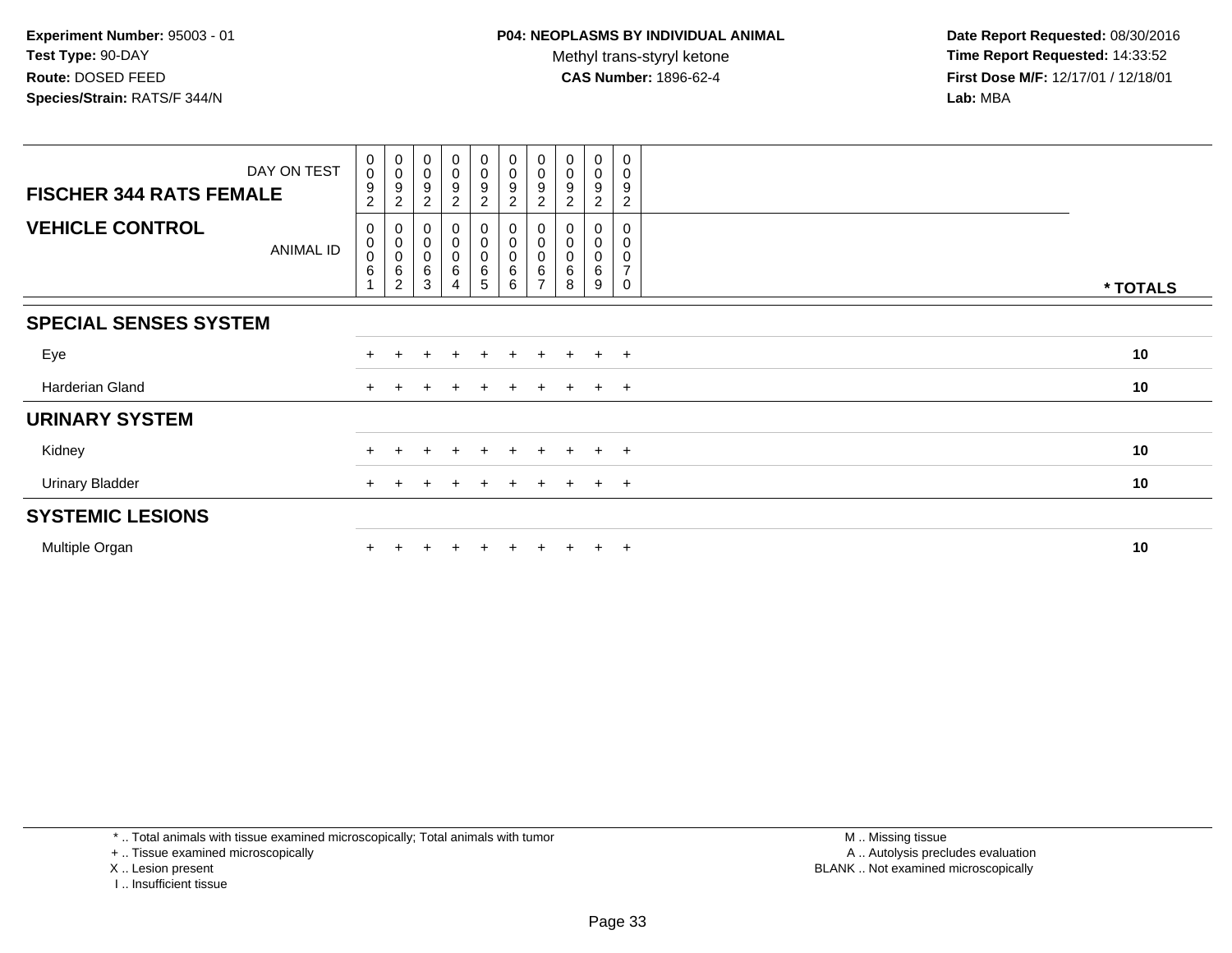**Experiment Number:** 95003 - 01
**Test Type:** 90-DAY
**Route:** DOSED FEED
**Species/Strain:** RATS/F 344/N

**P04: NEOPLASMS BY INDIVIDUAL ANIMAL**
Methyl trans-styryl ketone
**CAS Number:** 1896-62-4

**Date Report Requested:** 08/30/2016
**Time Report Requested:** 14:33:52
**First Dose M/F:** 12/17/01 / 12/18/01
**Lab:** MBA

| FISCHER 344 RATS FEMALE — DAY ON TEST | 0092 | 0092 | 0092 | 0092 | 0092 | 0092 | 0092 | 0092 | 0092 | 0092 | |
|---|---|---|---|---|---|---|---|---|---|---|---|
| **VEHICLE CONTROL** — ANIMAL ID | 00061 | 00062 | 00063 | 00064 | 00065 | 00066 | 00067 | 00068 | 00069 | 00070 | * TOTALS |
| **SPECIAL SENSES SYSTEM** | | | | | | | | | | | |
| Eye | + | + | + | + | + | + | + | + | + | + | 10 |
| Harderian Gland | + | + | + | + | + | + | + | + | + | + | 10 |
| **URINARY SYSTEM** | | | | | | | | | | | |
| Kidney | + | + | + | + | + | + | + | + | + | + | 10 |
| Urinary Bladder | + | + | + | + | + | + | + | + | + | + | 10 |
| **SYSTEMIC LESIONS** | | | | | | | | | | | |
| Multiple Organ | + | + | + | + | + | + | + | + | + | + | 10 |

* .. Total animals with tissue examined microscopically; Total animals with tumor
+ .. Tissue examined microscopically
X .. Lesion present
I .. Insufficient tissue

M .. Missing tissue
A .. Autolysis precludes evaluation
BLANK .. Not examined microscopically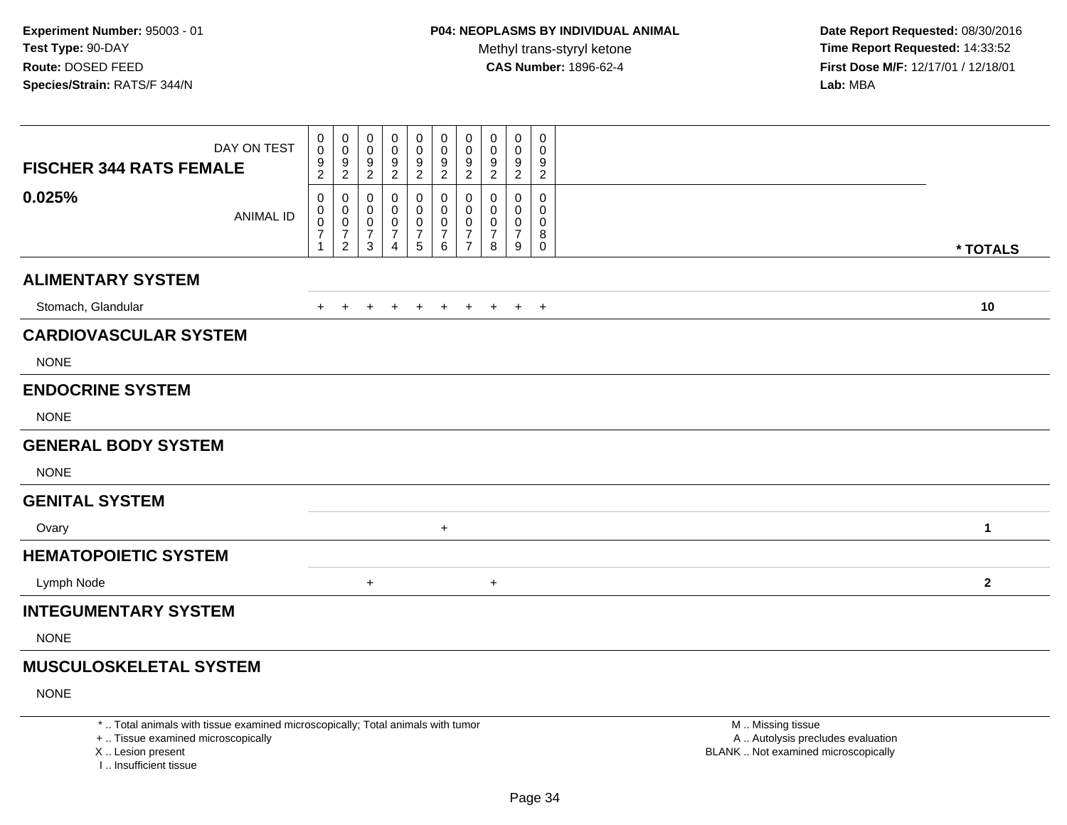**Experiment Number:** 95003 - 01
**Test Type:** 90-DAY
**Route:** DOSED FEED
**Species/Strain:** RATS/F 344/N

**P04: NEOPLASMS BY INDIVIDUAL ANIMAL**
Methyl trans-styryl ketone
**CAS Number:** 1896-62-4

**Date Report Requested:** 08/30/2016
**Time Report Requested:** 14:33:52
**First Dose M/F:** 12/17/01 / 12/18/01
**Lab:** MBA

| **FISCHER 344 RATS FEMALE** DAY ON TEST | 0092 | 0092 | 0092 | 0092 | 0092 | 0092 | 0092 | 0092 | 0092 | 0092 | |
|---|---|---|---|---|---|---|---|---|---|---|---|
| **0.025%** ANIMAL ID | 00071 | 00072 | 00073 | 00074 | 00075 | 00076 | 00077 | 00078 | 00079 | 00080 | *** TOTALS** |
| **ALIMENTARY SYSTEM** | | | | | | | | | | | |
| Stomach, Glandular | + | + | + | + | + | + | + | + | + | + | **10** |
| **CARDIOVASCULAR SYSTEM** | | | | | | | | | | | |
| NONE | | | | | | | | | | | |
| **ENDOCRINE SYSTEM** | | | | | | | | | | | |
| NONE | | | | | | | | | | | |
| **GENERAL BODY SYSTEM** | | | | | | | | | | | |
| NONE | | | | | | | | | | | |
| **GENITAL SYSTEM** | | | | | | | | | | | |
| Ovary | | | | | | + | | | | | **1** |
| **HEMATOPOIETIC SYSTEM** | | | | | | | | | | | |
| Lymph Node | | | + | | | | | + | | | **2** |
| **INTEGUMENTARY SYSTEM** | | | | | | | | | | | |
| NONE | | | | | | | | | | | |
| **MUSCULOSKELETAL SYSTEM** | | | | | | | | | | | |
| NONE | | | | | | | | | | | |

* .. Total animals with tissue examined microscopically; Total animals with tumor
+ .. Tissue examined microscopically
X .. Lesion present
I .. Insufficient tissue

M .. Missing tissue
A .. Autolysis precludes evaluation
BLANK .. Not examined microscopically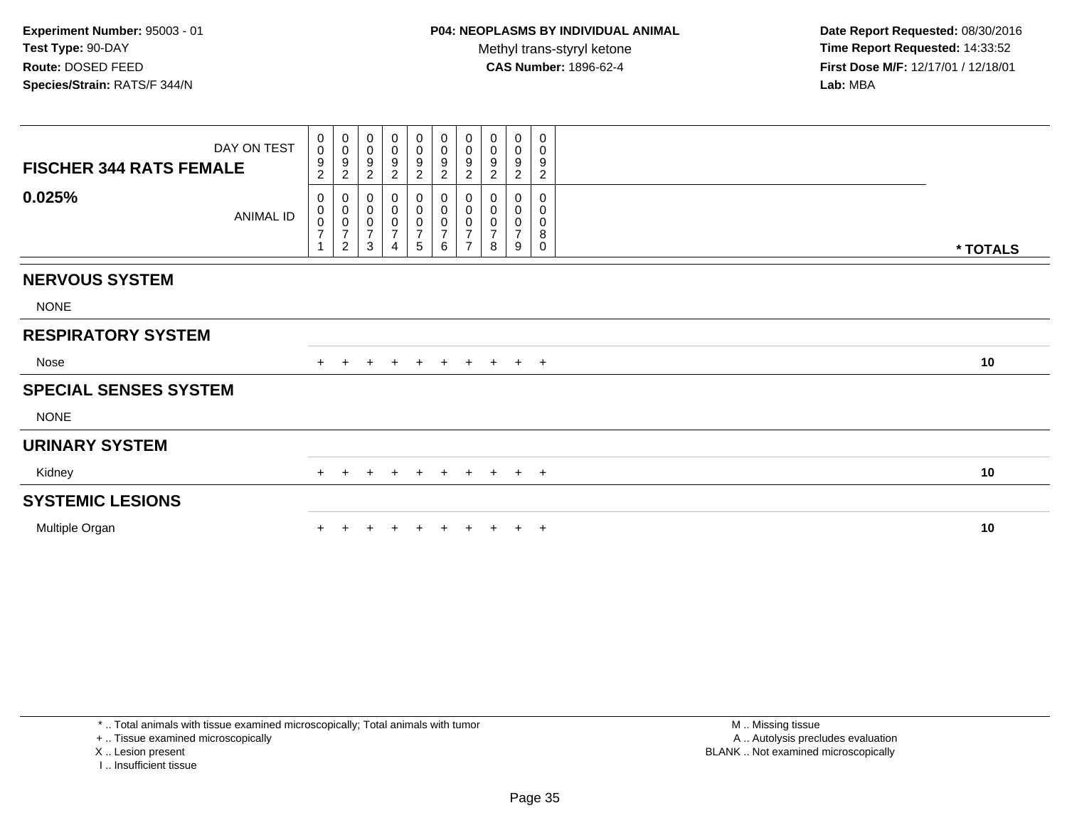**Experiment Number:** 95003 - 01
**Test Type:** 90-DAY
**Route:** DOSED FEED
**Species/Strain:** RATS/F 344/N

**P04: NEOPLASMS BY INDIVIDUAL ANIMAL**
Methyl trans-styryl ketone
**CAS Number:** 1896-62-4

**Date Report Requested:** 08/30/2016
**Time Report Requested:** 14:33:52
**First Dose M/F:** 12/17/01 / 12/18/01
**Lab:** MBA

| FISCHER 344 RATS FEMALE — DAY ON TEST | 0092 | 0092 | 0092 | 0092 | 0092 | 0092 | 0092 | 0092 | 0092 | 0092 | |
|---|---|---|---|---|---|---|---|---|---|---|---|
| **0.025%** — ANIMAL ID | 00071 | 00072 | 00073 | 00074 | 00075 | 00076 | 00077 | 00078 | 00079 | 00080 | * TOTALS |
| **NERVOUS SYSTEM** | | | | | | | | | | | |
| NONE | | | | | | | | | | | |
| **RESPIRATORY SYSTEM** | | | | | | | | | | | |
| Nose | + | + | + | + | + | + | + | + | + | + | 10 |
| **SPECIAL SENSES SYSTEM** | | | | | | | | | | | |
| NONE | | | | | | | | | | | |
| **URINARY SYSTEM** | | | | | | | | | | | |
| Kidney | + | + | + | + | + | + | + | + | + | + | 10 |
| **SYSTEMIC LESIONS** | | | | | | | | | | | |
| Multiple Organ | + | + | + | + | + | + | + | + | + | + | 10 |

* .. Total animals with tissue examined microscopically; Total animals with tumor
+ .. Tissue examined microscopically
X .. Lesion present
I .. Insufficient tissue

M .. Missing tissue
A .. Autolysis precludes evaluation
BLANK .. Not examined microscopically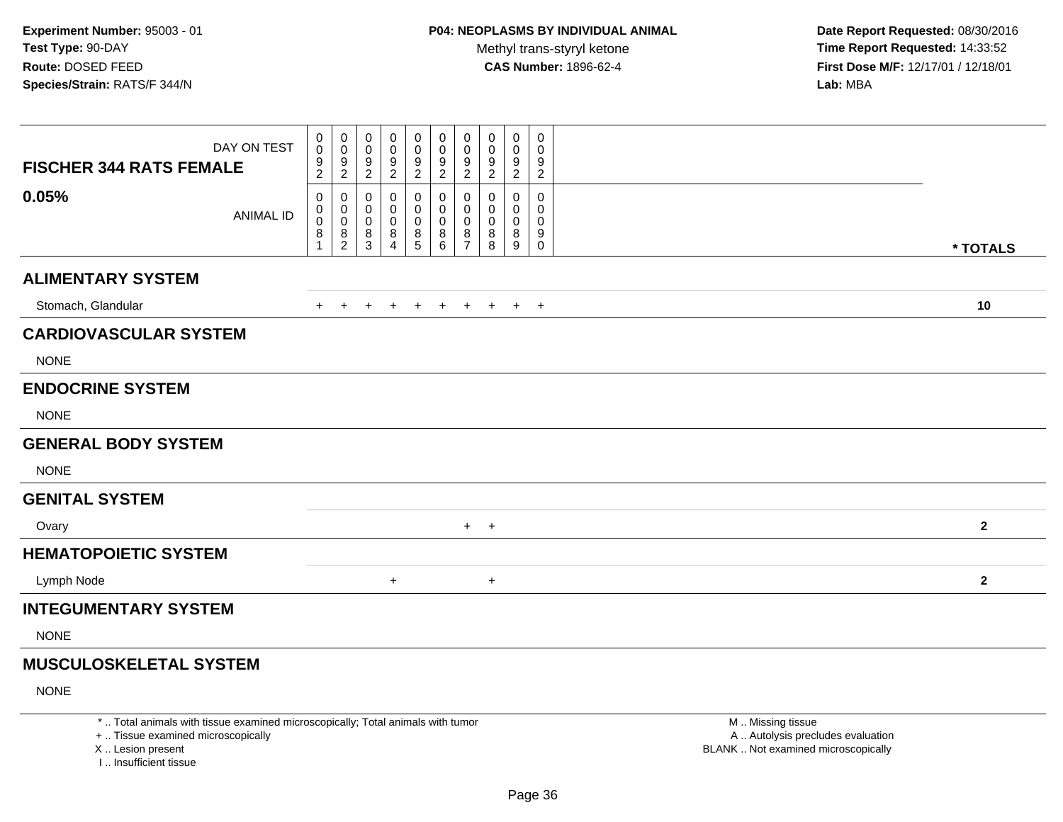Experiment Number: 95003 - 01
Test Type: 90-DAY
Route: DOSED FEED
Species/Strain: RATS/F 344/N

**P04: NEOPLASMS BY INDIVIDUAL ANIMAL**
Methyl trans-styryl ketone
**CAS Number:** 1896-62-4

Date Report Requested: 08/30/2016
Time Report Requested: 14:33:52
First Dose M/F: 12/17/01 / 12/18/01
Lab: MBA

| FISCHER 344 RATS FEMALE 0.05% | DAY ON TEST | 0092 | 0092 | 0092 | 0092 | 0092 | 0092 | 0092 | 0092 | 0092 | 0092 | |
|---|---|---|---|---|---|---|---|---|---|---|---|---|
| | ANIMAL ID | 00081 | 00082 | 00083 | 00084 | 00085 | 00086 | 00087 | 00088 | 00089 | 00090 | * TOTALS |
| **ALIMENTARY SYSTEM** | | | | | | | | | | | | |
| Stomach, Glandular | | + | + | + | + | + | + | + | + | + | + | **10** |
| **CARDIOVASCULAR SYSTEM** | | | | | | | | | | | | |
| NONE | | | | | | | | | | | | |
| **ENDOCRINE SYSTEM** | | | | | | | | | | | | |
| NONE | | | | | | | | | | | | |
| **GENERAL BODY SYSTEM** | | | | | | | | | | | | |
| NONE | | | | | | | | | | | | |
| **GENITAL SYSTEM** | | | | | | | | | | | | |
| Ovary | | | | | | | | + | + | | | **2** |
| **HEMATOPOIETIC SYSTEM** | | | | | | | | | | | | |
| Lymph Node | | | | | + | | | | + | | | **2** |
| **INTEGUMENTARY SYSTEM** | | | | | | | | | | | | |
| NONE | | | | | | | | | | | | |
| **MUSCULOSKELETAL SYSTEM** | | | | | | | | | | | | |
| NONE | | | | | | | | | | | | |

* .. Total animals with tissue examined microscopically; Total animals with tumor
+ .. Tissue examined microscopically
X .. Lesion present
I .. Insufficient tissue

M .. Missing tissue
A .. Autolysis precludes evaluation
BLANK .. Not examined microscopically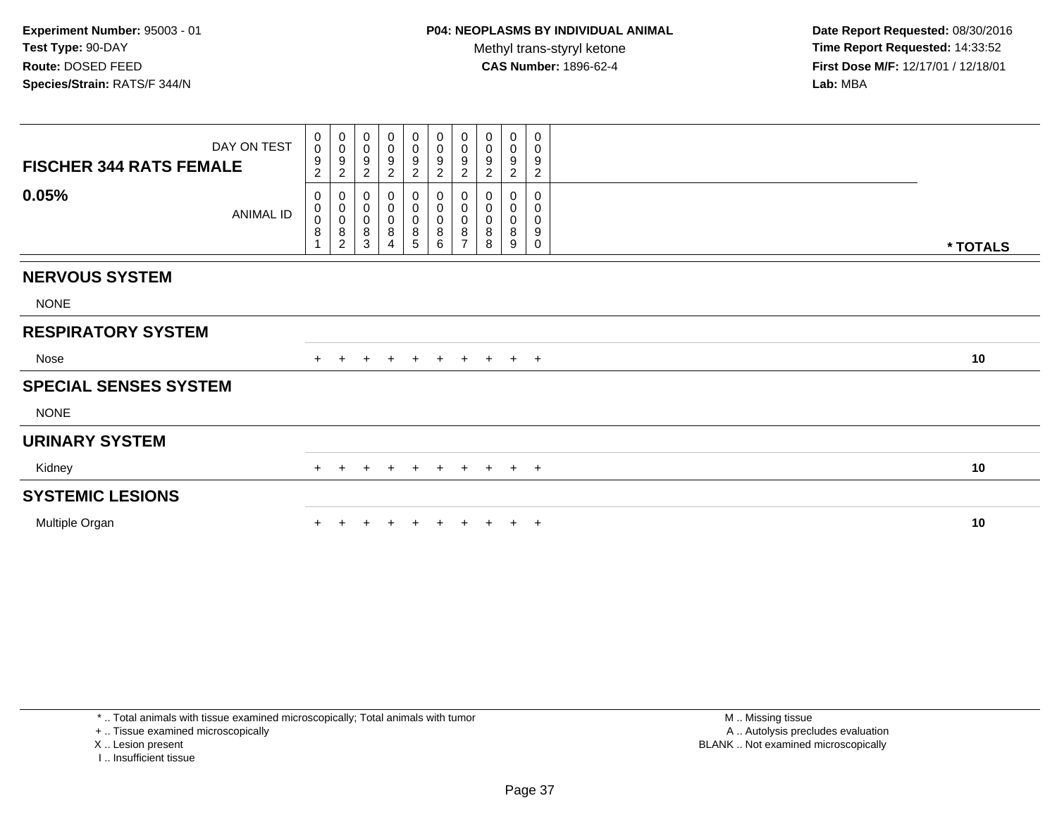**Experiment Number:** 95003 - 01
**Test Type:** 90-DAY
**Route:** DOSED FEED
**Species/Strain:** RATS/F 344/N

**P04: NEOPLASMS BY INDIVIDUAL ANIMAL**
Methyl trans-styryl ketone
**CAS Number:** 1896-62-4

**Date Report Requested:** 08/30/2016
**Time Report Requested:** 14:33:52
**First Dose M/F:** 12/17/01 / 12/18/01
**Lab:** MBA

| FISCHER 344 RATS FEMALE — DAY ON TEST | 0092 | 0092 | 0092 | 0092 | 0092 | 0092 | 0092 | 0092 | 0092 | 0092 | |
|---|---|---|---|---|---|---|---|---|---|---|---|
| **0.05%** — ANIMAL ID | 00081 | 00082 | 00083 | 00084 | 00085 | 00086 | 00087 | 00088 | 00089 | 00090 | *** TOTALS** |
| **NERVOUS SYSTEM** | | | | | | | | | | | |
| NONE | | | | | | | | | | | |
| **RESPIRATORY SYSTEM** | | | | | | | | | | | |
| Nose | + | + | + | + | + | + | + | + | + | + | **10** |
| **SPECIAL SENSES SYSTEM** | | | | | | | | | | | |
| NONE | | | | | | | | | | | |
| **URINARY SYSTEM** | | | | | | | | | | | |
| Kidney | + | + | + | + | + | + | + | + | + | + | **10** |
| **SYSTEMIC LESIONS** | | | | | | | | | | | |
| Multiple Organ | + | + | + | + | + | + | + | + | + | + | **10** |

* .. Total animals with tissue examined microscopically; Total animals with tumor
+ .. Tissue examined microscopically
X .. Lesion present
I .. Insufficient tissue

M .. Missing tissue
A .. Autolysis precludes evaluation
BLANK .. Not examined microscopically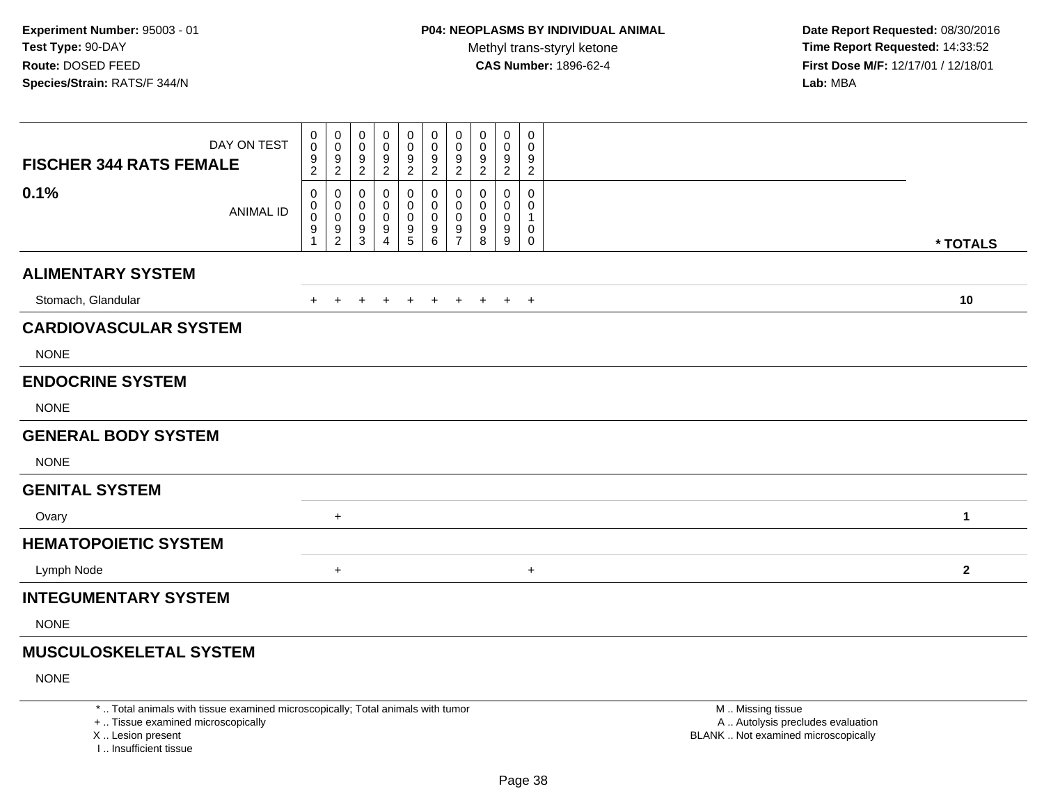**Experiment Number:** 95003 - 01
**Test Type:** 90-DAY
**Route:** DOSED FEED
**Species/Strain:** RATS/F 344/N

**P04: NEOPLASMS BY INDIVIDUAL ANIMAL**
Methyl trans-styryl ketone
**CAS Number:** 1896-62-4

**Date Report Requested:** 08/30/2016
**Time Report Requested:** 14:33:52
**First Dose M/F:** 12/17/01 / 12/18/01
**Lab:** MBA

| FISCHER 344 RATS FEMALE 0.1% | | | | | | | | | | | |
|---|---|---|---|---|---|---|---|---|---|---|---|
| DAY ON TEST | 0092 | 0092 | 0092 | 0092 | 0092 | 0092 | 0092 | 0092 | 0092 | 0092 | |
| ANIMAL ID | 00091 | 00092 | 00093 | 00094 | 00095 | 00096 | 00097 | 00098 | 00099 | 00100 | * TOTALS |
| **ALIMENTARY SYSTEM** | | | | | | | | | | | |
| Stomach, Glandular | + | + | + | + | + | + | + | + | + | + | 10 |
| **CARDIOVASCULAR SYSTEM** | | | | | | | | | | | |
| NONE | | | | | | | | | | | |
| **ENDOCRINE SYSTEM** | | | | | | | | | | | |
| NONE | | | | | | | | | | | |
| **GENERAL BODY SYSTEM** | | | | | | | | | | | |
| NONE | | | | | | | | | | | |
| **GENITAL SYSTEM** | | | | | | | | | | | |
| Ovary | | + | | | | | | | | | 1 |
| **HEMATOPOIETIC SYSTEM** | | | | | | | | | | | |
| Lymph Node | | + | | | | | | | | + | 2 |
| **INTEGUMENTARY SYSTEM** | | | | | | | | | | | |
| NONE | | | | | | | | | | | |
| **MUSCULOSKELETAL SYSTEM** | | | | | | | | | | | |
| NONE | | | | | | | | | | | |

* .. Total animals with tissue examined microscopically; Total animals with tumor
+ .. Tissue examined microscopically
X .. Lesion present
I .. Insufficient tissue

M .. Missing tissue
A .. Autolysis precludes evaluation
BLANK .. Not examined microscopically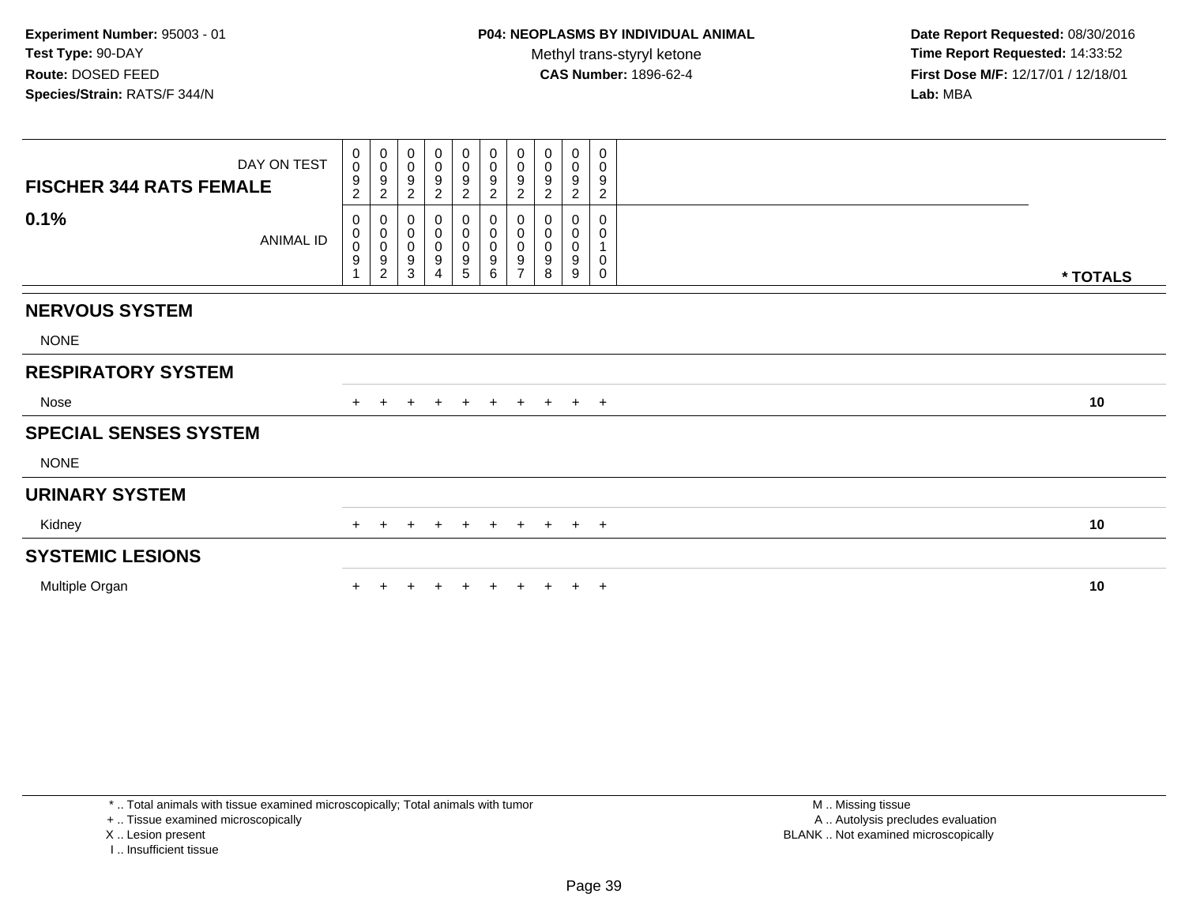**Experiment Number:** 95003 - 01
**Test Type:** 90-DAY
**Route:** DOSED FEED
**Species/Strain:** RATS/F 344/N

**P04: NEOPLASMS BY INDIVIDUAL ANIMAL**
Methyl trans-styryl ketone
**CAS Number:** 1896-62-4

**Date Report Requested:** 08/30/2016
**Time Report Requested:** 14:33:52
**First Dose M/F:** 12/17/01 / 12/18/01
**Lab:** MBA

| FISCHER 344 RATS FEMALE — DAY ON TEST | 0092 | 0092 | 0092 | 0092 | 0092 | 0092 | 0092 | 0092 | 0092 | 0092 | |
|---|---|---|---|---|---|---|---|---|---|---|---|
| **0.1%** — ANIMAL ID | 00091 | 00092 | 00093 | 00094 | 00095 | 00096 | 00097 | 00098 | 00099 | 00100 | *** TOTALS** |
| **NERVOUS SYSTEM** | | | | | | | | | | | |
| NONE | | | | | | | | | | | |
| **RESPIRATORY SYSTEM** | | | | | | | | | | | |
| Nose | + | + | + | + | + | + | + | + | + | + | **10** |
| **SPECIAL SENSES SYSTEM** | | | | | | | | | | | |
| NONE | | | | | | | | | | | |
| **URINARY SYSTEM** | | | | | | | | | | | |
| Kidney | + | + | + | + | + | + | + | + | + | + | **10** |
| **SYSTEMIC LESIONS** | | | | | | | | | | | |
| Multiple Organ | + | + | + | + | + | + | + | + | + | + | **10** |

* .. Total animals with tissue examined microscopically; Total animals with tumor
+ .. Tissue examined microscopically
X .. Lesion present
I .. Insufficient tissue

M .. Missing tissue
A .. Autolysis precludes evaluation
BLANK .. Not examined microscopically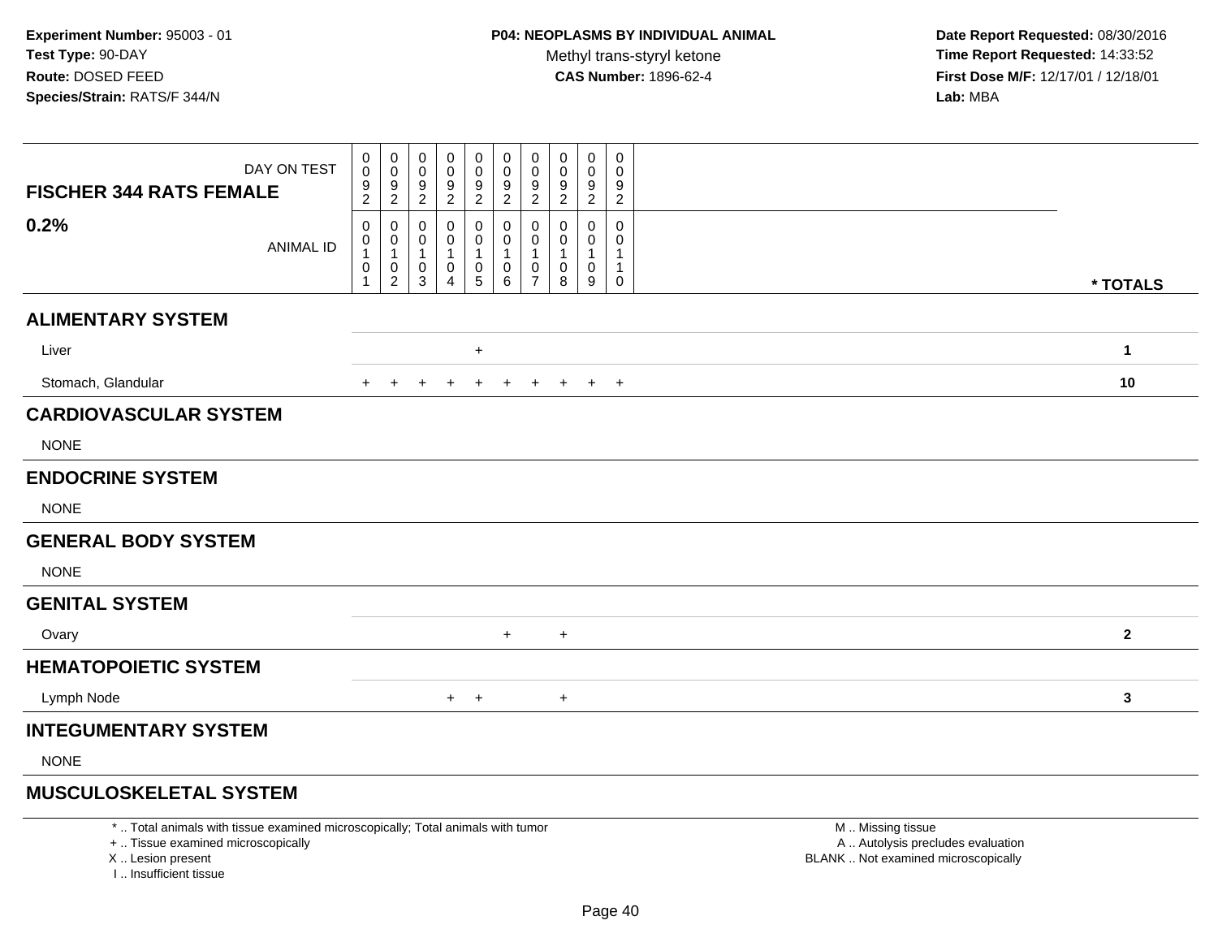**Experiment Number:** 95003 - 01
**Test Type:** 90-DAY
**Route:** DOSED FEED
**Species/Strain:** RATS/F 344/N

**P04: NEOPLASMS BY INDIVIDUAL ANIMAL**
Methyl trans-styryl ketone
**CAS Number:** 1896-62-4

**Date Report Requested:** 08/30/2016
**Time Report Requested:** 14:33:52
**First Dose M/F:** 12/17/01 / 12/18/01
**Lab:** MBA

| FISCHER 344 RATS FEMALE 0.2% | DAY ON TEST | 0092 | 0092 | 0092 | 0092 | 0092 | 0092 | 0092 | 0092 | 0092 | 0092 | |
|---|---|---|---|---|---|---|---|---|---|---|---|---|
| | ANIMAL ID | 00101 | 00102 | 00103 | 00104 | 00105 | 00106 | 00107 | 00108 | 00109 | 00110 | * TOTALS |
| **ALIMENTARY SYSTEM** | | | | | | | | | | | | |
| Liver | | | | | | + | | | | | | 1 |
| Stomach, Glandular | | + | + | + | + | + | + | + | + | + | + | 10 |
| **CARDIOVASCULAR SYSTEM** | | | | | | | | | | | | |
| NONE | | | | | | | | | | | | |
| **ENDOCRINE SYSTEM** | | | | | | | | | | | | |
| NONE | | | | | | | | | | | | |
| **GENERAL BODY SYSTEM** | | | | | | | | | | | | |
| NONE | | | | | | | | | | | | |
| **GENITAL SYSTEM** | | | | | | | | | | | | |
| Ovary | | | | | | | + | | + | | | 2 |
| **HEMATOPOIETIC SYSTEM** | | | | | | | | | | | | |
| Lymph Node | | | | | + | + | | | + | | | 3 |
| **INTEGUMENTARY SYSTEM** | | | | | | | | | | | | |
| NONE | | | | | | | | | | | | |
| **MUSCULOSKELETAL SYSTEM** | | | | | | | | | | | | |

\* .. Total animals with tissue examined microscopically; Total animals with tumor
\+ .. Tissue examined microscopically
X .. Lesion present
I .. Insufficient tissue

M .. Missing tissue
A .. Autolysis precludes evaluation
BLANK .. Not examined microscopically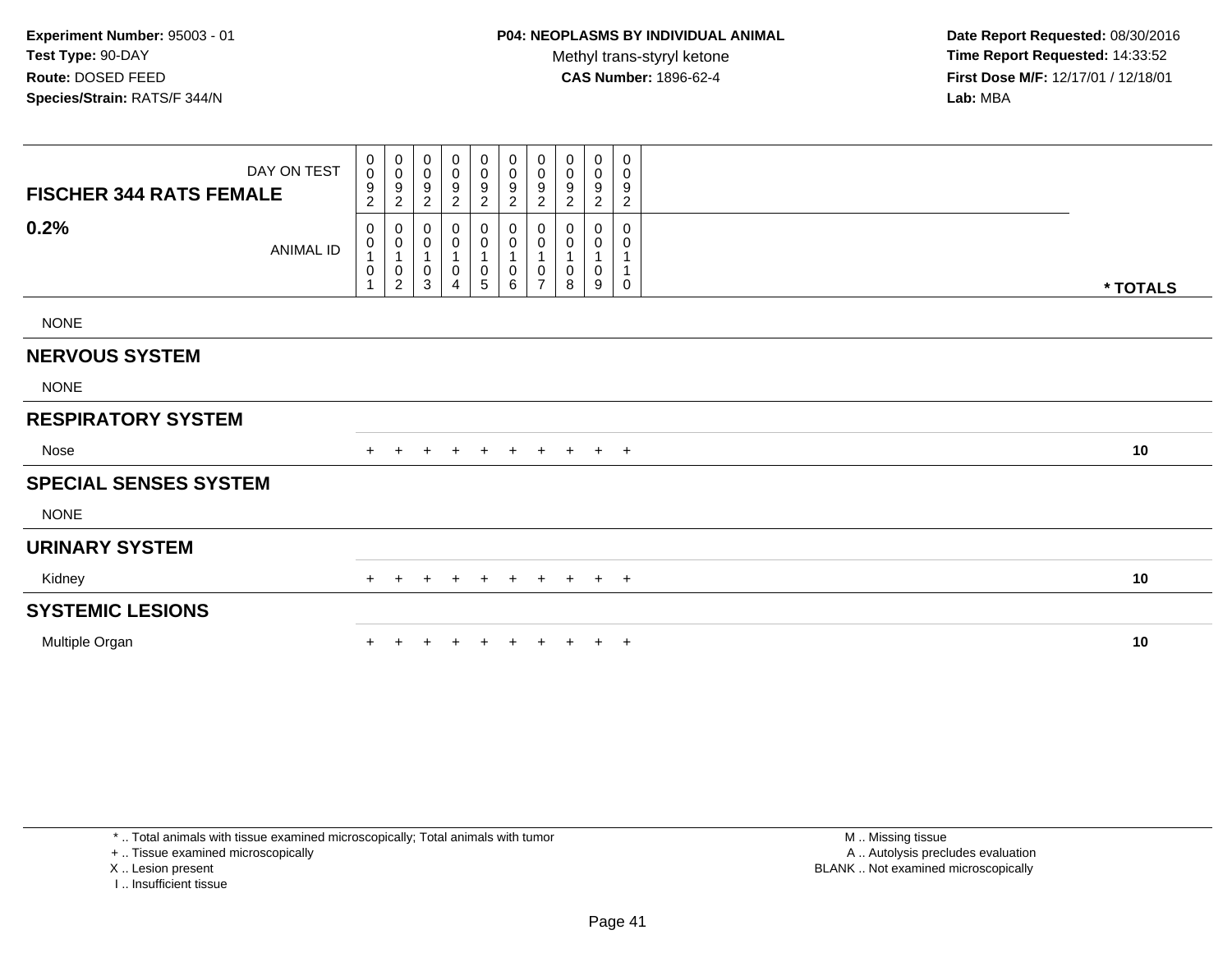**Experiment Number:** 95003 - 01
**Test Type:** 90-DAY
**Route:** DOSED FEED
**Species/Strain:** RATS/F 344/N

**P04: NEOPLASMS BY INDIVIDUAL ANIMAL**
Methyl trans-styryl ketone
**CAS Number:** 1896-62-4

**Date Report Requested:** 08/30/2016
**Time Report Requested:** 14:33:52
**First Dose M/F:** 12/17/01 / 12/18/01
**Lab:** MBA

| FISCHER 344 RATS FEMALE — DAY ON TEST | 0092 | 0092 | 0092 | 0092 | 0092 | 0092 | 0092 | 0092 | 0092 | 0092 | |
|---|---|---|---|---|---|---|---|---|---|---|---|
| **0.2%** — ANIMAL ID | 00101 | 00102 | 00103 | 00104 | 00105 | 00106 | 00107 | 00108 | 00109 | 00110 | *** TOTALS** |
| NONE | | | | | | | | | | | |
| **NERVOUS SYSTEM** | | | | | | | | | | | |
| NONE | | | | | | | | | | | |
| **RESPIRATORY SYSTEM** | | | | | | | | | | | |
| Nose | + | + | + | + | + | + | + | + | + | + | 10 |
| **SPECIAL SENSES SYSTEM** | | | | | | | | | | | |
| NONE | | | | | | | | | | | |
| **URINARY SYSTEM** | | | | | | | | | | | |
| Kidney | + | + | + | + | + | + | + | + | + | + | 10 |
| **SYSTEMIC LESIONS** | | | | | | | | | | | |
| Multiple Organ | + | + | + | + | + | + | + | + | + | + | 10 |

\* .. Total animals with tissue examined microscopically; Total animals with tumor
\+ .. Tissue examined microscopically
X .. Lesion present
I .. Insufficient tissue

M .. Missing tissue
A .. Autolysis precludes evaluation
BLANK .. Not examined microscopically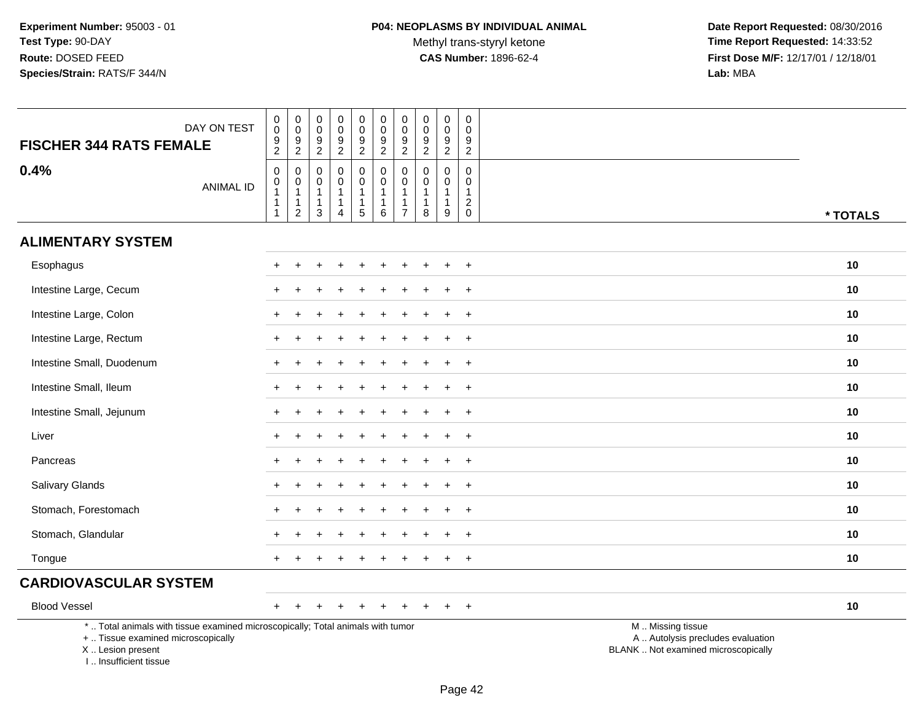**Experiment Number:** 95003 - 01
**Test Type:** 90-DAY
**Route:** DOSED FEED
**Species/Strain:** RATS/F 344/N

**P04: NEOPLASMS BY INDIVIDUAL ANIMAL**
Methyl trans-styryl ketone
**CAS Number:** 1896-62-4

**Date Report Requested:** 08/30/2016
**Time Report Requested:** 14:33:52
**First Dose M/F:** 12/17/01 / 12/18/01
**Lab:** MBA

| FISCHER 344 RATS FEMALE 0.4% | | | | | | | | | | | |
|---|---|---|---|---|---|---|---|---|---|---|---|
| DAY ON TEST | 0092 | 0092 | 0092 | 0092 | 0092 | 0092 | 0092 | 0092 | 0092 | 0092 | |
| ANIMAL ID | 00111 | 00112 | 00113 | 00114 | 00115 | 00116 | 00117 | 00118 | 00119 | 00120 | * TOTALS |
| **ALIMENTARY SYSTEM** | | | | | | | | | | | |
| Esophagus | + | + | + | + | + | + | + | + | + | + | 10 |
| Intestine Large, Cecum | + | + | + | + | + | + | + | + | + | + | 10 |
| Intestine Large, Colon | + | + | + | + | + | + | + | + | + | + | 10 |
| Intestine Large, Rectum | + | + | + | + | + | + | + | + | + | + | 10 |
| Intestine Small, Duodenum | + | + | + | + | + | + | + | + | + | + | 10 |
| Intestine Small, Ileum | + | + | + | + | + | + | + | + | + | + | 10 |
| Intestine Small, Jejunum | + | + | + | + | + | + | + | + | + | + | 10 |
| Liver | + | + | + | + | + | + | + | + | + | + | 10 |
| Pancreas | + | + | + | + | + | + | + | + | + | + | 10 |
| Salivary Glands | + | + | + | + | + | + | + | + | + | + | 10 |
| Stomach, Forestomach | + | + | + | + | + | + | + | + | + | + | 10 |
| Stomach, Glandular | + | + | + | + | + | + | + | + | + | + | 10 |
| Tongue | + | + | + | + | + | + | + | + | + | + | 10 |
| **CARDIOVASCULAR SYSTEM** | | | | | | | | | | | |
| Blood Vessel | + | + | + | + | + | + | + | + | + | + | 10 |

* .. Total animals with tissue examined microscopically; Total animals with tumor
+ .. Tissue examined microscopically
X .. Lesion present
I .. Insufficient tissue

M .. Missing tissue
A .. Autolysis precludes evaluation
BLANK .. Not examined microscopically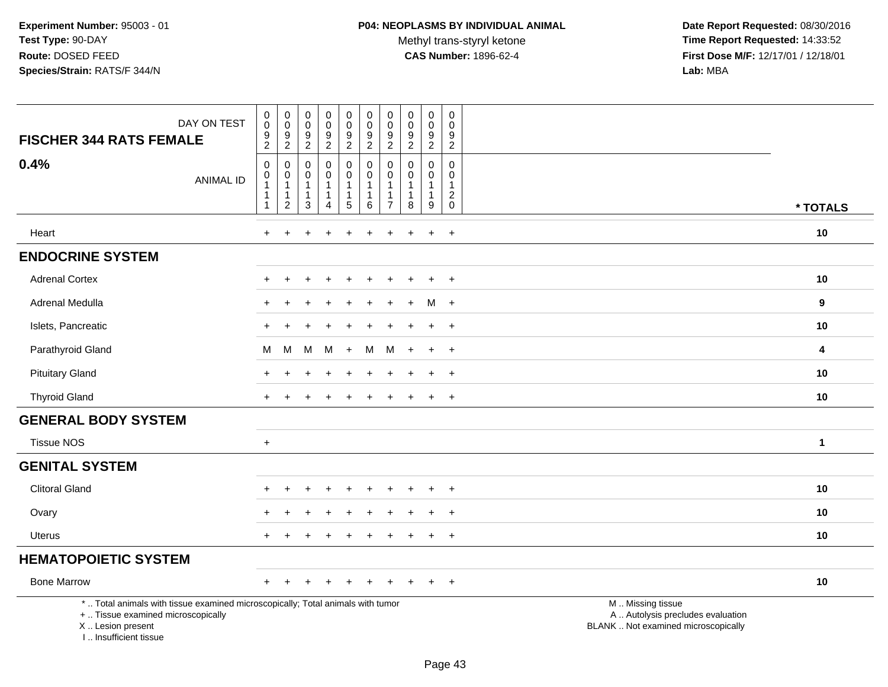Experiment Number: 95003 - 01
Test Type: 90-DAY
Route: DOSED FEED
Species/Strain: RATS/F 344/N

**P04: NEOPLASMS BY INDIVIDUAL ANIMAL**
Methyl trans-styryl ketone
**CAS Number:** 1896-62-4

Date Report Requested: 08/30/2016
Time Report Requested: 14:33:52
First Dose M/F: 12/17/01 / 12/18/01
Lab: MBA

| FISCHER 344 RATS FEMALE — DAY ON TEST | 0092 | 0092 | 0092 | 0092 | 0092 | 0092 | 0092 | 0092 | 0092 | 0092 | |
|---|---|---|---|---|---|---|---|---|---|---|---|
| **0.4%** — ANIMAL ID | 00111 | 00112 | 00113 | 00114 | 00115 | 00116 | 00117 | 00118 | 00119 | 00120 | * TOTALS |
| Heart | + | + | + | + | + | + | + | + | + | + | 10 |
| **ENDOCRINE SYSTEM** | | | | | | | | | | | |
| Adrenal Cortex | + | + | + | + | + | + | + | + | + | + | 10 |
| Adrenal Medulla | + | + | + | + | + | + | + | + | M | + | 9 |
| Islets, Pancreatic | + | + | + | + | + | + | + | + | + | + | 10 |
| Parathyroid Gland | M | M | M | M | + | M | M | + | + | + | 4 |
| Pituitary Gland | + | + | + | + | + | + | + | + | + | + | 10 |
| Thyroid Gland | + | + | + | + | + | + | + | + | + | + | 10 |
| **GENERAL BODY SYSTEM** | | | | | | | | | | | |
| Tissue NOS | + | | | | | | | | | | 1 |
| **GENITAL SYSTEM** | | | | | | | | | | | |
| Clitoral Gland | + | + | + | + | + | + | + | + | + | + | 10 |
| Ovary | + | + | + | + | + | + | + | + | + | + | 10 |
| Uterus | + | + | + | + | + | + | + | + | + | + | 10 |
| **HEMATOPOIETIC SYSTEM** | | | | | | | | | | | |
| Bone Marrow | + | + | + | + | + | + | + | + | + | + | 10 |

* .. Total animals with tissue examined microscopically; Total animals with tumor
+ .. Tissue examined microscopically
X .. Lesion present
I .. Insufficient tissue

M .. Missing tissue
A .. Autolysis precludes evaluation
BLANK .. Not examined microscopically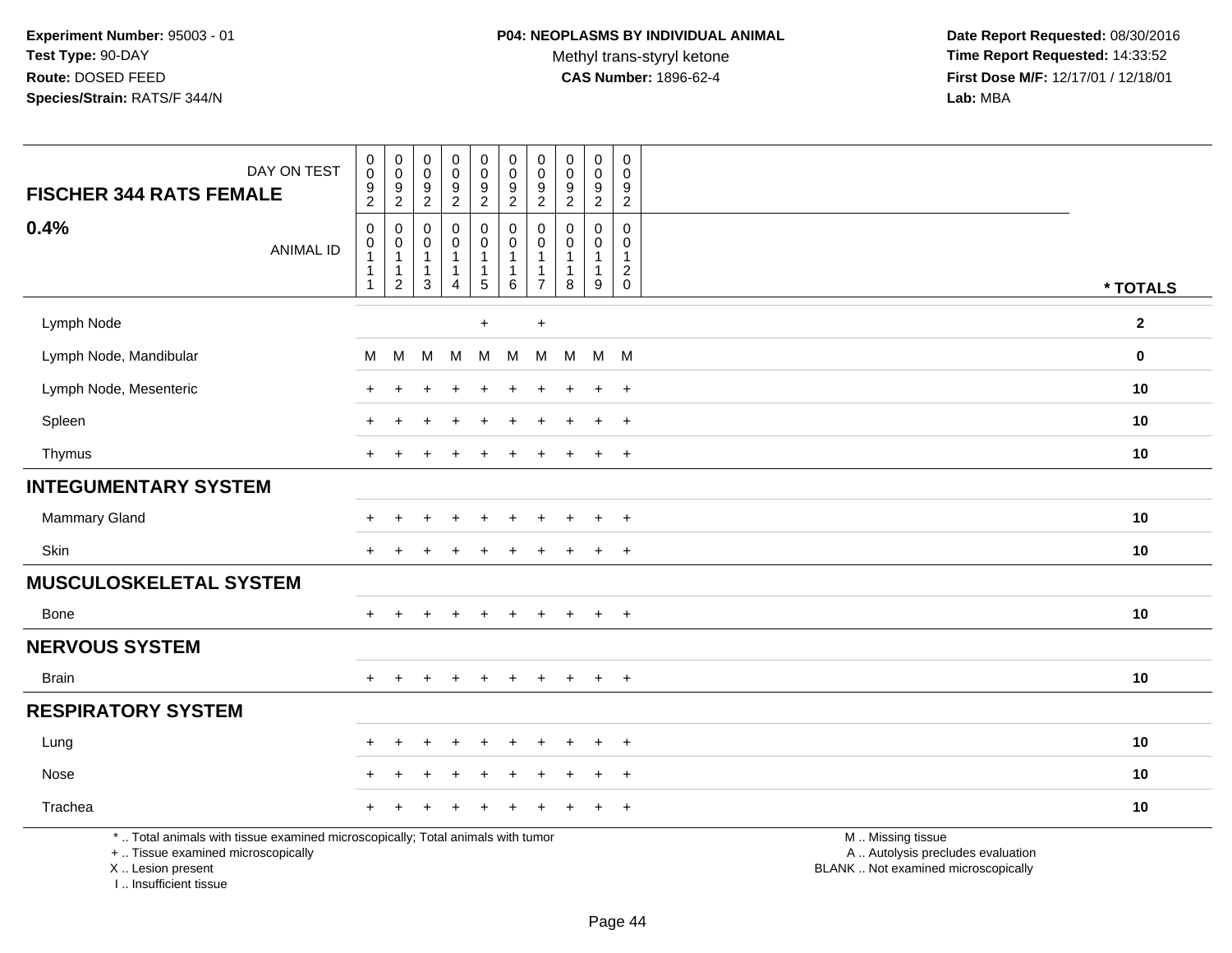**Experiment Number:** 95003 - 01
**Test Type:** 90-DAY
**Route:** DOSED FEED
**Species/Strain:** RATS/F 344/N

**P04: NEOPLASMS BY INDIVIDUAL ANIMAL**
Methyl trans-styryl ketone
**CAS Number:** 1896-62-4

**Date Report Requested:** 08/30/2016
**Time Report Requested:** 14:33:52
**First Dose M/F:** 12/17/01 / 12/18/01
**Lab:** MBA

| FISCHER 344 RATS FEMALE 0.4% | | | | | | | | | | | |
|---|---|---|---|---|---|---|---|---|---|---|---|
| DAY ON TEST | 0092 | 0092 | 0092 | 0092 | 0092 | 0092 | 0092 | 0092 | 0092 | 0092 | |
| ANIMAL ID | 00111 | 00112 | 00113 | 00114 | 00115 | 00116 | 00117 | 00118 | 00119 | 00120 | * TOTALS |
| Lymph Node | | | | | + | | + | | | | 2 |
| Lymph Node, Mandibular | M | M | M | M | M | M | M | M | M | M | 0 |
| Lymph Node, Mesenteric | + | + | + | + | + | + | + | + | + | + | 10 |
| Spleen | + | + | + | + | + | + | + | + | + | + | 10 |
| Thymus | + | + | + | + | + | + | + | + | + | + | 10 |
| **INTEGUMENTARY SYSTEM** | | | | | | | | | | | |
| Mammary Gland | + | + | + | + | + | + | + | + | + | + | 10 |
| Skin | + | + | + | + | + | + | + | + | + | + | 10 |
| **MUSCULOSKELETAL SYSTEM** | | | | | | | | | | | |
| Bone | + | + | + | + | + | + | + | + | + | + | 10 |
| **NERVOUS SYSTEM** | | | | | | | | | | | |
| Brain | + | + | + | + | + | + | + | + | + | + | 10 |
| **RESPIRATORY SYSTEM** | | | | | | | | | | | |
| Lung | + | + | + | + | + | + | + | + | + | + | 10 |
| Nose | + | + | + | + | + | + | + | + | + | + | 10 |
| Trachea | + | + | + | + | + | + | + | + | + | + | 10 |

* .. Total animals with tissue examined microscopically; Total animals with tumor
+ .. Tissue examined microscopically
X .. Lesion present
I .. Insufficient tissue

M .. Missing tissue
A .. Autolysis precludes evaluation
BLANK .. Not examined microscopically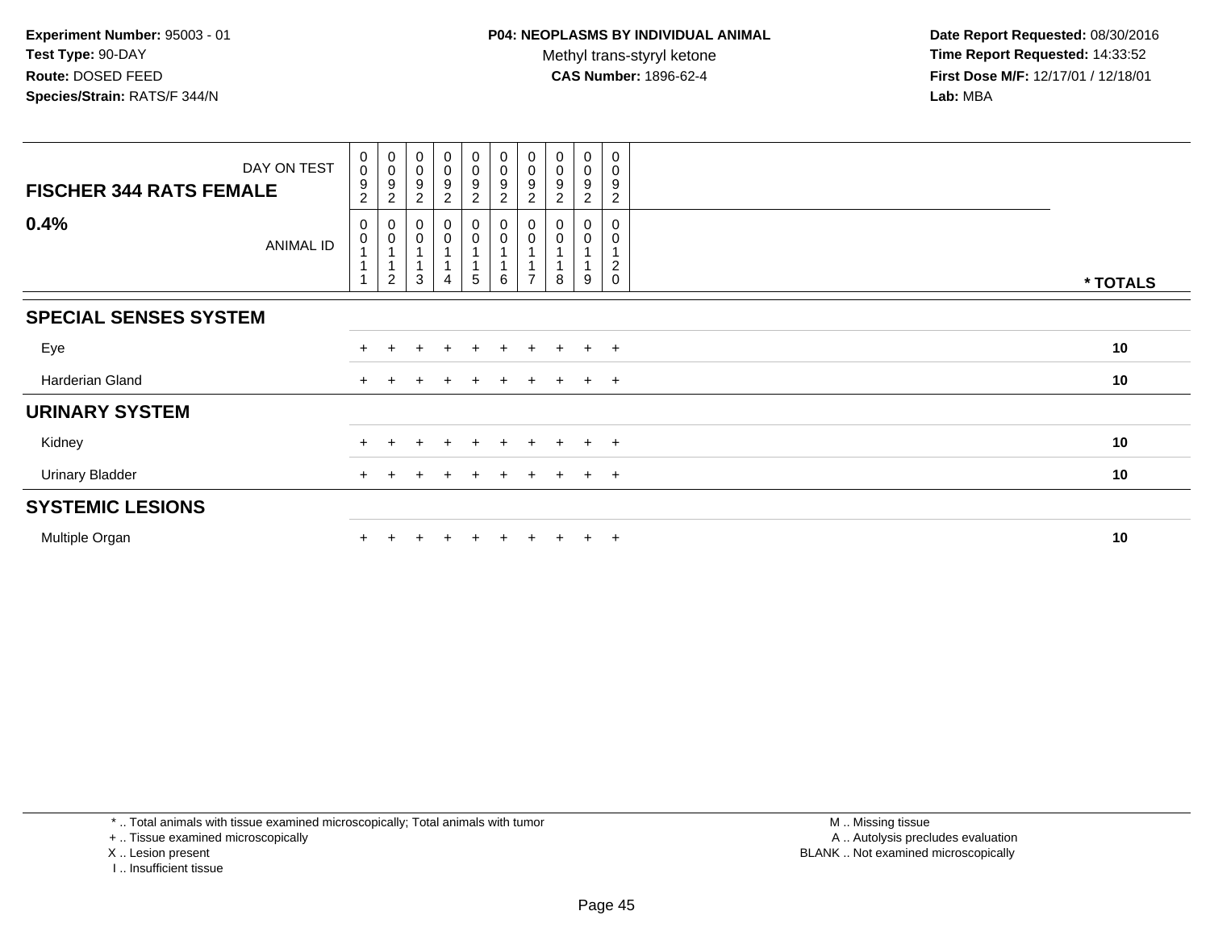**Experiment Number:** 95003 - 01
**Test Type:** 90-DAY
**Route:** DOSED FEED
**Species/Strain:** RATS/F 344/N

**P04: NEOPLASMS BY INDIVIDUAL ANIMAL**
Methyl trans-styryl ketone
**CAS Number:** 1896-62-4

**Date Report Requested:** 08/30/2016
**Time Report Requested:** 14:33:52
**First Dose M/F:** 12/17/01 / 12/18/01
**Lab:** MBA

| FISCHER 344 RATS FEMALE — DAY ON TEST | 0092 | 0092 | 0092 | 0092 | 0092 | 0092 | 0092 | 0092 | 0092 | 0092 | |
|---|---|---|---|---|---|---|---|---|---|---|---|
| **0.4%** — ANIMAL ID | 00111 | 00112 | 00113 | 00114 | 00115 | 00116 | 00117 | 00118 | 00119 | 00120 | *** TOTALS** |
| **SPECIAL SENSES SYSTEM** | | | | | | | | | | | |
| Eye | + | + | + | + | + | + | + | + | + | + | **10** |
| Harderian Gland | + | + | + | + | + | + | + | + | + | + | **10** |
| **URINARY SYSTEM** | | | | | | | | | | | |
| Kidney | + | + | + | + | + | + | + | + | + | + | **10** |
| Urinary Bladder | + | + | + | + | + | + | + | + | + | + | **10** |
| **SYSTEMIC LESIONS** | | | | | | | | | | | |
| Multiple Organ | + | + | + | + | + | + | + | + | + | + | **10** |

* .. Total animals with tissue examined microscopically; Total animals with tumor
+ .. Tissue examined microscopically
X .. Lesion present
I .. Insufficient tissue

M .. Missing tissue
A .. Autolysis precludes evaluation
BLANK .. Not examined microscopically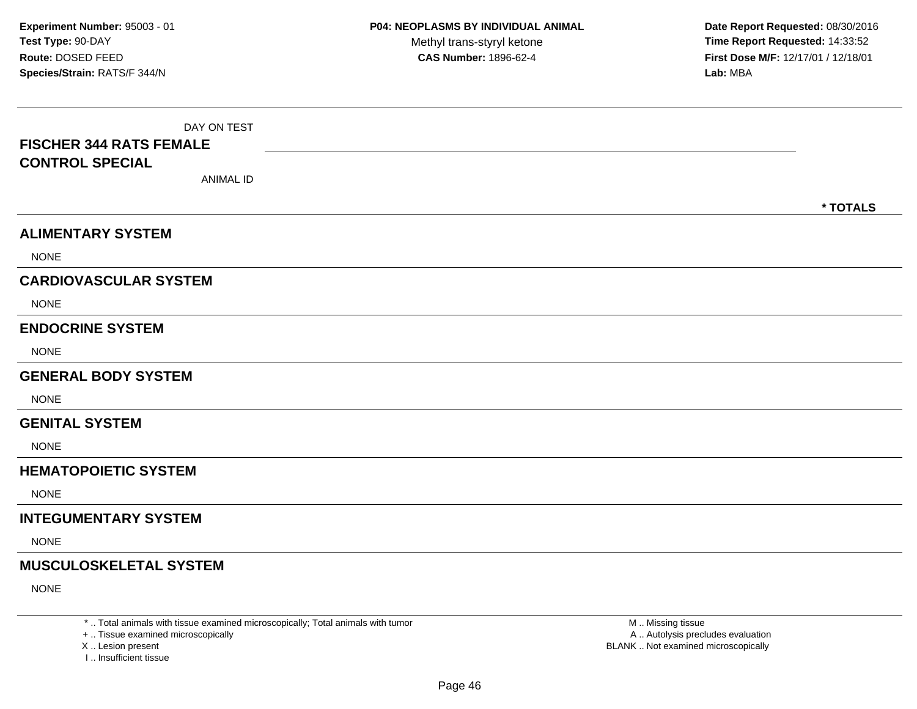**Experiment Number:** 95003 - 01
**Test Type:** 90-DAY
**Route:** DOSED FEED
**Species/Strain:** RATS/F 344/N

**P04: NEOPLASMS BY INDIVIDUAL ANIMAL**
Methyl trans-styryl ketone
**CAS Number:** 1896-62-4

**Date Report Requested:** 08/30/2016
**Time Report Requested:** 14:33:52
**First Dose M/F:** 12/17/01 / 12/18/01
**Lab:** MBA

DAY ON TEST

**FISCHER 344 RATS FEMALE**
**CONTROL SPECIAL**

ANIMAL ID

**\* TOTALS**

## ALIMENTARY SYSTEM

NONE

## CARDIOVASCULAR SYSTEM

NONE

## ENDOCRINE SYSTEM

NONE

## GENERAL BODY SYSTEM

NONE

## GENITAL SYSTEM

NONE

## HEMATOPOIETIC SYSTEM

NONE

## INTEGUMENTARY SYSTEM

NONE

## MUSCULOSKELETAL SYSTEM

NONE

\* .. Total animals with tissue examined microscopically; Total animals with tumor
\+ .. Tissue examined microscopically
X .. Lesion present
I .. Insufficient tissue

M .. Missing tissue
A .. Autolysis precludes evaluation
BLANK .. Not examined microscopically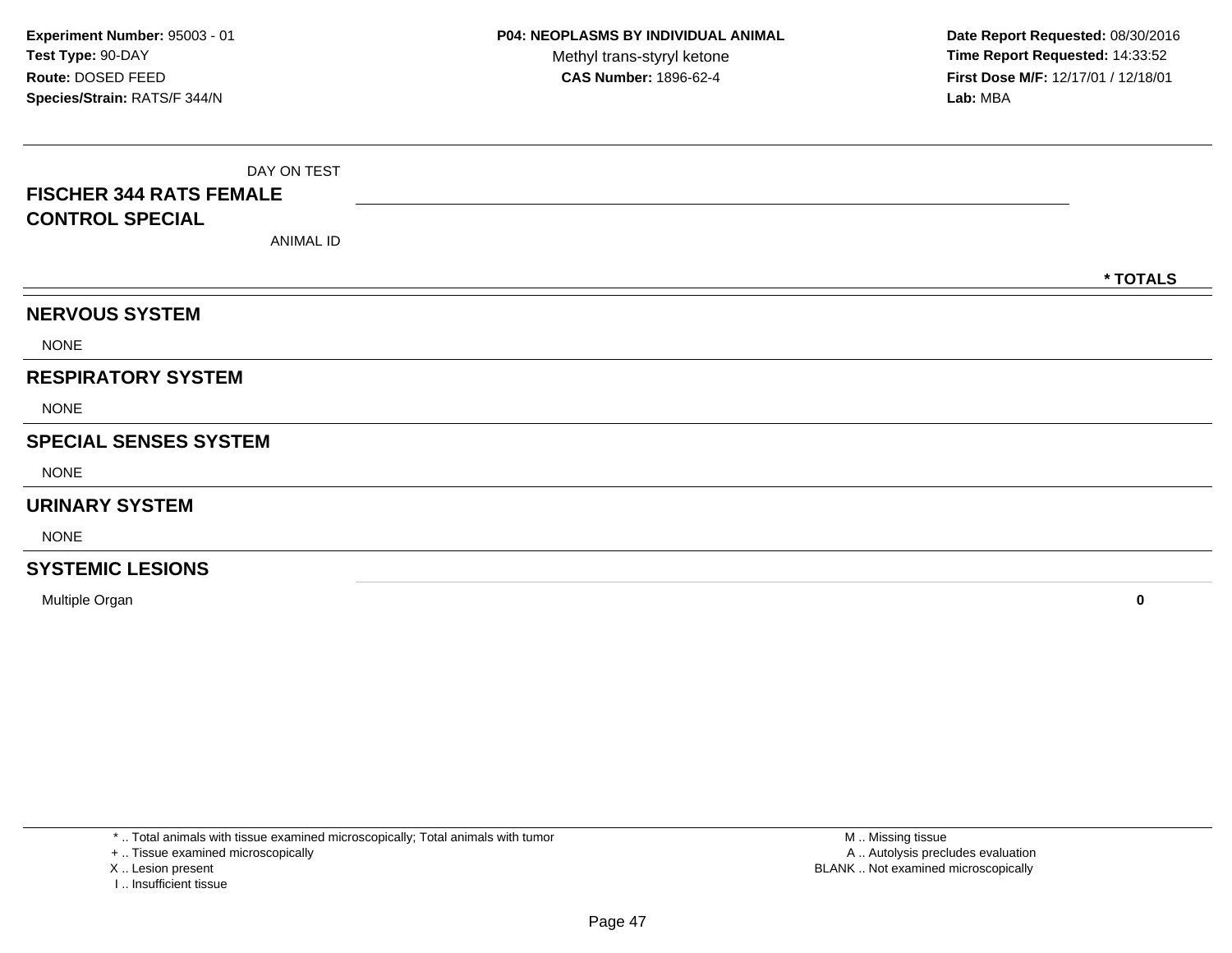Experiment Number: 95003 - 01
Test Type: 90-DAY
Route: DOSED FEED
Species/Strain: RATS/F 344/N

**P04: NEOPLASMS BY INDIVIDUAL ANIMAL**
Methyl trans-styryl ketone
**CAS Number:** 1896-62-4

**Date Report Requested:** 08/30/2016
**Time Report Requested:** 14:33:52
**First Dose M/F:** 12/17/01 / 12/18/01
**Lab:** MBA

| DAY ON TEST<br>**FISCHER 344 RATS FEMALE**<br>**CONTROL SPECIAL**<br>ANIMAL ID | **\* TOTALS** |
|---|---|
| **NERVOUS SYSTEM** | |
| NONE | |
| **RESPIRATORY SYSTEM** | |
| NONE | |
| **SPECIAL SENSES SYSTEM** | |
| NONE | |
| **URINARY SYSTEM** | |
| NONE | |
| **SYSTEMIC LESIONS** | |
| Multiple Organ | **0** |

* .. Total animals with tissue examined microscopically; Total animals with tumor
+ .. Tissue examined microscopically
X .. Lesion present
I .. Insufficient tissue

M .. Missing tissue
A .. Autolysis precludes evaluation
BLANK .. Not examined microscopically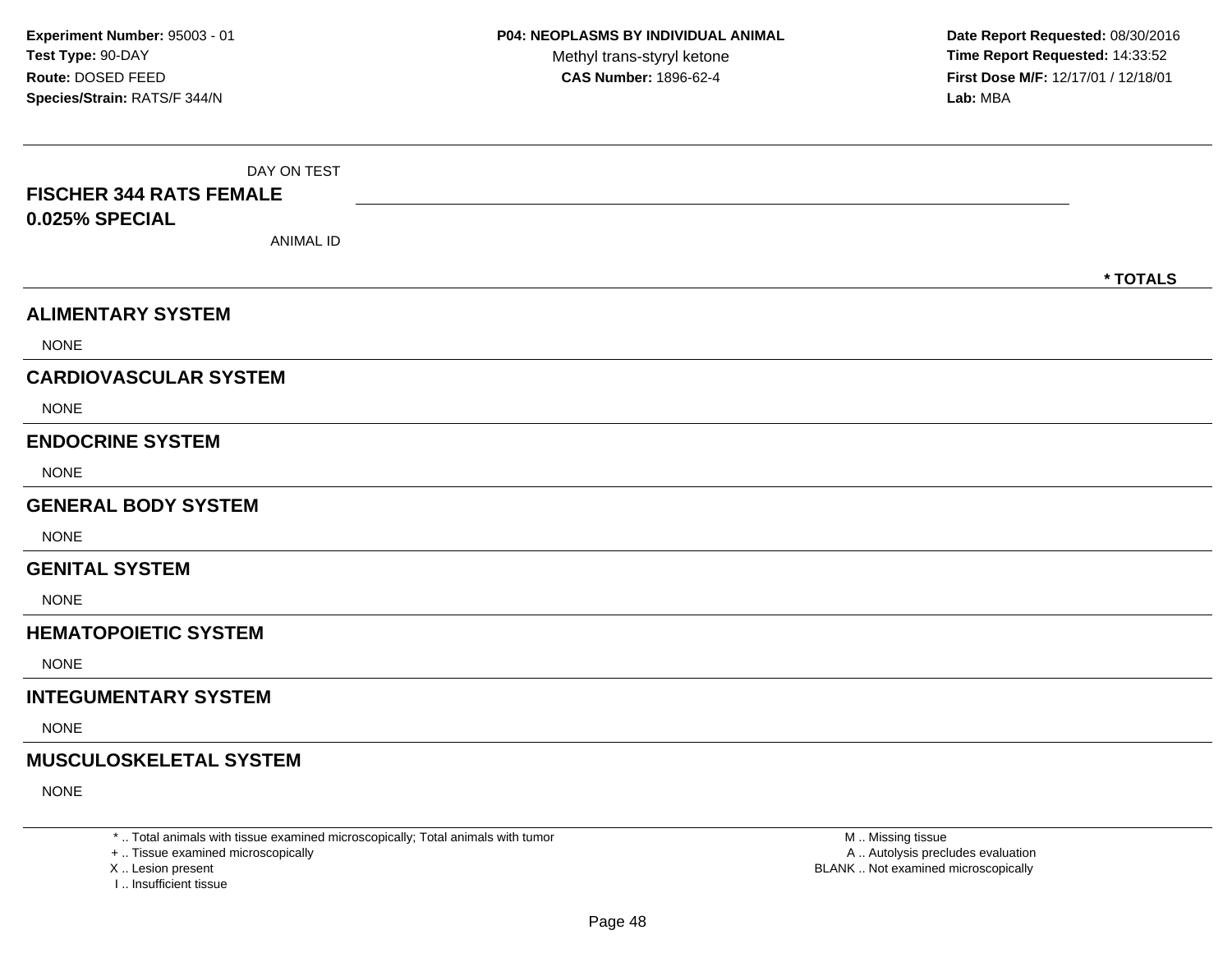**Experiment Number:** 95003 - 01
**Test Type:** 90-DAY
**Route:** DOSED FEED
**Species/Strain:** RATS/F 344/N

**P04: NEOPLASMS BY INDIVIDUAL ANIMAL**
Methyl trans-styryl ketone
**CAS Number:** 1896-62-4

**Date Report Requested:** 08/30/2016
**Time Report Requested:** 14:33:52
**First Dose M/F:** 12/17/01 / 12/18/01
**Lab:** MBA

| DAY ON TEST | |
|---|---|
| **FISCHER 344 RATS FEMALE** | |
| **0.025% SPECIAL** | |
| ANIMAL ID | |
| | *** TOTALS** |

## ALIMENTARY SYSTEM

NONE

## CARDIOVASCULAR SYSTEM

NONE

## ENDOCRINE SYSTEM

NONE

## GENERAL BODY SYSTEM

NONE

## GENITAL SYSTEM

NONE

## HEMATOPOIETIC SYSTEM

NONE

## INTEGUMENTARY SYSTEM

NONE

## MUSCULOSKELETAL SYSTEM

NONE

* .. Total animals with tissue examined microscopically; Total animals with tumor
+ .. Tissue examined microscopically
X .. Lesion present
I .. Insufficient tissue

M .. Missing tissue
A .. Autolysis precludes evaluation
BLANK .. Not examined microscopically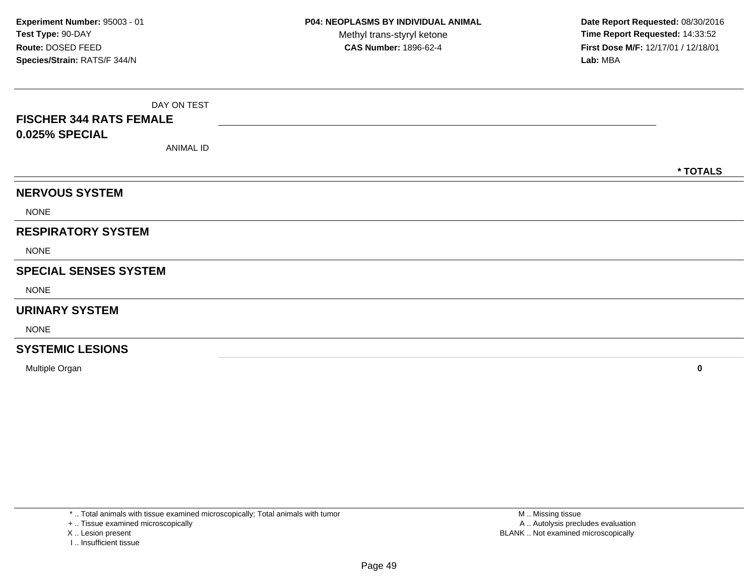**Experiment Number:** 95003 - 01
**Test Type:** 90-DAY
**Route:** DOSED FEED
**Species/Strain:** RATS/F 344/N

**P04: NEOPLASMS BY INDIVIDUAL ANIMAL**
Methyl trans-styryl ketone
**CAS Number:** 1896-62-4

**Date Report Requested:** 08/30/2016
**Time Report Requested:** 14:33:52
**First Dose M/F:** 12/17/01 / 12/18/01
**Lab:** MBA

| DAY ON TEST<br>**FISCHER 344 RATS FEMALE**<br>**0.025% SPECIAL**<br>ANIMAL ID | **\* TOTALS** |
|---|---|
| **NERVOUS SYSTEM** | |
| NONE | |
| **RESPIRATORY SYSTEM** | |
| NONE | |
| **SPECIAL SENSES SYSTEM** | |
| NONE | |
| **URINARY SYSTEM** | |
| NONE | |
| **SYSTEMIC LESIONS** | |
| Multiple Organ | **0** |

\* .. Total animals with tissue examined microscopically; Total animals with tumor
+ .. Tissue examined microscopically
X .. Lesion present
I .. Insufficient tissue

M .. Missing tissue
A .. Autolysis precludes evaluation
BLANK .. Not examined microscopically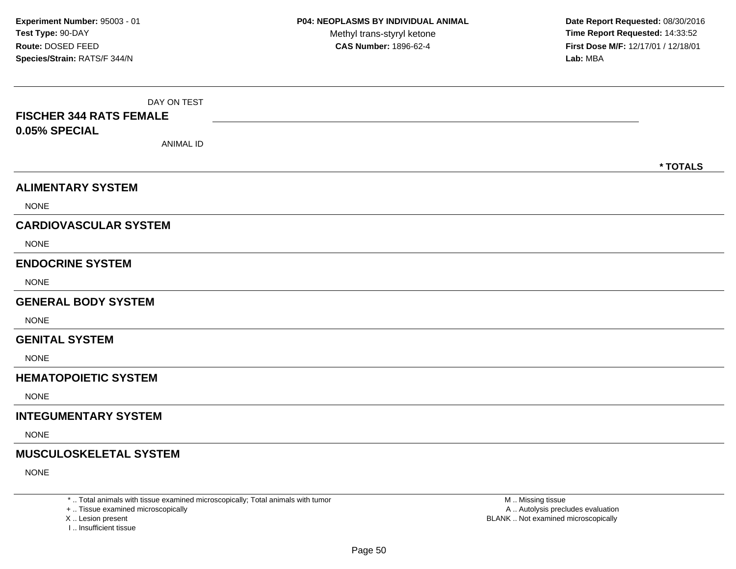**Experiment Number:** 95003 - 01
**Test Type:** 90-DAY
**Route:** DOSED FEED
**Species/Strain:** RATS/F 344/N

**P04: NEOPLASMS BY INDIVIDUAL ANIMAL**
Methyl trans-styryl ketone
**CAS Number:** 1896-62-4

**Date Report Requested:** 08/30/2016
**Time Report Requested:** 14:33:52
**First Dose M/F:** 12/17/01 / 12/18/01
**Lab:** MBA

DAY ON TEST

**FISCHER 344 RATS FEMALE**
**0.05% SPECIAL**

ANIMAL ID

**\* TOTALS**

## ALIMENTARY SYSTEM

NONE

## CARDIOVASCULAR SYSTEM

NONE

## ENDOCRINE SYSTEM

NONE

## GENERAL BODY SYSTEM

NONE

## GENITAL SYSTEM

NONE

## HEMATOPOIETIC SYSTEM

NONE

## INTEGUMENTARY SYSTEM

NONE

## MUSCULOSKELETAL SYSTEM

NONE

\* .. Total animals with tissue examined microscopically; Total animals with tumor
\+ .. Tissue examined microscopically
X .. Lesion present
I .. Insufficient tissue

M .. Missing tissue
A .. Autolysis precludes evaluation
BLANK .. Not examined microscopically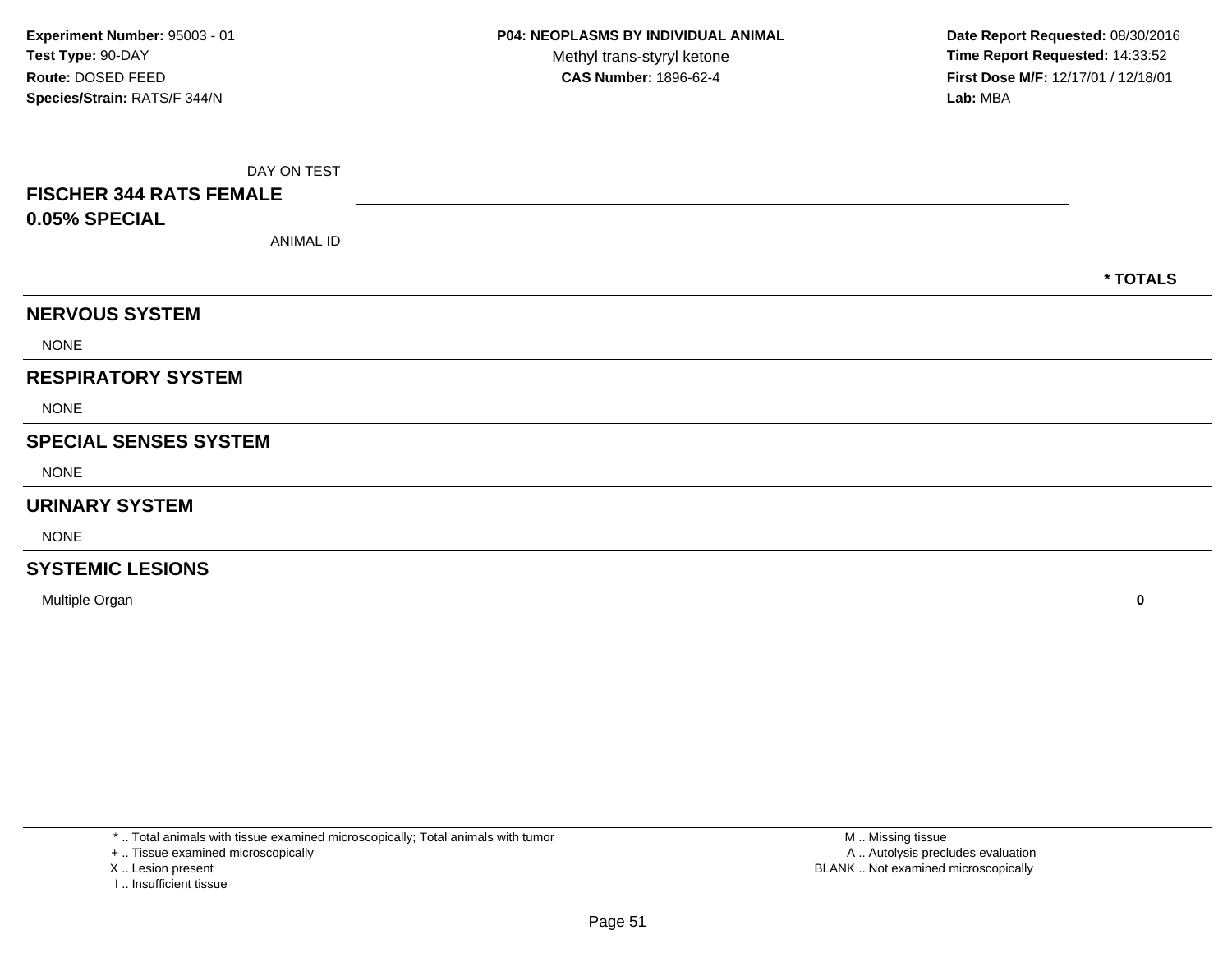**Experiment Number:** 95003 - 01
**Test Type:** 90-DAY
**Route:** DOSED FEED
**Species/Strain:** RATS/F 344/N

**P04: NEOPLASMS BY INDIVIDUAL ANIMAL**
Methyl trans-styryl ketone
**CAS Number:** 1896-62-4

**Date Report Requested:** 08/30/2016
**Time Report Requested:** 14:33:52
**First Dose M/F:** 12/17/01 / 12/18/01
**Lab:** MBA

| DAY ON TEST<br>**FISCHER 344 RATS FEMALE**<br>**0.05% SPECIAL**<br>ANIMAL ID | **\* TOTALS** |
|---|---|
| **NERVOUS SYSTEM** | |
| NONE | |
| **RESPIRATORY SYSTEM** | |
| NONE | |
| **SPECIAL SENSES SYSTEM** | |
| NONE | |
| **URINARY SYSTEM** | |
| NONE | |
| **SYSTEMIC LESIONS** | |
| Multiple Organ | **0** |

\* .. Total animals with tissue examined microscopically; Total animals with tumor
\+ .. Tissue examined microscopically
X .. Lesion present
I .. Insufficient tissue

M .. Missing tissue
A .. Autolysis precludes evaluation
BLANK .. Not examined microscopically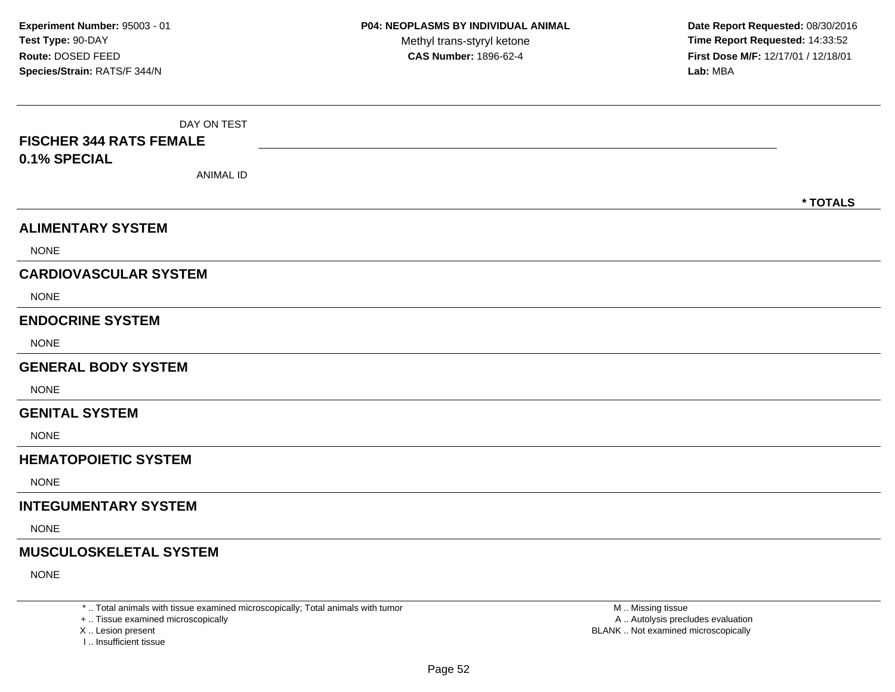**Experiment Number:** 95003 - 01
**Test Type:** 90-DAY
**Route:** DOSED FEED
**Species/Strain:** RATS/F 344/N

**P04: NEOPLASMS BY INDIVIDUAL ANIMAL**
Methyl trans-styryl ketone
**CAS Number:** 1896-62-4

**Date Report Requested:** 08/30/2016
**Time Report Requested:** 14:33:52
**First Dose M/F:** 12/17/01 / 12/18/01
**Lab:** MBA

DAY ON TEST

**FISCHER 344 RATS FEMALE**
**0.1% SPECIAL**

ANIMAL ID

**\* TOTALS**

## ALIMENTARY SYSTEM

NONE

## CARDIOVASCULAR SYSTEM

NONE

## ENDOCRINE SYSTEM

NONE

## GENERAL BODY SYSTEM

NONE

## GENITAL SYSTEM

NONE

## HEMATOPOIETIC SYSTEM

NONE

## INTEGUMENTARY SYSTEM

NONE

## MUSCULOSKELETAL SYSTEM

NONE

\* .. Total animals with tissue examined microscopically; Total animals with tumor
\+ .. Tissue examined microscopically
X .. Lesion present
I .. Insufficient tissue

M .. Missing tissue
A .. Autolysis precludes evaluation
BLANK .. Not examined microscopically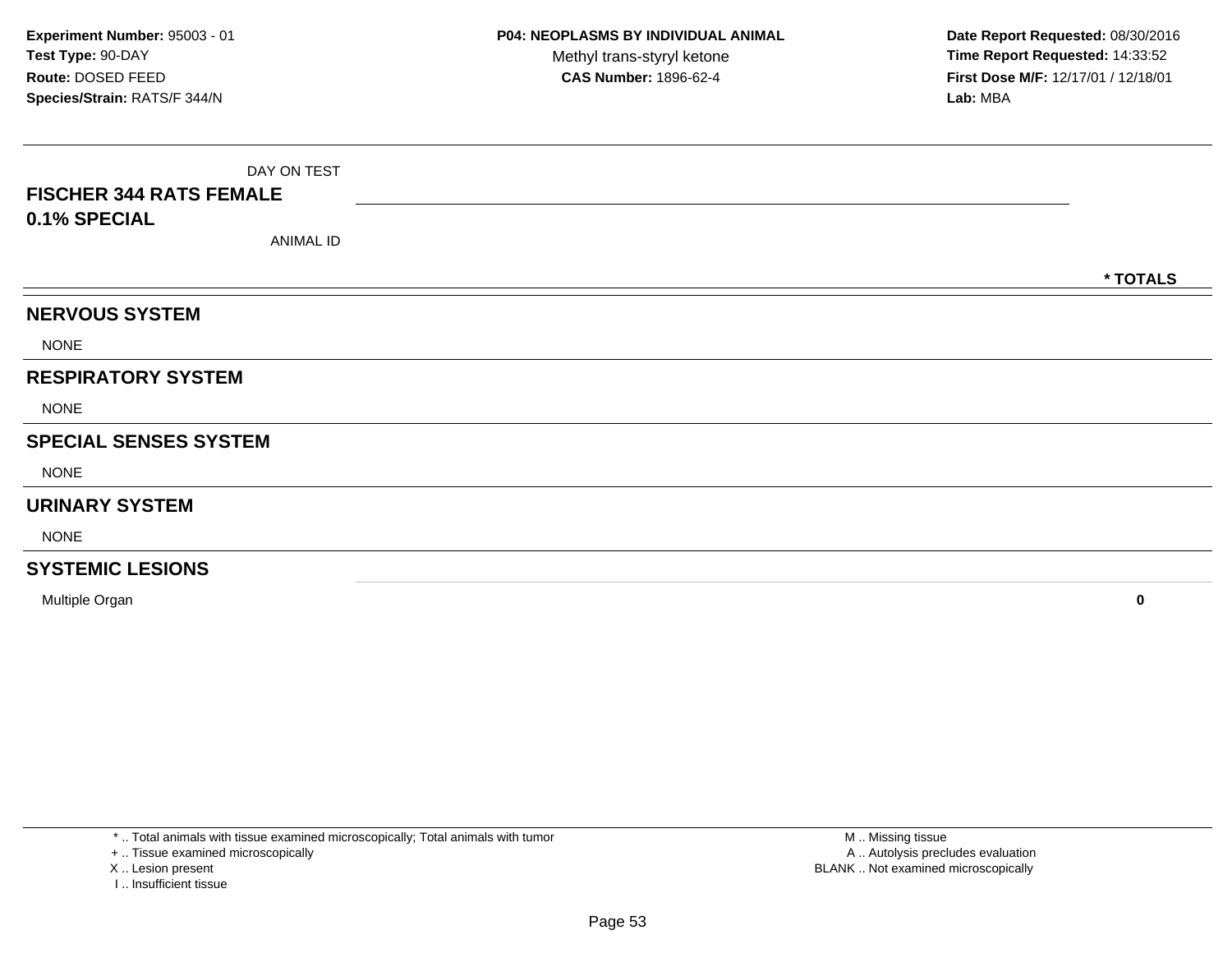**Experiment Number:** 95003 - 01
**Test Type:** 90-DAY
**Route:** DOSED FEED
**Species/Strain:** RATS/F 344/N

**P04: NEOPLASMS BY INDIVIDUAL ANIMAL**
Methyl trans-styryl ketone
**CAS Number:** 1896-62-4

**Date Report Requested:** 08/30/2016
**Time Report Requested:** 14:33:52
**First Dose M/F:** 12/17/01 / 12/18/01
**Lab:** MBA

| DAY ON TEST<br>**FISCHER 344 RATS FEMALE**<br>**0.1% SPECIAL**<br>ANIMAL ID | **\* TOTALS** |
|---|---|
| **NERVOUS SYSTEM** | |
| NONE | |
| **RESPIRATORY SYSTEM** | |
| NONE | |
| **SPECIAL SENSES SYSTEM** | |
| NONE | |
| **URINARY SYSTEM** | |
| NONE | |
| **SYSTEMIC LESIONS** | |
| Multiple Organ | **0** |

\* .. Total animals with tissue examined microscopically; Total animals with tumor
\+ .. Tissue examined microscopically
X .. Lesion present
I .. Insufficient tissue

M .. Missing tissue
A .. Autolysis precludes evaluation
BLANK .. Not examined microscopically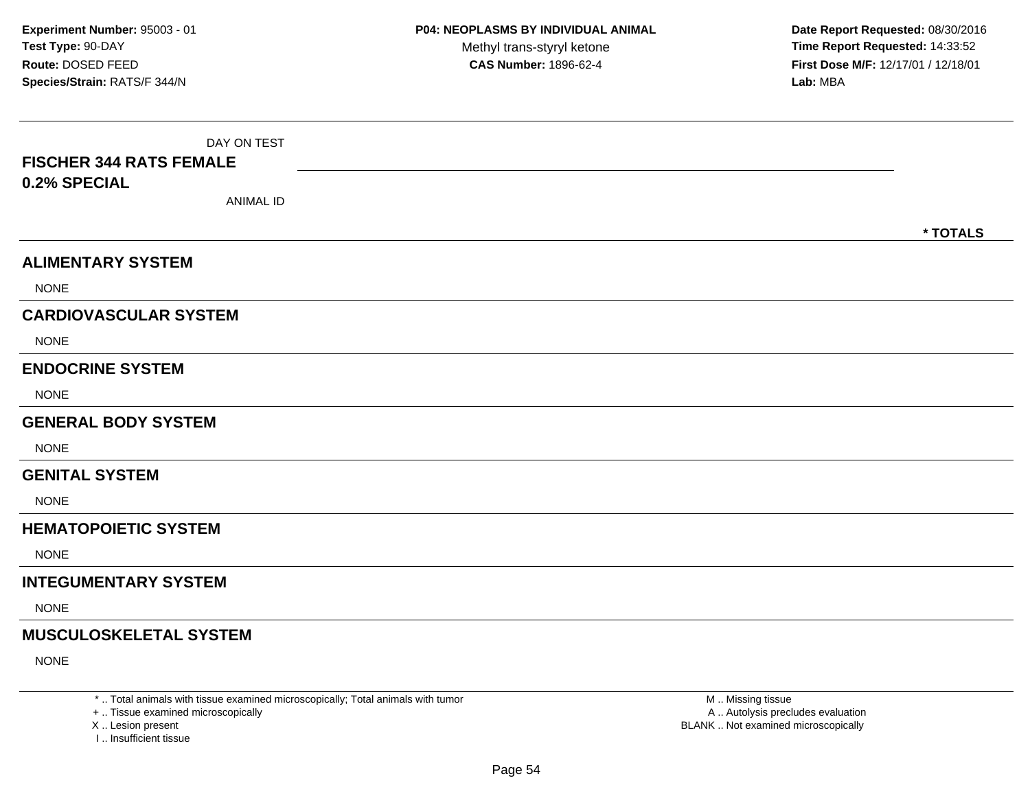**Experiment Number:** 95003 - 01
**Test Type:** 90-DAY
**Route:** DOSED FEED
**Species/Strain:** RATS/F 344/N

**P04: NEOPLASMS BY INDIVIDUAL ANIMAL**
Methyl trans-styryl ketone
**CAS Number:** 1896-62-4

**Date Report Requested:** 08/30/2016
**Time Report Requested:** 14:33:52
**First Dose M/F:** 12/17/01 / 12/18/01
**Lab:** MBA

DAY ON TEST

**FISCHER 344 RATS FEMALE**
**0.2% SPECIAL**

ANIMAL ID

**\* TOTALS**

## ALIMENTARY SYSTEM

NONE

## CARDIOVASCULAR SYSTEM

NONE

## ENDOCRINE SYSTEM

NONE

## GENERAL BODY SYSTEM

NONE

## GENITAL SYSTEM

NONE

## HEMATOPOIETIC SYSTEM

NONE

## INTEGUMENTARY SYSTEM

NONE

## MUSCULOSKELETAL SYSTEM

NONE

\* .. Total animals with tissue examined microscopically; Total animals with tumor
\+ .. Tissue examined microscopically
X .. Lesion present
I .. Insufficient tissue

M .. Missing tissue
A .. Autolysis precludes evaluation
BLANK .. Not examined microscopically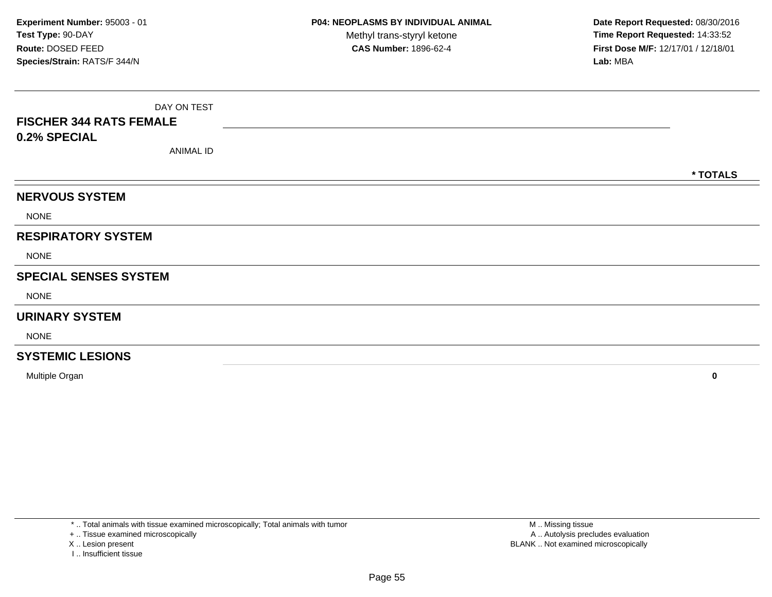**Experiment Number:** 95003 - 01
**Test Type:** 90-DAY
**Route:** DOSED FEED
**Species/Strain:** RATS/F 344/N

**P04: NEOPLASMS BY INDIVIDUAL ANIMAL**
Methyl trans-styryl ketone
**CAS Number:** 1896-62-4

**Date Report Requested:** 08/30/2016
**Time Report Requested:** 14:33:52
**First Dose M/F:** 12/17/01 / 12/18/01
**Lab:** MBA

DAY ON TEST

**FISCHER 344 RATS FEMALE**
**0.2% SPECIAL**

ANIMAL ID

| | * TOTALS |
|---|---|
| **NERVOUS SYSTEM** | |
| NONE | |
| **RESPIRATORY SYSTEM** | |
| NONE | |
| **SPECIAL SENSES SYSTEM** | |
| NONE | |
| **URINARY SYSTEM** | |
| NONE | |
| **SYSTEMIC LESIONS** | |
| Multiple Organ | **0** |

\* .. Total animals with tissue examined microscopically; Total animals with tumor
\+ .. Tissue examined microscopically
X .. Lesion present
I .. Insufficient tissue

M .. Missing tissue
A .. Autolysis precludes evaluation
BLANK .. Not examined microscopically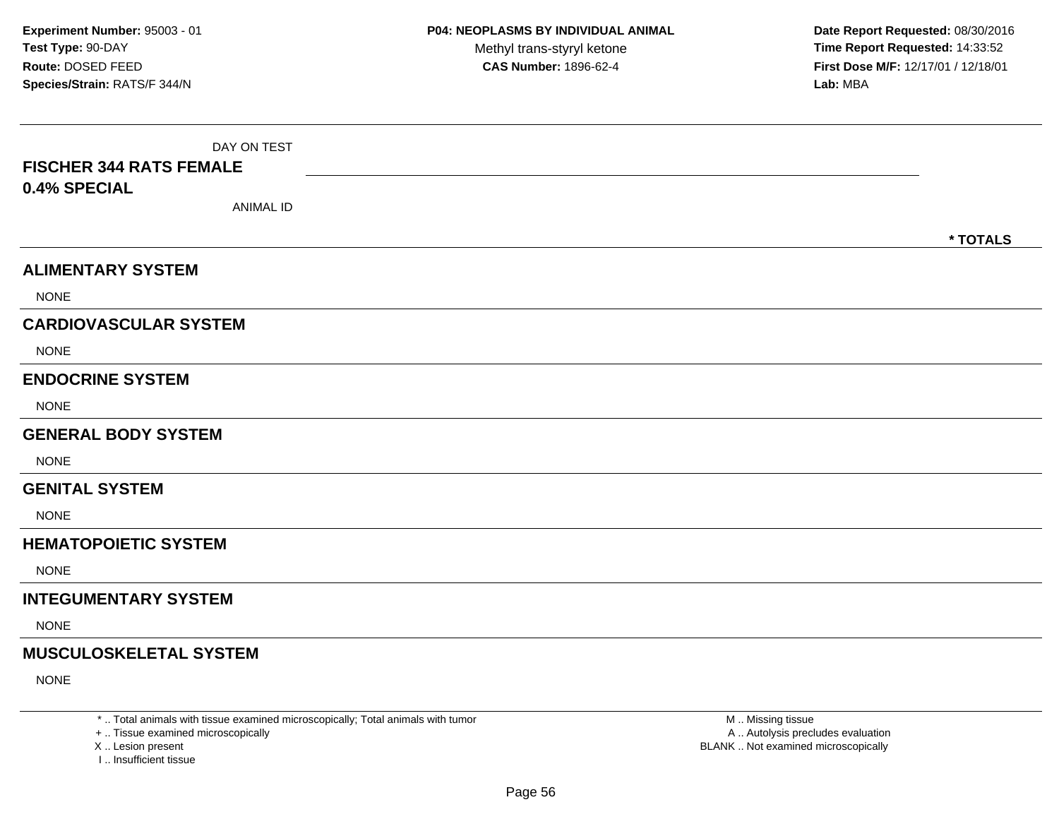**Experiment Number:** 95003 - 01
**Test Type:** 90-DAY
**Route:** DOSED FEED
**Species/Strain:** RATS/F 344/N

**P04: NEOPLASMS BY INDIVIDUAL ANIMAL**
Methyl trans-styryl ketone
**CAS Number:** 1896-62-4

**Date Report Requested:** 08/30/2016
**Time Report Requested:** 14:33:52
**First Dose M/F:** 12/17/01 / 12/18/01
**Lab:** MBA

DAY ON TEST

**FISCHER 344 RATS FEMALE**
**0.4% SPECIAL**

ANIMAL ID

**\* TOTALS**

## ALIMENTARY SYSTEM

NONE

## CARDIOVASCULAR SYSTEM

NONE

## ENDOCRINE SYSTEM

NONE

## GENERAL BODY SYSTEM

NONE

## GENITAL SYSTEM

NONE

## HEMATOPOIETIC SYSTEM

NONE

## INTEGUMENTARY SYSTEM

NONE

## MUSCULOSKELETAL SYSTEM

NONE

\* .. Total animals with tissue examined microscopically; Total animals with tumor
\+ .. Tissue examined microscopically
X .. Lesion present
I .. Insufficient tissue

M .. Missing tissue
A .. Autolysis precludes evaluation
BLANK .. Not examined microscopically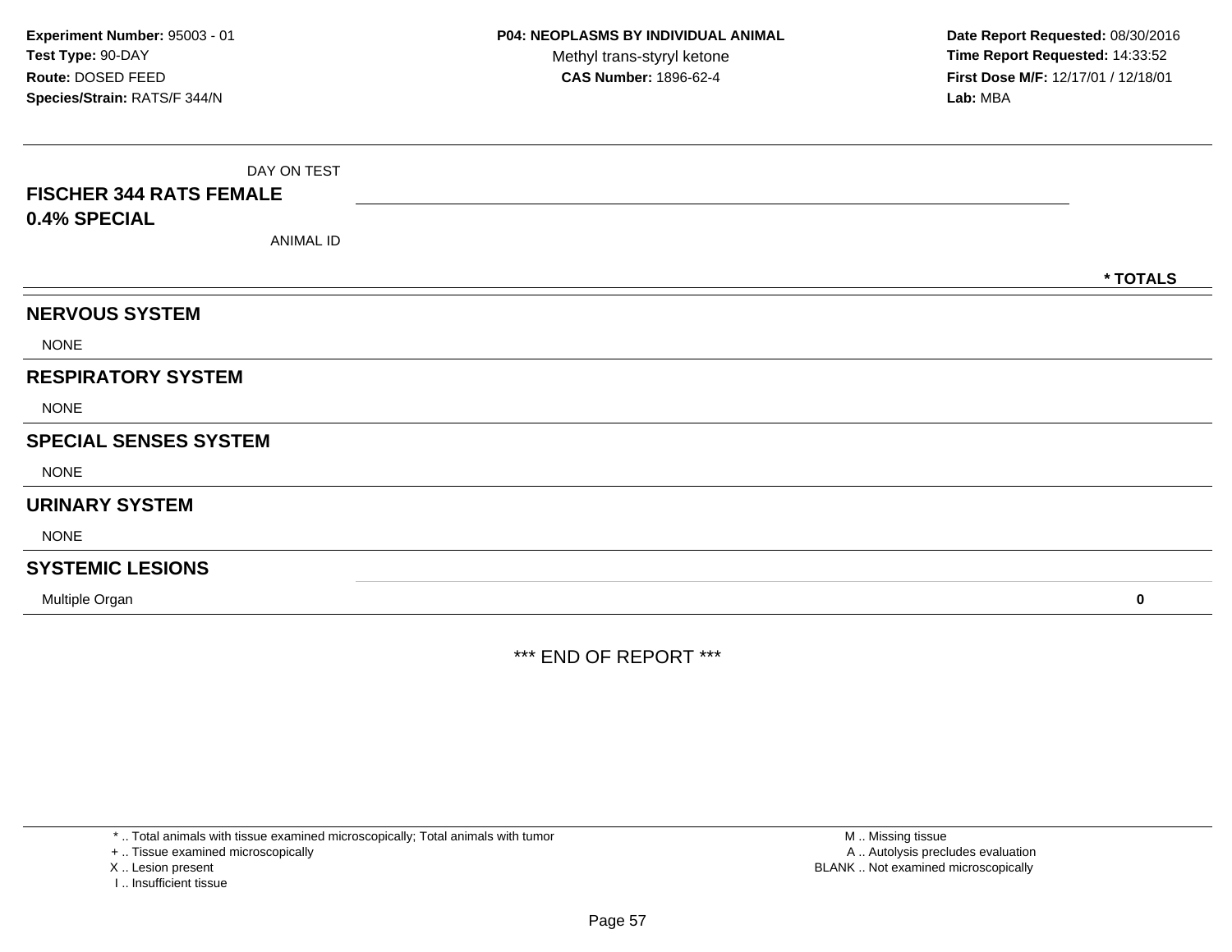**Experiment Number:** 95003 - 01
**Test Type:** 90-DAY
**Route:** DOSED FEED
**Species/Strain:** RATS/F 344/N

**P04: NEOPLASMS BY INDIVIDUAL ANIMAL**
Methyl trans-styryl ketone
**CAS Number:** 1896-62-4

**Date Report Requested:** 08/30/2016
**Time Report Requested:** 14:33:52
**First Dose M/F:** 12/17/01 / 12/18/01
**Lab:** MBA

| DAY ON TEST / **FISCHER 344 RATS FEMALE** / **0.4% SPECIAL** / ANIMAL ID | * TOTALS |
|---|---|
| **NERVOUS SYSTEM** | |
| NONE | |
| **RESPIRATORY SYSTEM** | |
| NONE | |
| **SPECIAL SENSES SYSTEM** | |
| NONE | |
| **URINARY SYSTEM** | |
| NONE | |
| **SYSTEMIC LESIONS** | |
| Multiple Organ | **0** |

*** END OF REPORT ***

\* .. Total animals with tissue examined microscopically; Total animals with tumor
\+ .. Tissue examined microscopically
X .. Lesion present
I .. Insufficient tissue

M .. Missing tissue
A .. Autolysis precludes evaluation
BLANK .. Not examined microscopically